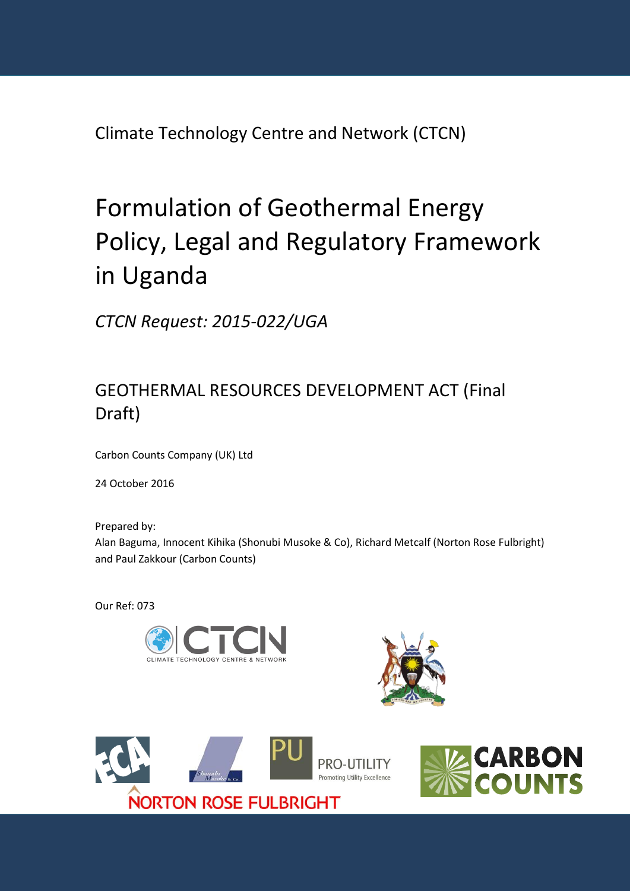Climate Technology Centre and Network (CTCN)

# Formulation of Geothermal Energy Policy, Legal and Regulatory Framework in Uganda

*CTCN Request: 2015-022/UGA*

## GEOTHERMAL RESOURCES DEVELOPMENT ACT (Final Draft)

Carbon Counts Company (UK) Ltd

24 October 2016

Prepared by:
Alan Baguma, Innocent Kihika (Shonubi Musoke & Co), Richard Metcalf (Norton Rose Fulbright) and Paul Zakkour (Carbon Counts)

Our Ref: 073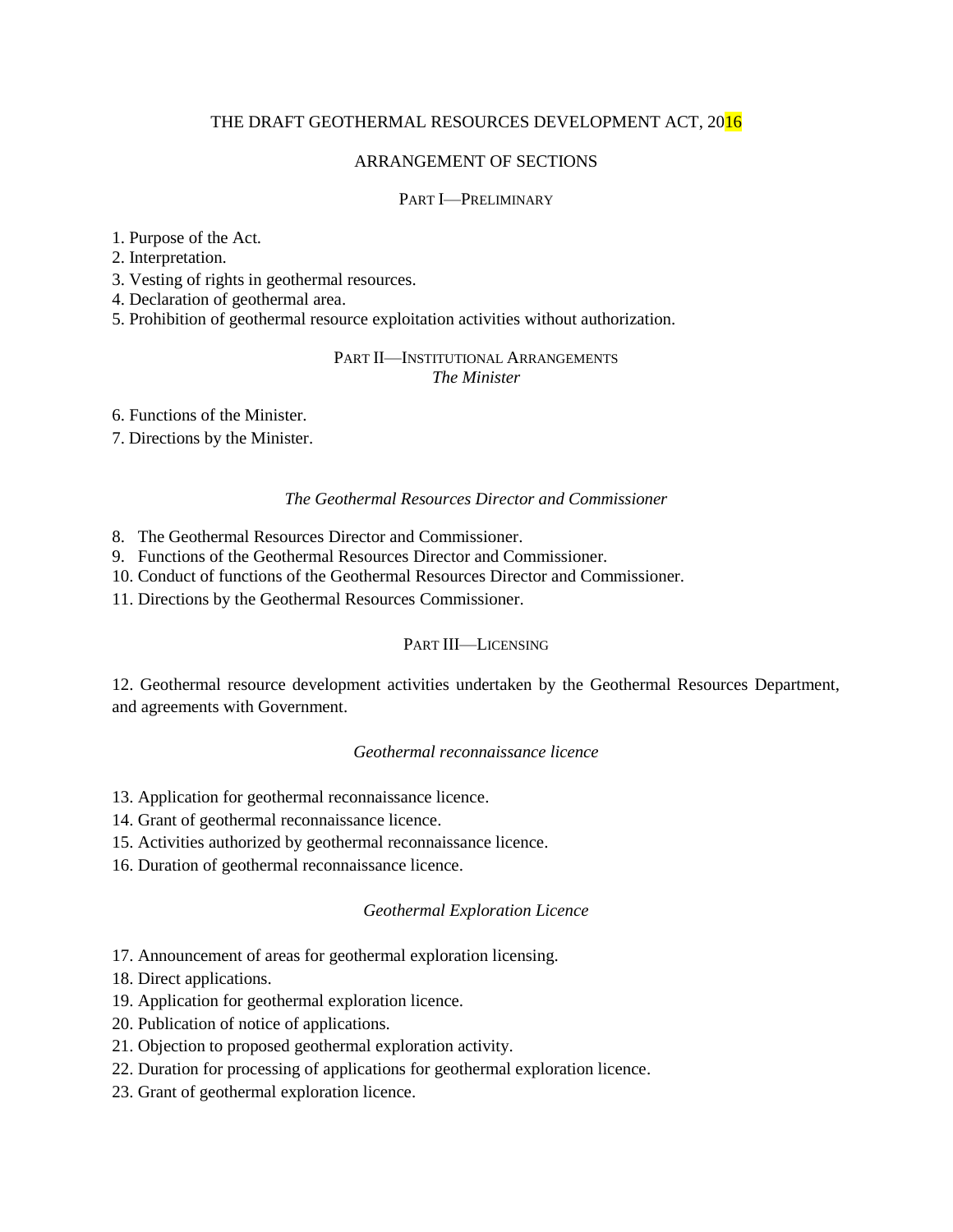# THE DRAFT GEOTHERMAL RESOURCES DEVELOPMENT ACT, 2016

## ARRANGEMENT OF SECTIONS

### PART I—PRELIMINARY

1. Purpose of the Act.
2. Interpretation.
3. Vesting of rights in geothermal resources.
4. Declaration of geothermal area.
5. Prohibition of geothermal resource exploitation activities without authorization.

### PART II—INSTITUTIONAL ARRANGEMENTS

*The Minister*

6. Functions of the Minister.
7. Directions by the Minister.

*The Geothermal Resources Director and Commissioner*

8. The Geothermal Resources Director and Commissioner.
9. Functions of the Geothermal Resources Director and Commissioner.
10. Conduct of functions of the Geothermal Resources Director and Commissioner.
11. Directions by the Geothermal Resources Commissioner.

### PART III—LICENSING

12. Geothermal resource development activities undertaken by the Geothermal Resources Department, and agreements with Government.

*Geothermal reconnaissance licence*

13. Application for geothermal reconnaissance licence.
14. Grant of geothermal reconnaissance licence.
15. Activities authorized by geothermal reconnaissance licence.
16. Duration of geothermal reconnaissance licence.

*Geothermal Exploration Licence*

17. Announcement of areas for geothermal exploration licensing.
18. Direct applications.
19. Application for geothermal exploration licence.
20. Publication of notice of applications.
21. Objection to proposed geothermal exploration activity.
22. Duration for processing of applications for geothermal exploration licence.
23. Grant of geothermal exploration licence.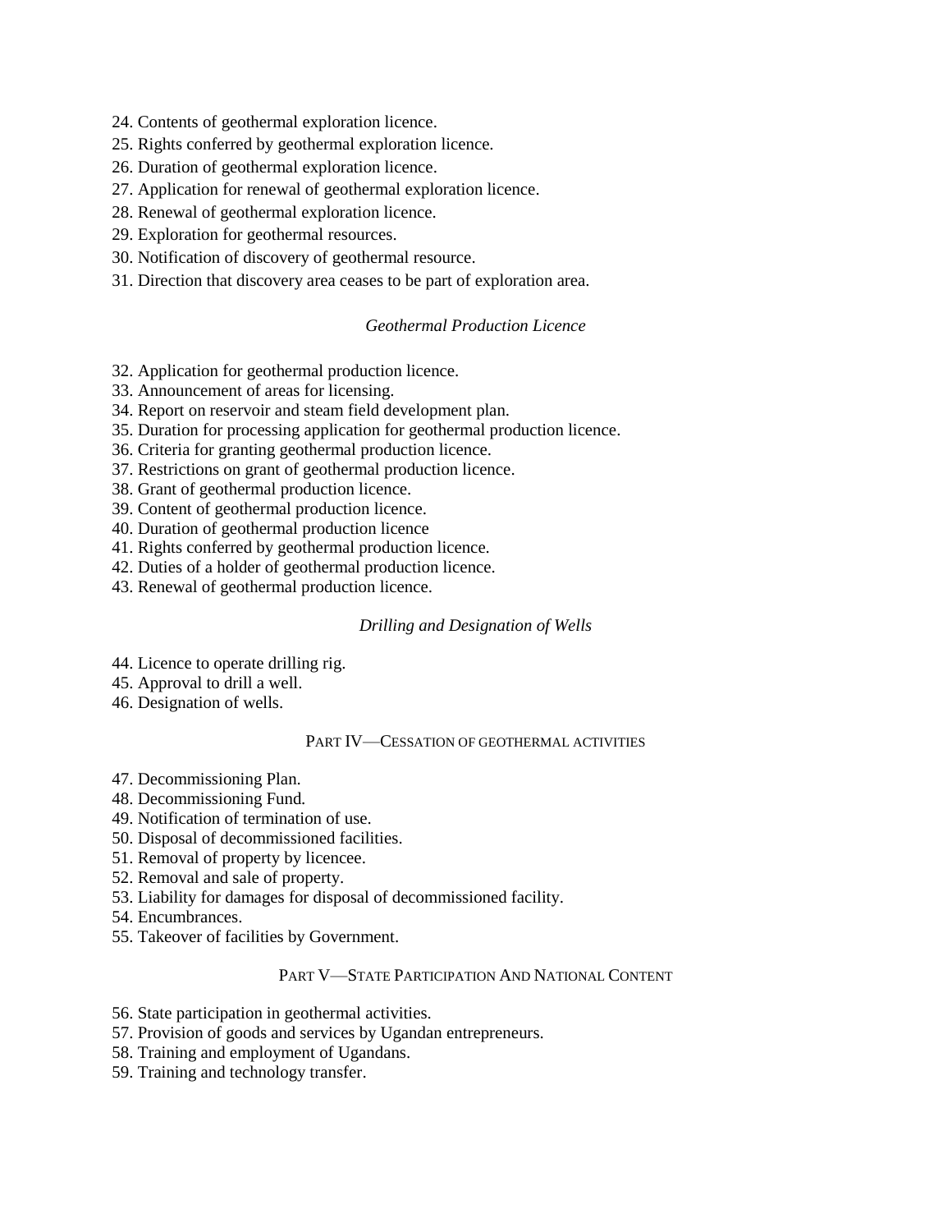24. Contents of geothermal exploration licence.
25. Rights conferred by geothermal exploration licence.
26. Duration of geothermal exploration licence.
27. Application for renewal of geothermal exploration licence.
28. Renewal of geothermal exploration licence.
29. Exploration for geothermal resources.
30. Notification of discovery of geothermal resource.
31. Direction that discovery area ceases to be part of exploration area.

*Geothermal Production Licence*

32. Application for geothermal production licence.
33. Announcement of areas for licensing.
34. Report on reservoir and steam field development plan.
35. Duration for processing application for geothermal production licence.
36. Criteria for granting geothermal production licence.
37. Restrictions on grant of geothermal production licence.
38. Grant of geothermal production licence.
39. Content of geothermal production licence.
40. Duration of geothermal production licence
41. Rights conferred by geothermal production licence.
42. Duties of a holder of geothermal production licence.
43. Renewal of geothermal production licence.

*Drilling and Designation of Wells*

44. Licence to operate drilling rig.
45. Approval to drill a well.
46. Designation of wells.

PART IV—CESSATION OF GEOTHERMAL ACTIVITIES

47. Decommissioning Plan.
48. Decommissioning Fund.
49. Notification of termination of use.
50. Disposal of decommissioned facilities.
51. Removal of property by licencee.
52. Removal and sale of property.
53. Liability for damages for disposal of decommissioned facility.
54. Encumbrances.
55. Takeover of facilities by Government.

PART V—STATE PARTICIPATION AND NATIONAL CONTENT

56. State participation in geothermal activities.
57. Provision of goods and services by Ugandan entrepreneurs.
58. Training and employment of Ugandans.
59. Training and technology transfer.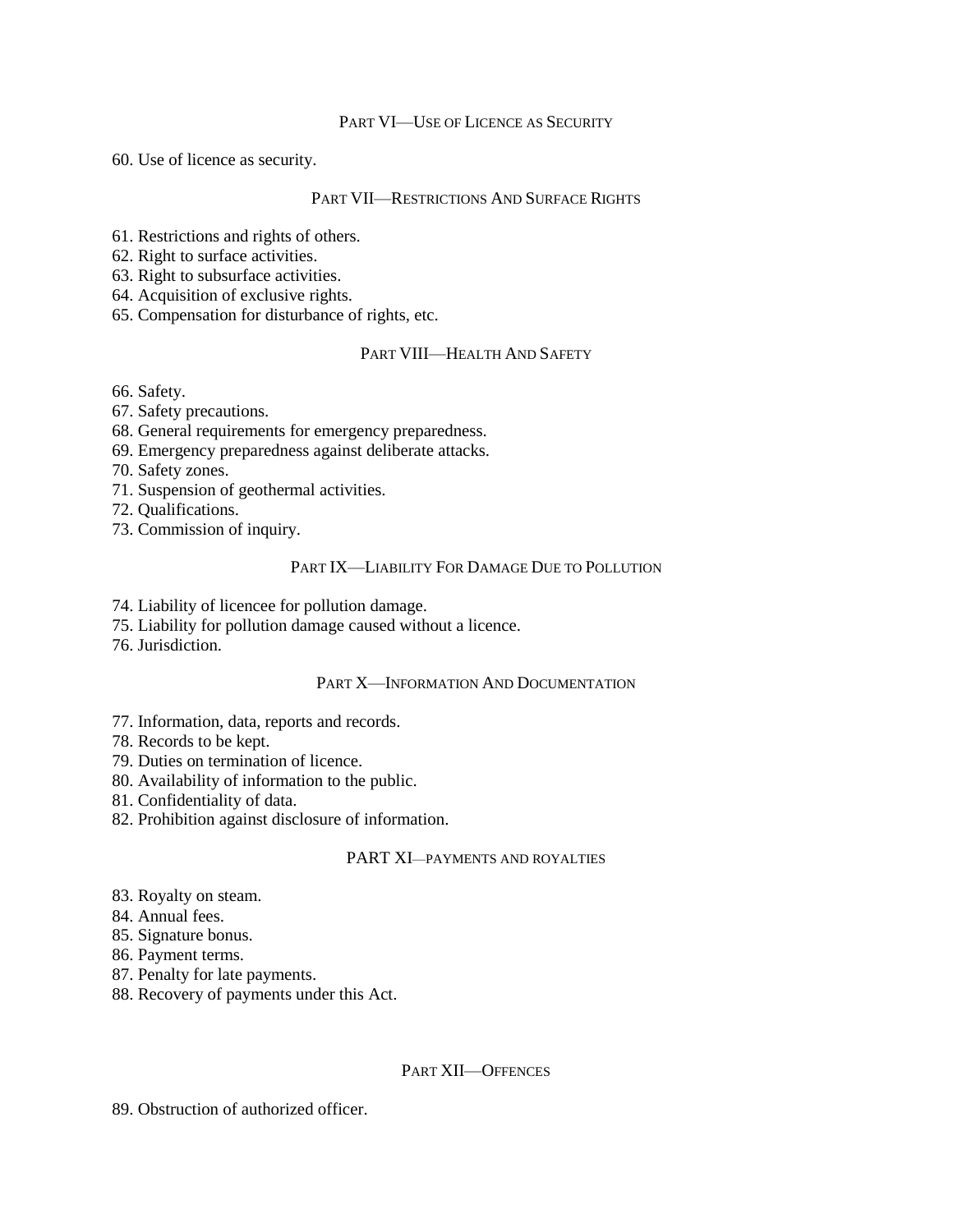PART VI—USE OF LICENCE AS SECURITY

60. Use of licence as security.

PART VII—RESTRICTIONS AND SURFACE RIGHTS

61. Restrictions and rights of others.
62. Right to surface activities.
63. Right to subsurface activities.
64. Acquisition of exclusive rights.
65. Compensation for disturbance of rights, etc.

PART VIII—HEALTH AND SAFETY

66. Safety.
67. Safety precautions.
68. General requirements for emergency preparedness.
69. Emergency preparedness against deliberate attacks.
70. Safety zones.
71. Suspension of geothermal activities.
72. Qualifications.
73. Commission of inquiry.

PART IX—LIABILITY FOR DAMAGE DUE TO POLLUTION

74. Liability of licencee for pollution damage.
75. Liability for pollution damage caused without a licence.
76. Jurisdiction.

PART X—INFORMATION AND DOCUMENTATION

77. Information, data, reports and records.
78. Records to be kept.
79. Duties on termination of licence.
80. Availability of information to the public.
81. Confidentiality of data.
82. Prohibition against disclosure of information.

PART XI—PAYMENTS AND ROYALTIES

83. Royalty on steam.
84. Annual fees.
85. Signature bonus.
86. Payment terms.
87. Penalty for late payments.
88. Recovery of payments under this Act.

PART XII—OFFENCES

89. Obstruction of authorized officer.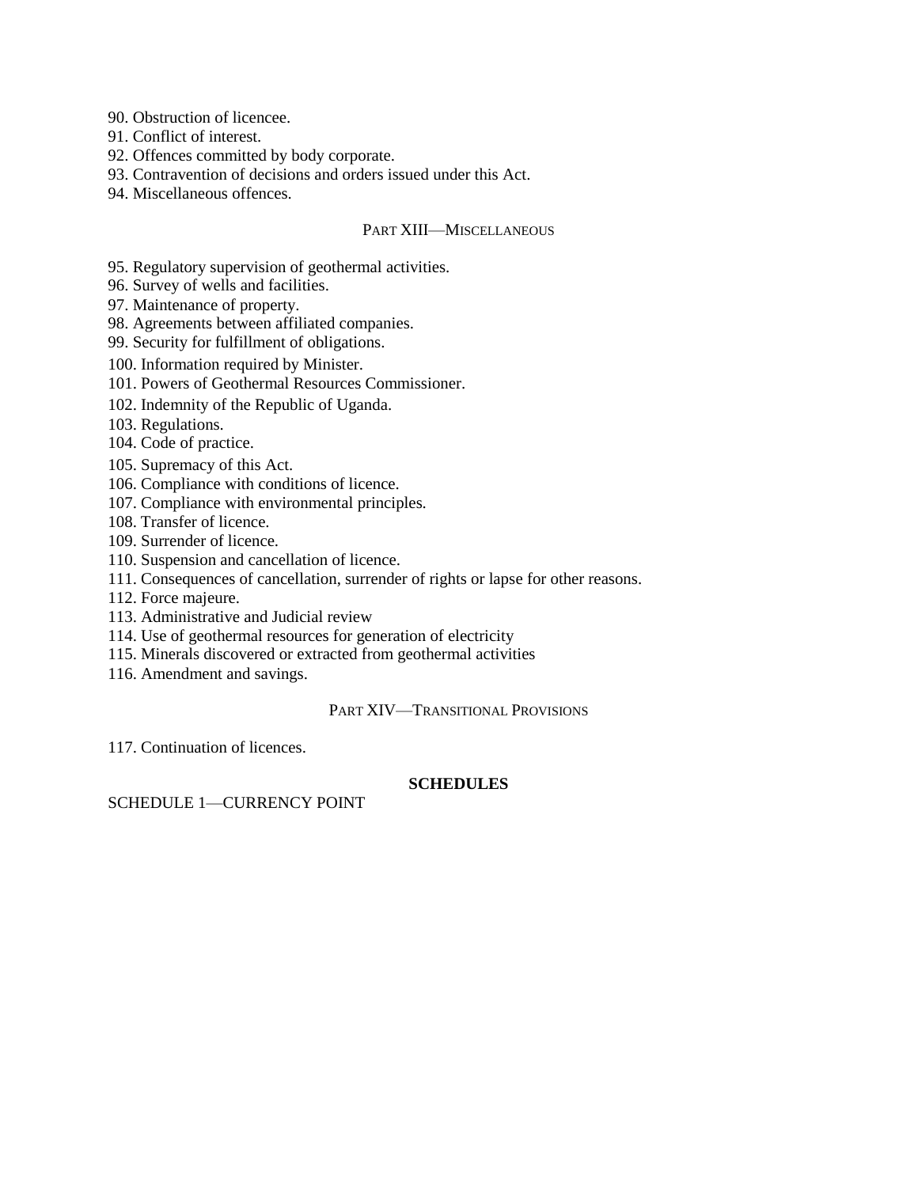90. Obstruction of licencee.
91. Conflict of interest.
92. Offences committed by body corporate.
93. Contravention of decisions and orders issued under this Act.
94. Miscellaneous offences.

PART XIII—MISCELLANEOUS

95. Regulatory supervision of geothermal activities.
96. Survey of wells and facilities.
97. Maintenance of property.
98. Agreements between affiliated companies.
99. Security for fulfillment of obligations.
100. Information required by Minister.
101. Powers of Geothermal Resources Commissioner.
102. Indemnity of the Republic of Uganda.
103. Regulations.
104. Code of practice.
105. Supremacy of this Act.
106. Compliance with conditions of licence.
107. Compliance with environmental principles.
108. Transfer of licence.
109. Surrender of licence.
110. Suspension and cancellation of licence.
111. Consequences of cancellation, surrender of rights or lapse for other reasons.
112. Force majeure.
113. Administrative and Judicial review
114. Use of geothermal resources for generation of electricity
115. Minerals discovered or extracted from geothermal activities
116. Amendment and savings.

PART XIV—TRANSITIONAL PROVISIONS

117. Continuation of licences.

**SCHEDULES**

SCHEDULE 1—CURRENCY POINT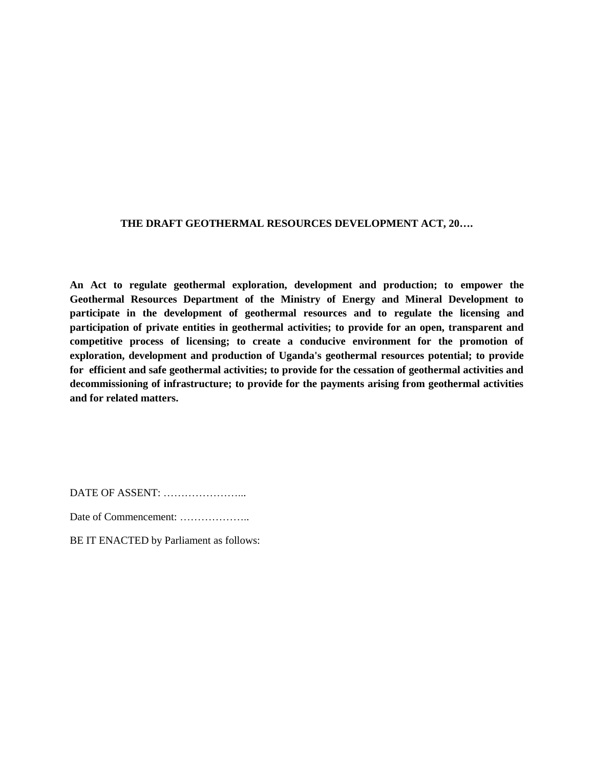# THE DRAFT GEOTHERMAL RESOURCES DEVELOPMENT ACT, 20….

**An Act to regulate geothermal exploration, development and production; to empower the Geothermal Resources Department of the Ministry of Energy and Mineral Development to participate in the development of geothermal resources and to regulate the licensing and participation of private entities in geothermal activities; to provide for an open, transparent and competitive process of licensing; to create a conducive environment for the promotion of exploration, development and production of Uganda's geothermal resources potential; to provide for efficient and safe geothermal activities; to provide for the cessation of geothermal activities and decommissioning of infrastructure; to provide for the payments arising from geothermal activities and for related matters.**

DATE OF ASSENT: …………………...

Date of Commencement: ………………..

BE IT ENACTED by Parliament as follows: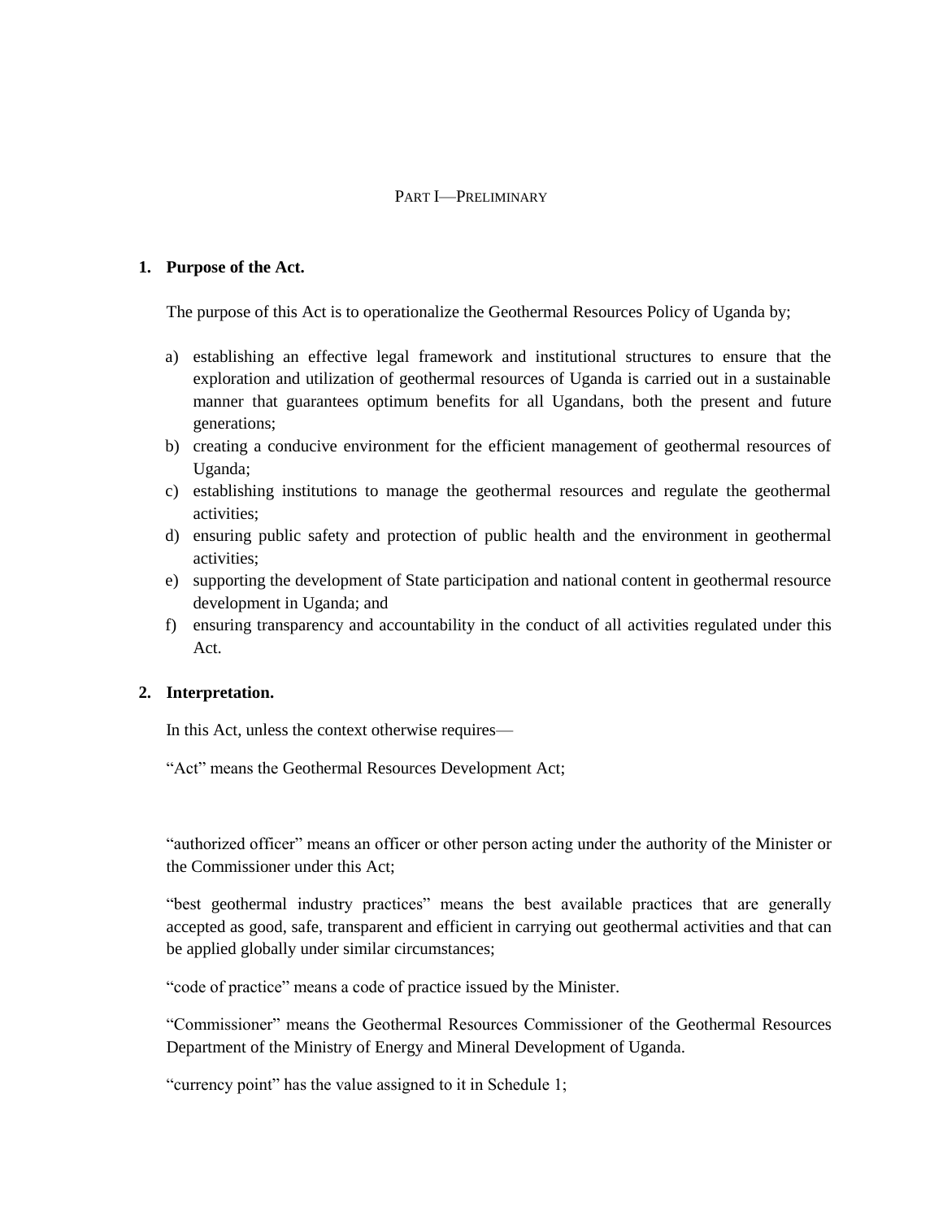## PART I—PRELIMINARY

### 1. Purpose of the Act.

The purpose of this Act is to operationalize the Geothermal Resources Policy of Uganda by;

a) establishing an effective legal framework and institutional structures to ensure that the exploration and utilization of geothermal resources of Uganda is carried out in a sustainable manner that guarantees optimum benefits for all Ugandans, both the present and future generations;
b) creating a conducive environment for the efficient management of geothermal resources of Uganda;
c) establishing institutions to manage the geothermal resources and regulate the geothermal activities;
d) ensuring public safety and protection of public health and the environment in geothermal activities;
e) supporting the development of State participation and national content in geothermal resource development in Uganda; and
f) ensuring transparency and accountability in the conduct of all activities regulated under this Act.

### 2. Interpretation.

In this Act, unless the context otherwise requires—

"Act" means the Geothermal Resources Development Act;

"authorized officer" means an officer or other person acting under the authority of the Minister or the Commissioner under this Act;

"best geothermal industry practices" means the best available practices that are generally accepted as good, safe, transparent and efficient in carrying out geothermal activities and that can be applied globally under similar circumstances;

"code of practice" means a code of practice issued by the Minister.

"Commissioner" means the Geothermal Resources Commissioner of the Geothermal Resources Department of the Ministry of Energy and Mineral Development of Uganda.

"currency point" has the value assigned to it in Schedule 1;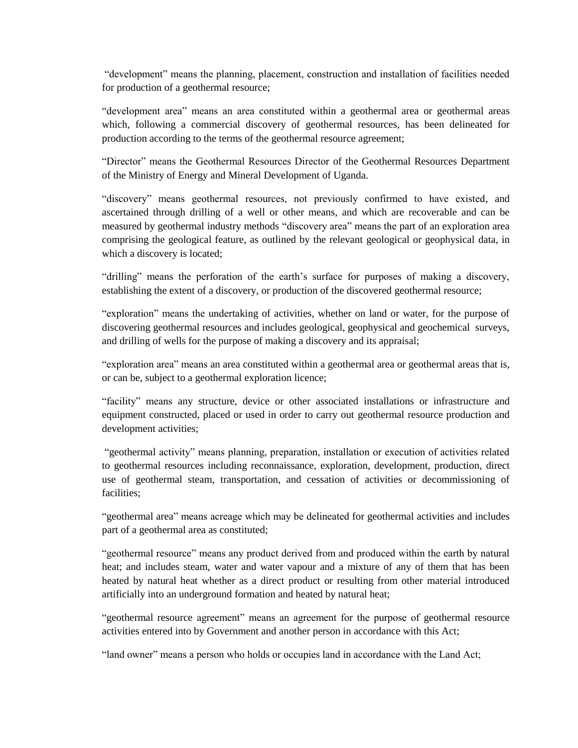"development" means the planning, placement, construction and installation of facilities needed for production of a geothermal resource;

"development area" means an area constituted within a geothermal area or geothermal areas which, following a commercial discovery of geothermal resources, has been delineated for production according to the terms of the geothermal resource agreement;

"Director" means the Geothermal Resources Director of the Geothermal Resources Department of the Ministry of Energy and Mineral Development of Uganda.

"discovery" means geothermal resources, not previously confirmed to have existed, and ascertained through drilling of a well or other means, and which are recoverable and can be measured by geothermal industry methods "discovery area" means the part of an exploration area comprising the geological feature, as outlined by the relevant geological or geophysical data, in which a discovery is located;

"drilling" means the perforation of the earth's surface for purposes of making a discovery, establishing the extent of a discovery, or production of the discovered geothermal resource;

"exploration" means the undertaking of activities, whether on land or water, for the purpose of discovering geothermal resources and includes geological, geophysical and geochemical surveys, and drilling of wells for the purpose of making a discovery and its appraisal;

"exploration area" means an area constituted within a geothermal area or geothermal areas that is, or can be, subject to a geothermal exploration licence;

"facility" means any structure, device or other associated installations or infrastructure and equipment constructed, placed or used in order to carry out geothermal resource production and development activities;

"geothermal activity" means planning, preparation, installation or execution of activities related to geothermal resources including reconnaissance, exploration, development, production, direct use of geothermal steam, transportation, and cessation of activities or decommissioning of facilities;

"geothermal area" means acreage which may be delineated for geothermal activities and includes part of a geothermal area as constituted;

"geothermal resource" means any product derived from and produced within the earth by natural heat; and includes steam, water and water vapour and a mixture of any of them that has been heated by natural heat whether as a direct product or resulting from other material introduced artificially into an underground formation and heated by natural heat;

"geothermal resource agreement" means an agreement for the purpose of geothermal resource activities entered into by Government and another person in accordance with this Act;

"land owner" means a person who holds or occupies land in accordance with the Land Act;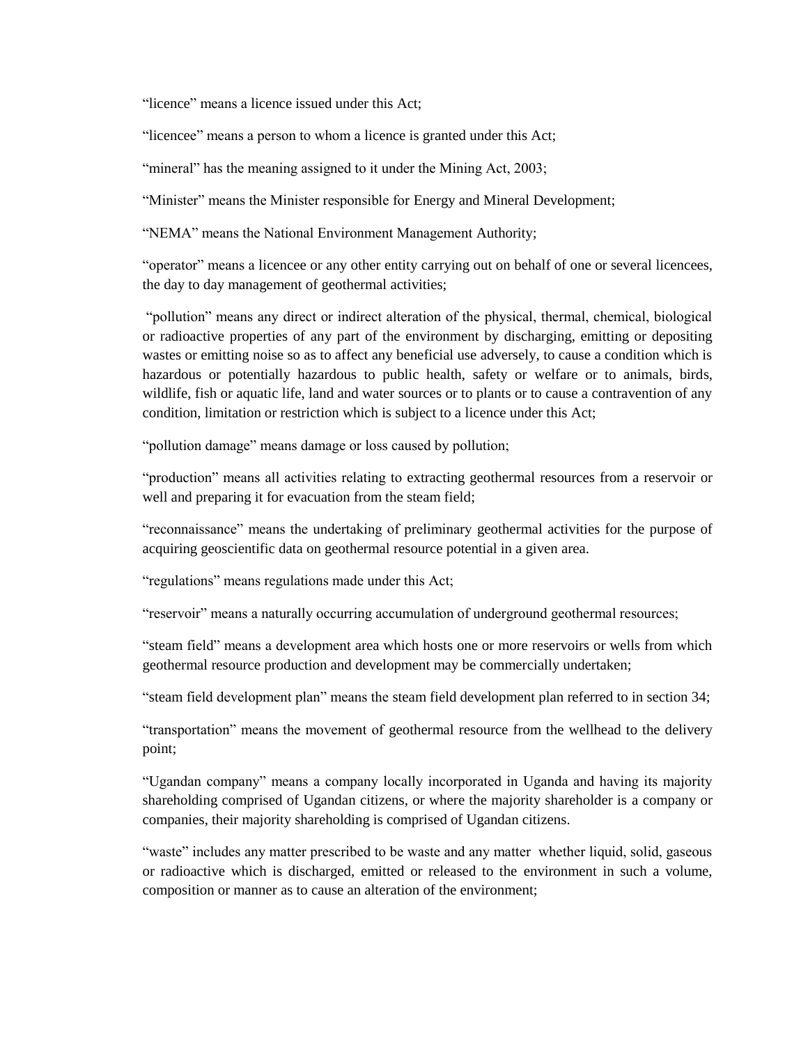"licence" means a licence issued under this Act;

"licencee" means a person to whom a licence is granted under this Act;

"mineral" has the meaning assigned to it under the Mining Act, 2003;

"Minister" means the Minister responsible for Energy and Mineral Development;

"NEMA" means the National Environment Management Authority;

"operator" means a licencee or any other entity carrying out on behalf of one or several licencees, the day to day management of geothermal activities;

"pollution" means any direct or indirect alteration of the physical, thermal, chemical, biological or radioactive properties of any part of the environment by discharging, emitting or depositing wastes or emitting noise so as to affect any beneficial use adversely, to cause a condition which is hazardous or potentially hazardous to public health, safety or welfare or to animals, birds, wildlife, fish or aquatic life, land and water sources or to plants or to cause a contravention of any condition, limitation or restriction which is subject to a licence under this Act;

"pollution damage" means damage or loss caused by pollution;

"production" means all activities relating to extracting geothermal resources from a reservoir or well and preparing it for evacuation from the steam field;

"reconnaissance" means the undertaking of preliminary geothermal activities for the purpose of acquiring geoscientific data on geothermal resource potential in a given area.

"regulations" means regulations made under this Act;

"reservoir" means a naturally occurring accumulation of underground geothermal resources;

"steam field" means a development area which hosts one or more reservoirs or wells from which geothermal resource production and development may be commercially undertaken;

"steam field development plan" means the steam field development plan referred to in section 34;

"transportation" means the movement of geothermal resource from the wellhead to the delivery point;

"Ugandan company" means a company locally incorporated in Uganda and having its majority shareholding comprised of Ugandan citizens, or where the majority shareholder is a company or companies, their majority shareholding is comprised of Ugandan citizens.

"waste" includes any matter prescribed to be waste and any matter whether liquid, solid, gaseous or radioactive which is discharged, emitted or released to the environment in such a volume, composition or manner as to cause an alteration of the environment;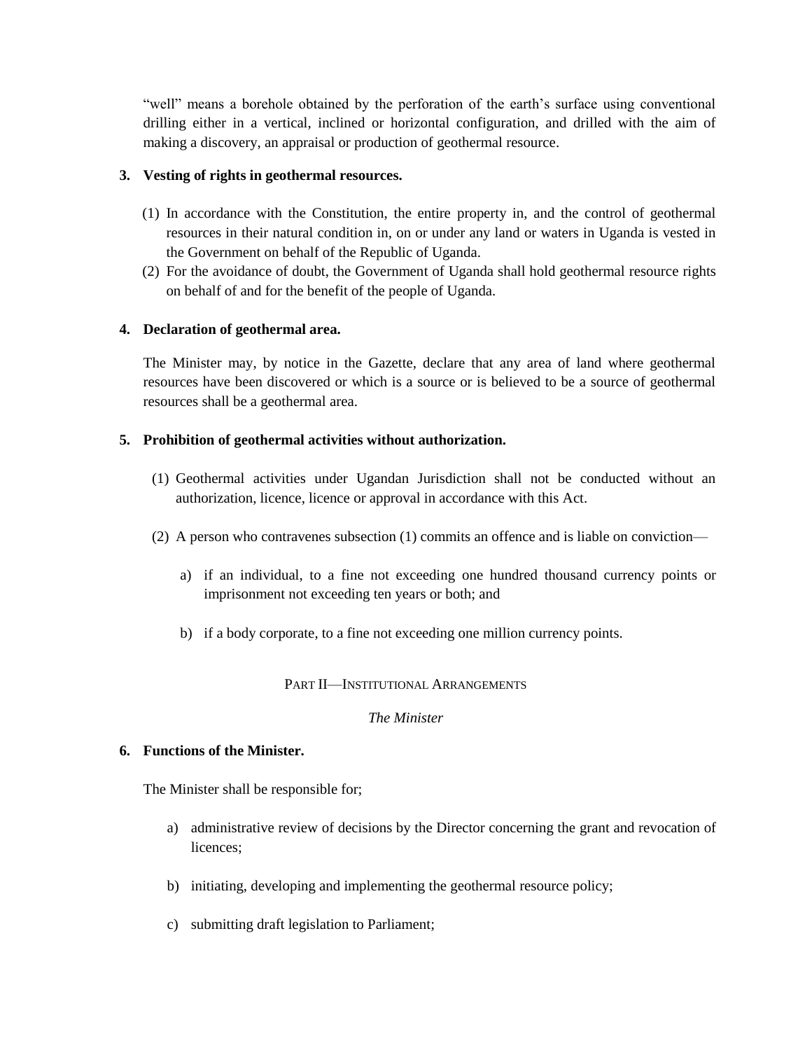"well" means a borehole obtained by the perforation of the earth's surface using conventional drilling either in a vertical, inclined or horizontal configuration, and drilled with the aim of making a discovery, an appraisal or production of geothermal resource.

**3. Vesting of rights in geothermal resources.**

(1) In accordance with the Constitution, the entire property in, and the control of geothermal resources in their natural condition in, on or under any land or waters in Uganda is vested in the Government on behalf of the Republic of Uganda.

(2) For the avoidance of doubt, the Government of Uganda shall hold geothermal resource rights on behalf of and for the benefit of the people of Uganda.

**4. Declaration of geothermal area.**

The Minister may, by notice in the Gazette, declare that any area of land where geothermal resources have been discovered or which is a source or is believed to be a source of geothermal resources shall be a geothermal area.

**5. Prohibition of geothermal activities without authorization.**

(1) Geothermal activities under Ugandan Jurisdiction shall not be conducted without an authorization, licence, licence or approval in accordance with this Act.

(2) A person who contravenes subsection (1) commits an offence and is liable on conviction—

a) if an individual, to a fine not exceeding one hundred thousand currency points or imprisonment not exceeding ten years or both; and

b) if a body corporate, to a fine not exceeding one million currency points.

## PART II—INSTITUTIONAL ARRANGEMENTS

*The Minister*

**6. Functions of the Minister.**

The Minister shall be responsible for;

a) administrative review of decisions by the Director concerning the grant and revocation of licences;

b) initiating, developing and implementing the geothermal resource policy;

c) submitting draft legislation to Parliament;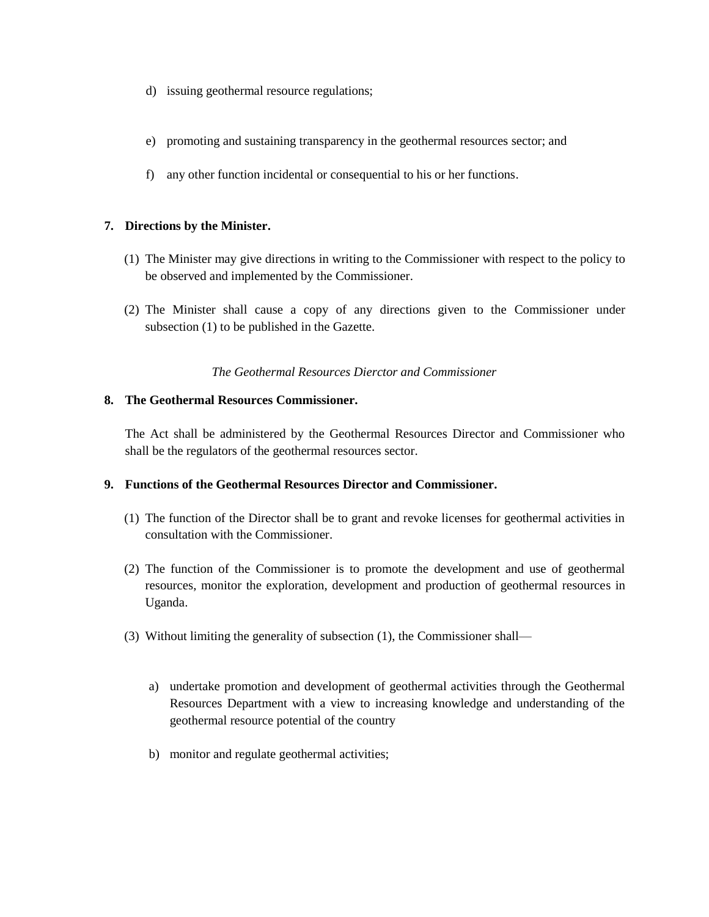d) issuing geothermal resource regulations;

e) promoting and sustaining transparency in the geothermal resources sector; and

f) any other function incidental or consequential to his or her functions.

**7. Directions by the Minister.**

(1) The Minister may give directions in writing to the Commissioner with respect to the policy to be observed and implemented by the Commissioner.

(2) The Minister shall cause a copy of any directions given to the Commissioner under subsection (1) to be published in the Gazette.

*The Geothermal Resources Dierctor and Commissioner*

**8. The Geothermal Resources Commissioner.**

The Act shall be administered by the Geothermal Resources Director and Commissioner who shall be the regulators of the geothermal resources sector.

**9. Functions of the Geothermal Resources Director and Commissioner.**

(1) The function of the Director shall be to grant and revoke licenses for geothermal activities in consultation with the Commissioner.

(2) The function of the Commissioner is to promote the development and use of geothermal resources, monitor the exploration, development and production of geothermal resources in Uganda.

(3) Without limiting the generality of subsection (1), the Commissioner shall—

a) undertake promotion and development of geothermal activities through the Geothermal Resources Department with a view to increasing knowledge and understanding of the geothermal resource potential of the country

b) monitor and regulate geothermal activities;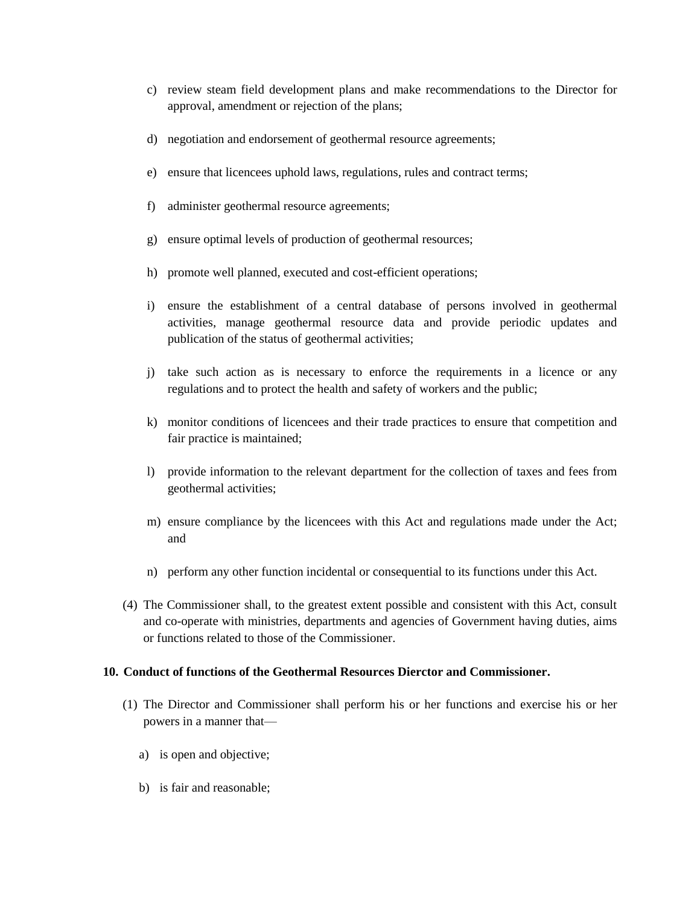c) review steam field development plans and make recommendations to the Director for approval, amendment or rejection of the plans;

d) negotiation and endorsement of geothermal resource agreements;

e) ensure that licencees uphold laws, regulations, rules and contract terms;

f) administer geothermal resource agreements;

g) ensure optimal levels of production of geothermal resources;

h) promote well planned, executed and cost-efficient operations;

i) ensure the establishment of a central database of persons involved in geothermal activities, manage geothermal resource data and provide periodic updates and publication of the status of geothermal activities;

j) take such action as is necessary to enforce the requirements in a licence or any regulations and to protect the health and safety of workers and the public;

k) monitor conditions of licencees and their trade practices to ensure that competition and fair practice is maintained;

l) provide information to the relevant department for the collection of taxes and fees from geothermal activities;

m) ensure compliance by the licencees with this Act and regulations made under the Act; and

n) perform any other function incidental or consequential to its functions under this Act.

(4) The Commissioner shall, to the greatest extent possible and consistent with this Act, consult and co-operate with ministries, departments and agencies of Government having duties, aims or functions related to those of the Commissioner.

**10. Conduct of functions of the Geothermal Resources Dierctor and Commissioner.**

(1) The Director and Commissioner shall perform his or her functions and exercise his or her powers in a manner that—

a) is open and objective;

b) is fair and reasonable;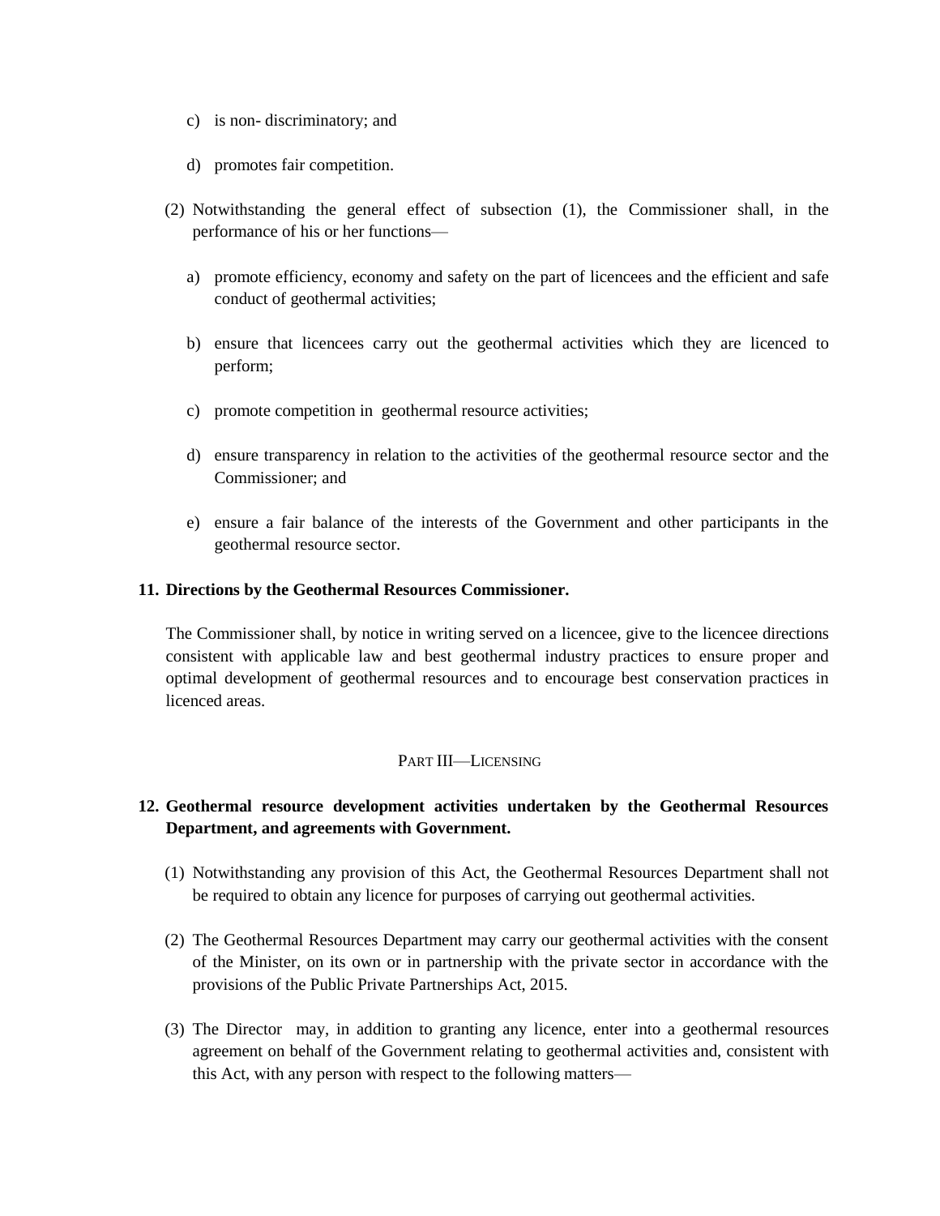c) is non- discriminatory; and

d) promotes fair competition.

(2) Notwithstanding the general effect of subsection (1), the Commissioner shall, in the performance of his or her functions—

a) promote efficiency, economy and safety on the part of licencees and the efficient and safe conduct of geothermal activities;

b) ensure that licencees carry out the geothermal activities which they are licenced to perform;

c) promote competition in geothermal resource activities;

d) ensure transparency in relation to the activities of the geothermal resource sector and the Commissioner; and

e) ensure a fair balance of the interests of the Government and other participants in the geothermal resource sector.

**11. Directions by the Geothermal Resources Commissioner.**

The Commissioner shall, by notice in writing served on a licencee, give to the licencee directions consistent with applicable law and best geothermal industry practices to ensure proper and optimal development of geothermal resources and to encourage best conservation practices in licenced areas.

PART III—LICENSING

**12. Geothermal resource development activities undertaken by the Geothermal Resources Department, and agreements with Government.**

(1) Notwithstanding any provision of this Act, the Geothermal Resources Department shall not be required to obtain any licence for purposes of carrying out geothermal activities.

(2) The Geothermal Resources Department may carry our geothermal activities with the consent of the Minister, on its own or in partnership with the private sector in accordance with the provisions of the Public Private Partnerships Act, 2015.

(3) The Director may, in addition to granting any licence, enter into a geothermal resources agreement on behalf of the Government relating to geothermal activities and, consistent with this Act, with any person with respect to the following matters—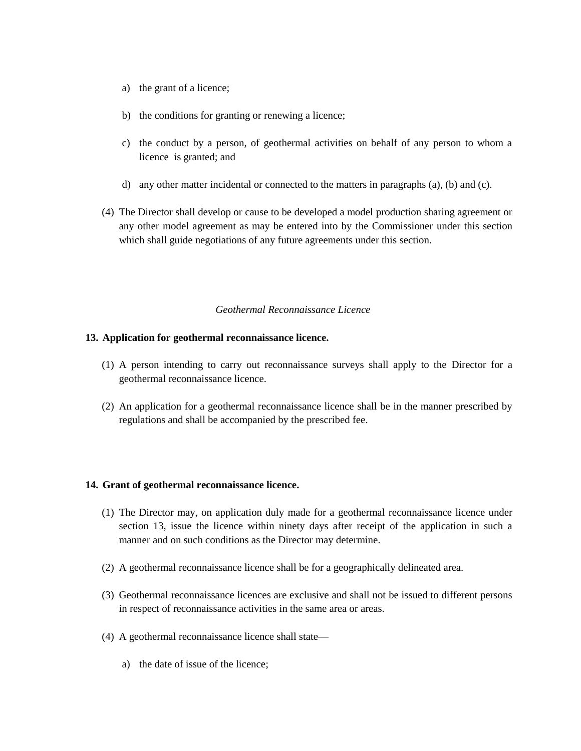a) the grant of a licence;

b) the conditions for granting or renewing a licence;

c) the conduct by a person, of geothermal activities on behalf of any person to whom a licence is granted; and

d) any other matter incidental or connected to the matters in paragraphs (a), (b) and (c).

(4) The Director shall develop or cause to be developed a model production sharing agreement or any other model agreement as may be entered into by the Commissioner under this section which shall guide negotiations of any future agreements under this section.

*Geothermal Reconnaissance Licence*

**13. Application for geothermal reconnaissance licence.**

(1) A person intending to carry out reconnaissance surveys shall apply to the Director for a geothermal reconnaissance licence.

(2) An application for a geothermal reconnaissance licence shall be in the manner prescribed by regulations and shall be accompanied by the prescribed fee.

**14. Grant of geothermal reconnaissance licence.**

(1) The Director may, on application duly made for a geothermal reconnaissance licence under section 13, issue the licence within ninety days after receipt of the application in such a manner and on such conditions as the Director may determine.

(2) A geothermal reconnaissance licence shall be for a geographically delineated area.

(3) Geothermal reconnaissance licences are exclusive and shall not be issued to different persons in respect of reconnaissance activities in the same area or areas.

(4) A geothermal reconnaissance licence shall state—

a) the date of issue of the licence;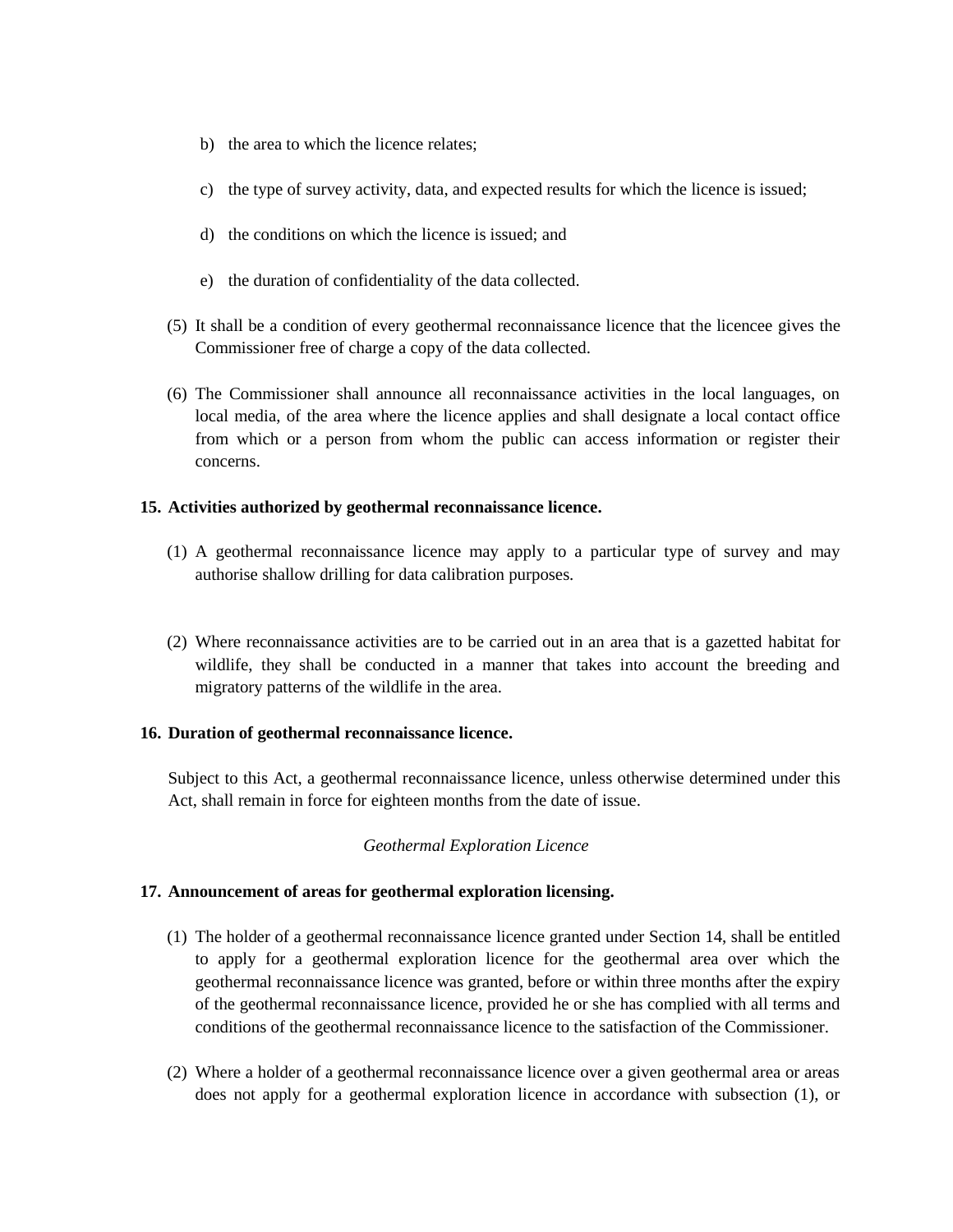b) the area to which the licence relates;

c) the type of survey activity, data, and expected results for which the licence is issued;

d) the conditions on which the licence is issued; and

e) the duration of confidentiality of the data collected.

(5) It shall be a condition of every geothermal reconnaissance licence that the licencee gives the Commissioner free of charge a copy of the data collected.

(6) The Commissioner shall announce all reconnaissance activities in the local languages, on local media, of the area where the licence applies and shall designate a local contact office from which or a person from whom the public can access information or register their concerns.

**15. Activities authorized by geothermal reconnaissance licence.**

(1) A geothermal reconnaissance licence may apply to a particular type of survey and may authorise shallow drilling for data calibration purposes.

(2) Where reconnaissance activities are to be carried out in an area that is a gazetted habitat for wildlife, they shall be conducted in a manner that takes into account the breeding and migratory patterns of the wildlife in the area.

**16. Duration of geothermal reconnaissance licence.**

Subject to this Act, a geothermal reconnaissance licence, unless otherwise determined under this Act, shall remain in force for eighteen months from the date of issue.

*Geothermal Exploration Licence*

**17. Announcement of areas for geothermal exploration licensing.**

(1) The holder of a geothermal reconnaissance licence granted under Section 14, shall be entitled to apply for a geothermal exploration licence for the geothermal area over which the geothermal reconnaissance licence was granted, before or within three months after the expiry of the geothermal reconnaissance licence, provided he or she has complied with all terms and conditions of the geothermal reconnaissance licence to the satisfaction of the Commissioner.

(2) Where a holder of a geothermal reconnaissance licence over a given geothermal area or areas does not apply for a geothermal exploration licence in accordance with subsection (1), or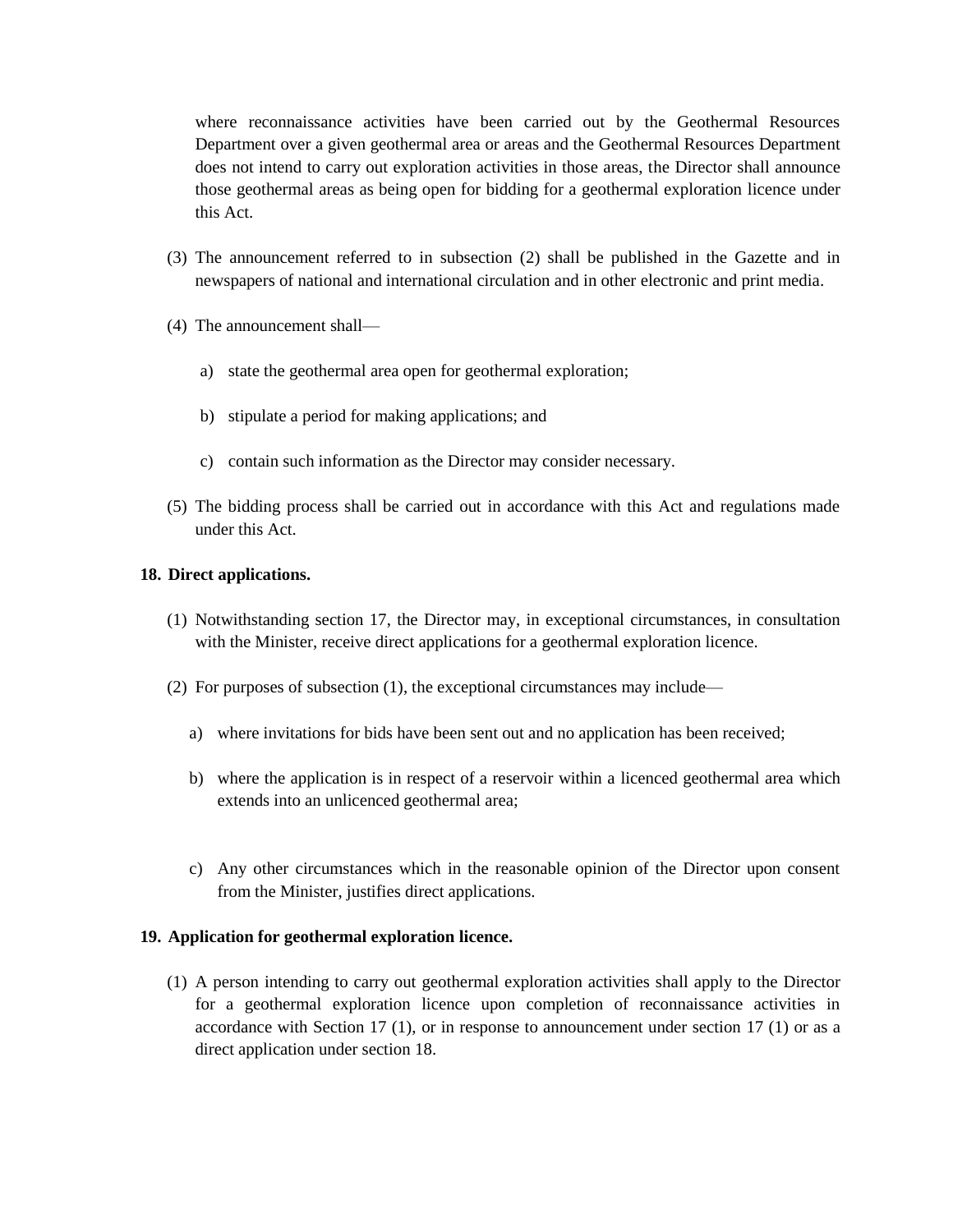where reconnaissance activities have been carried out by the Geothermal Resources Department over a given geothermal area or areas and the Geothermal Resources Department does not intend to carry out exploration activities in those areas, the Director shall announce those geothermal areas as being open for bidding for a geothermal exploration licence under this Act.

(3) The announcement referred to in subsection (2) shall be published in the Gazette and in newspapers of national and international circulation and in other electronic and print media.

(4) The announcement shall—

a) state the geothermal area open for geothermal exploration;

b) stipulate a period for making applications; and

c) contain such information as the Director may consider necessary.

(5) The bidding process shall be carried out in accordance with this Act and regulations made under this Act.

**18. Direct applications.**

(1) Notwithstanding section 17, the Director may, in exceptional circumstances, in consultation with the Minister, receive direct applications for a geothermal exploration licence.

(2) For purposes of subsection (1), the exceptional circumstances may include—

a) where invitations for bids have been sent out and no application has been received;

b) where the application is in respect of a reservoir within a licenced geothermal area which extends into an unlicenced geothermal area;

c) Any other circumstances which in the reasonable opinion of the Director upon consent from the Minister, justifies direct applications.

**19. Application for geothermal exploration licence.**

(1) A person intending to carry out geothermal exploration activities shall apply to the Director for a geothermal exploration licence upon completion of reconnaissance activities in accordance with Section 17 (1), or in response to announcement under section 17 (1) or as a direct application under section 18.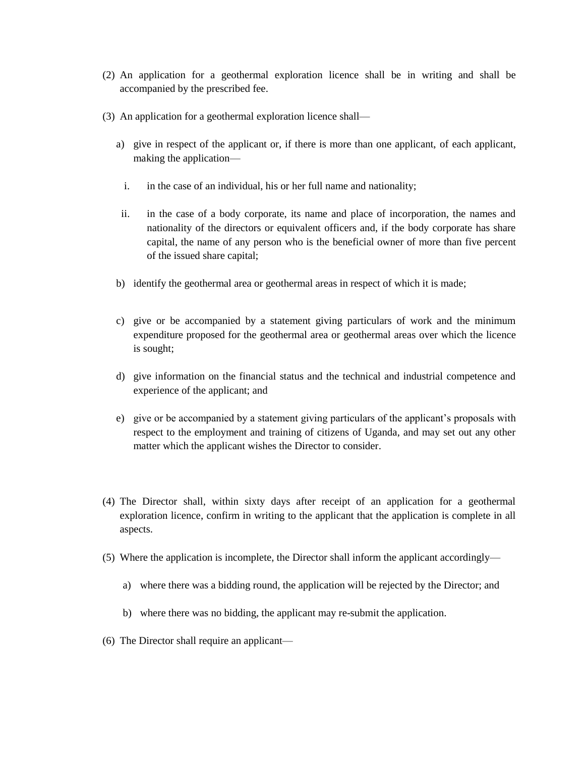(2) An application for a geothermal exploration licence shall be in writing and shall be accompanied by the prescribed fee.

(3) An application for a geothermal exploration licence shall—

a) give in respect of the applicant or, if there is more than one applicant, of each applicant, making the application—

i. in the case of an individual, his or her full name and nationality;

ii. in the case of a body corporate, its name and place of incorporation, the names and nationality of the directors or equivalent officers and, if the body corporate has share capital, the name of any person who is the beneficial owner of more than five percent of the issued share capital;

b) identify the geothermal area or geothermal areas in respect of which it is made;

c) give or be accompanied by a statement giving particulars of work and the minimum expenditure proposed for the geothermal area or geothermal areas over which the licence is sought;

d) give information on the financial status and the technical and industrial competence and experience of the applicant; and

e) give or be accompanied by a statement giving particulars of the applicant's proposals with respect to the employment and training of citizens of Uganda, and may set out any other matter which the applicant wishes the Director to consider.

(4) The Director shall, within sixty days after receipt of an application for a geothermal exploration licence, confirm in writing to the applicant that the application is complete in all aspects.

(5) Where the application is incomplete, the Director shall inform the applicant accordingly—

a) where there was a bidding round, the application will be rejected by the Director; and

b) where there was no bidding, the applicant may re-submit the application.

(6) The Director shall require an applicant—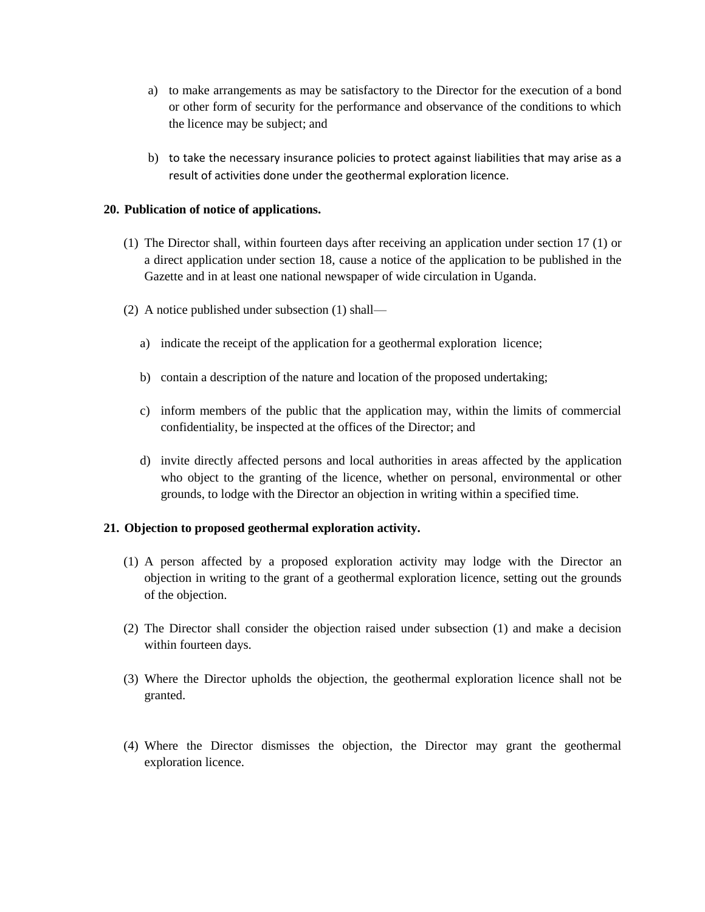a) to make arrangements as may be satisfactory to the Director for the execution of a bond or other form of security for the performance and observance of the conditions to which the licence may be subject; and

b) to take the necessary insurance policies to protect against liabilities that may arise as a result of activities done under the geothermal exploration licence.

**20. Publication of notice of applications.**

(1) The Director shall, within fourteen days after receiving an application under section 17 (1) or a direct application under section 18, cause a notice of the application to be published in the Gazette and in at least one national newspaper of wide circulation in Uganda.

(2) A notice published under subsection (1) shall—

a) indicate the receipt of the application for a geothermal exploration licence;

b) contain a description of the nature and location of the proposed undertaking;

c) inform members of the public that the application may, within the limits of commercial confidentiality, be inspected at the offices of the Director; and

d) invite directly affected persons and local authorities in areas affected by the application who object to the granting of the licence, whether on personal, environmental or other grounds, to lodge with the Director an objection in writing within a specified time.

**21. Objection to proposed geothermal exploration activity.**

(1) A person affected by a proposed exploration activity may lodge with the Director an objection in writing to the grant of a geothermal exploration licence, setting out the grounds of the objection.

(2) The Director shall consider the objection raised under subsection (1) and make a decision within fourteen days.

(3) Where the Director upholds the objection, the geothermal exploration licence shall not be granted.

(4) Where the Director dismisses the objection, the Director may grant the geothermal exploration licence.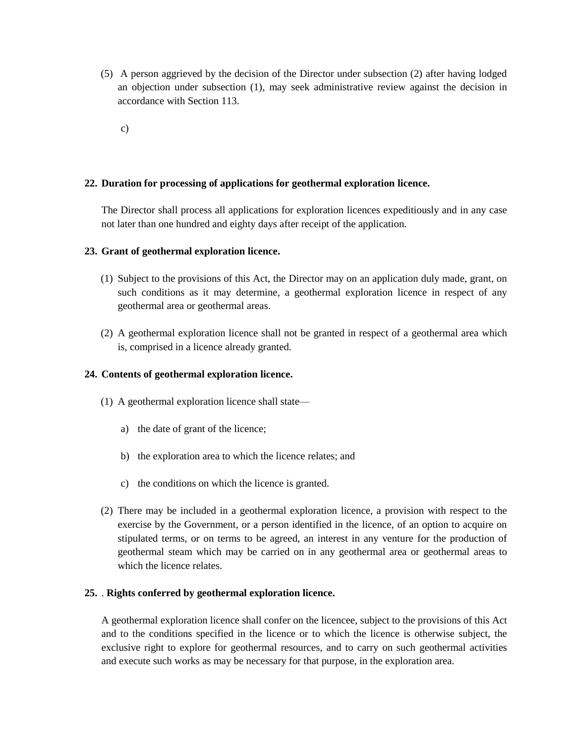(5) A person aggrieved by the decision of the Director under subsection (2) after having lodged an objection under subsection (1), may seek administrative review against the decision in accordance with Section 113.

c)

**22. Duration for processing of applications for geothermal exploration licence.**

The Director shall process all applications for exploration licences expeditiously and in any case not later than one hundred and eighty days after receipt of the application.

**23. Grant of geothermal exploration licence.**

(1) Subject to the provisions of this Act, the Director may on an application duly made, grant, on such conditions as it may determine, a geothermal exploration licence in respect of any geothermal area or geothermal areas.

(2) A geothermal exploration licence shall not be granted in respect of a geothermal area which is, comprised in a licence already granted.

**24. Contents of geothermal exploration licence.**

(1) A geothermal exploration licence shall state—

a) the date of grant of the licence;

b) the exploration area to which the licence relates; and

c) the conditions on which the licence is granted.

(2) There may be included in a geothermal exploration licence, a provision with respect to the exercise by the Government, or a person identified in the licence, of an option to acquire on stipulated terms, or on terms to be agreed, an interest in any venture for the production of geothermal steam which may be carried on in any geothermal area or geothermal areas to which the licence relates.

**25. . Rights conferred by geothermal exploration licence.**

A geothermal exploration licence shall confer on the licencee, subject to the provisions of this Act and to the conditions specified in the licence or to which the licence is otherwise subject, the exclusive right to explore for geothermal resources, and to carry on such geothermal activities and execute such works as may be necessary for that purpose, in the exploration area.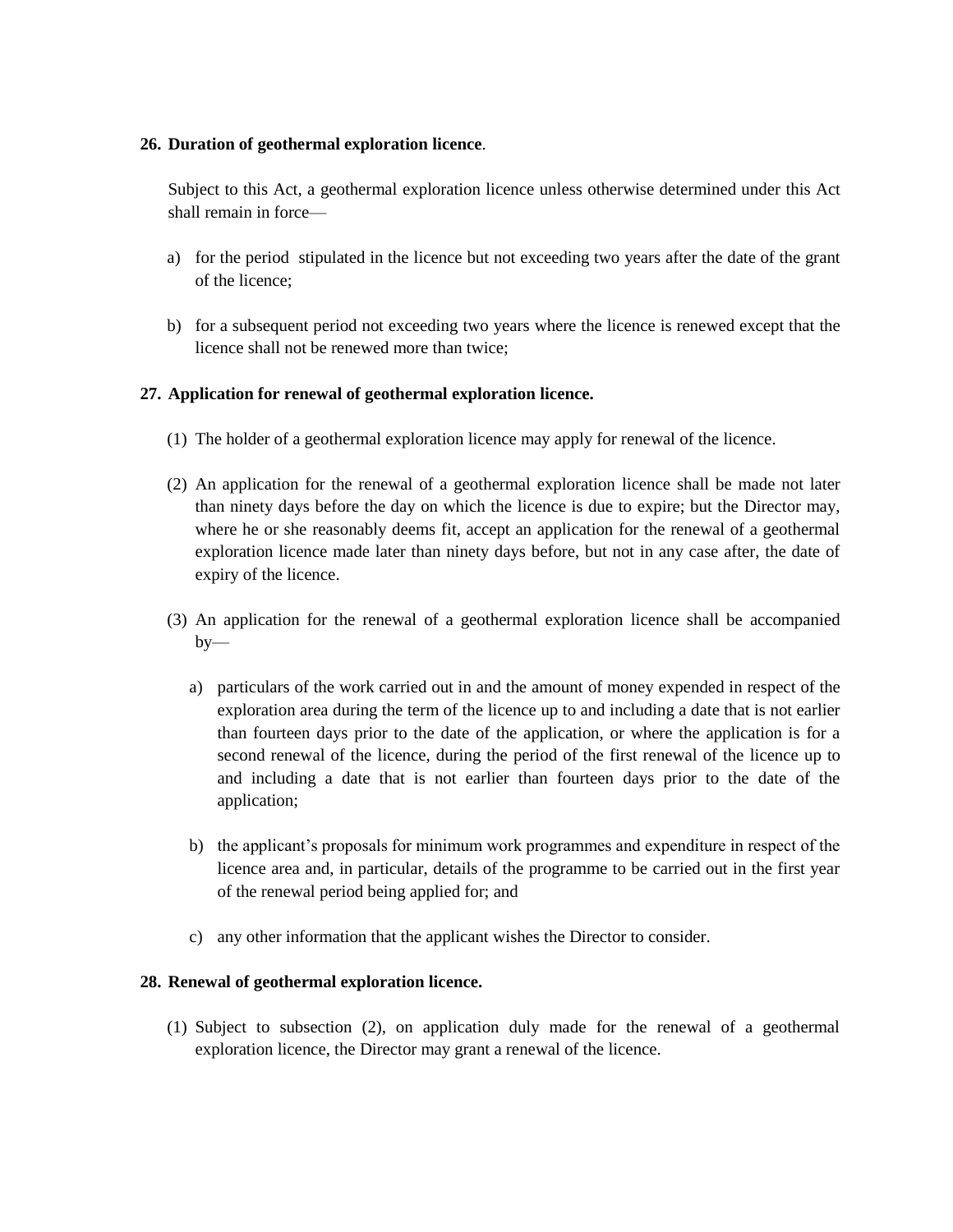**26. Duration of geothermal exploration licence**.

Subject to this Act, a geothermal exploration licence unless otherwise determined under this Act shall remain in force—

a) for the period stipulated in the licence but not exceeding two years after the date of the grant of the licence;

b) for a subsequent period not exceeding two years where the licence is renewed except that the licence shall not be renewed more than twice;

**27. Application for renewal of geothermal exploration licence.**

(1) The holder of a geothermal exploration licence may apply for renewal of the licence.

(2) An application for the renewal of a geothermal exploration licence shall be made not later than ninety days before the day on which the licence is due to expire; but the Director may, where he or she reasonably deems fit, accept an application for the renewal of a geothermal exploration licence made later than ninety days before, but not in any case after, the date of expiry of the licence.

(3) An application for the renewal of a geothermal exploration licence shall be accompanied by—

a) particulars of the work carried out in and the amount of money expended in respect of the exploration area during the term of the licence up to and including a date that is not earlier than fourteen days prior to the date of the application, or where the application is for a second renewal of the licence, during the period of the first renewal of the licence up to and including a date that is not earlier than fourteen days prior to the date of the application;

b) the applicant's proposals for minimum work programmes and expenditure in respect of the licence area and, in particular, details of the programme to be carried out in the first year of the renewal period being applied for; and

c) any other information that the applicant wishes the Director to consider.

**28. Renewal of geothermal exploration licence.**

(1) Subject to subsection (2), on application duly made for the renewal of a geothermal exploration licence, the Director may grant a renewal of the licence.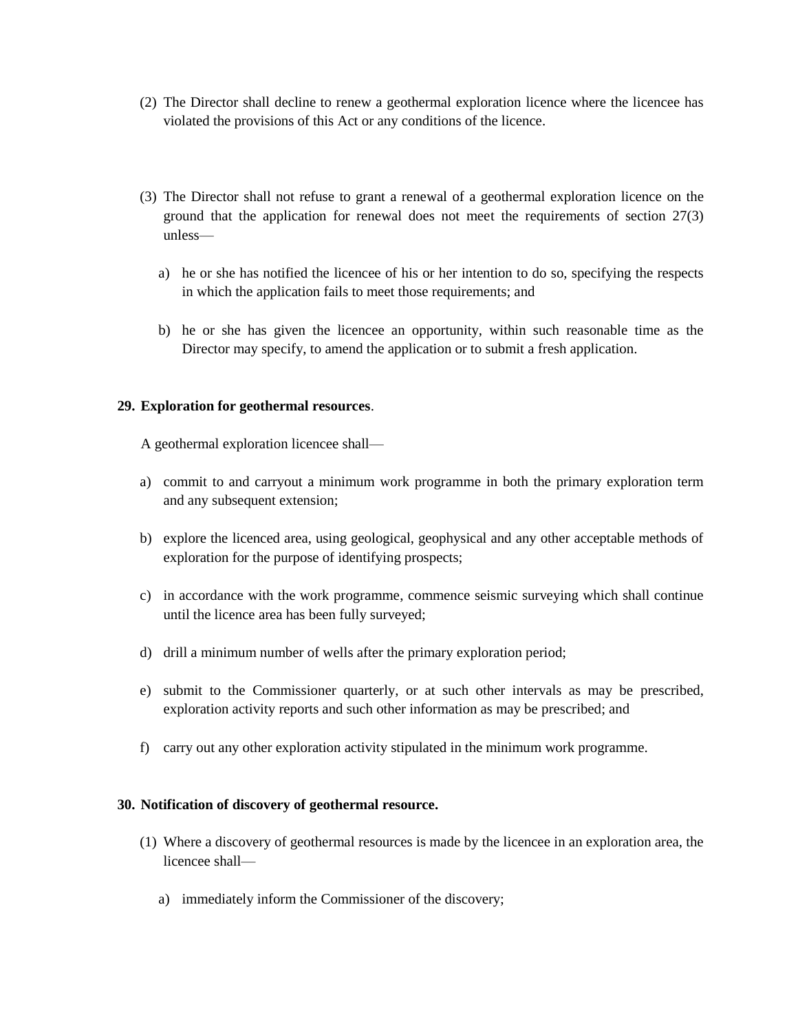(2) The Director shall decline to renew a geothermal exploration licence where the licencee has violated the provisions of this Act or any conditions of the licence.

(3) The Director shall not refuse to grant a renewal of a geothermal exploration licence on the ground that the application for renewal does not meet the requirements of section 27(3) unless—

a) he or she has notified the licencee of his or her intention to do so, specifying the respects in which the application fails to meet those requirements; and

b) he or she has given the licencee an opportunity, within such reasonable time as the Director may specify, to amend the application or to submit a fresh application.

**29. Exploration for geothermal resources**.

A geothermal exploration licencee shall—

a) commit to and carryout a minimum work programme in both the primary exploration term and any subsequent extension;

b) explore the licenced area, using geological, geophysical and any other acceptable methods of exploration for the purpose of identifying prospects;

c) in accordance with the work programme, commence seismic surveying which shall continue until the licence area has been fully surveyed;

d) drill a minimum number of wells after the primary exploration period;

e) submit to the Commissioner quarterly, or at such other intervals as may be prescribed, exploration activity reports and such other information as may be prescribed; and

f) carry out any other exploration activity stipulated in the minimum work programme.

**30. Notification of discovery of geothermal resource.**

(1) Where a discovery of geothermal resources is made by the licencee in an exploration area, the licencee shall—

a) immediately inform the Commissioner of the discovery;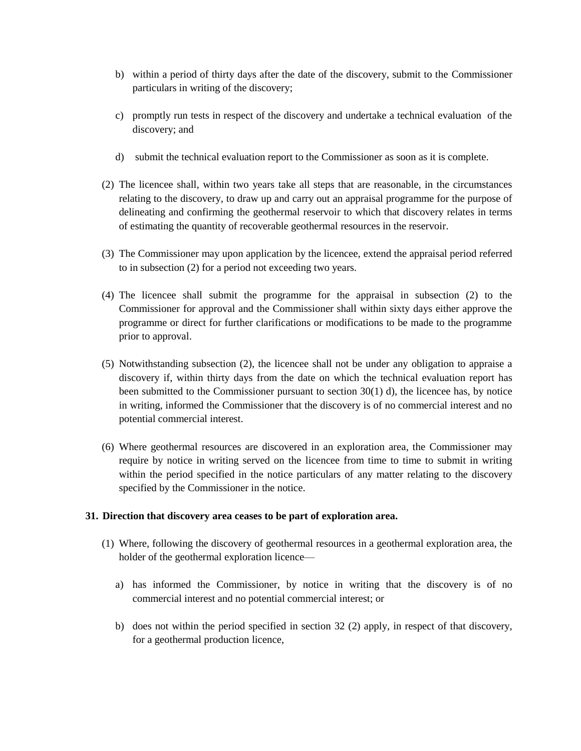b) within a period of thirty days after the date of the discovery, submit to the Commissioner particulars in writing of the discovery;

c) promptly run tests in respect of the discovery and undertake a technical evaluation of the discovery; and

d) submit the technical evaluation report to the Commissioner as soon as it is complete.

(2) The licencee shall, within two years take all steps that are reasonable, in the circumstances relating to the discovery, to draw up and carry out an appraisal programme for the purpose of delineating and confirming the geothermal reservoir to which that discovery relates in terms of estimating the quantity of recoverable geothermal resources in the reservoir.

(3) The Commissioner may upon application by the licencee, extend the appraisal period referred to in subsection (2) for a period not exceeding two years.

(4) The licencee shall submit the programme for the appraisal in subsection (2) to the Commissioner for approval and the Commissioner shall within sixty days either approve the programme or direct for further clarifications or modifications to be made to the programme prior to approval.

(5) Notwithstanding subsection (2), the licencee shall not be under any obligation to appraise a discovery if, within thirty days from the date on which the technical evaluation report has been submitted to the Commissioner pursuant to section 30(1) d), the licencee has, by notice in writing, informed the Commissioner that the discovery is of no commercial interest and no potential commercial interest.

(6) Where geothermal resources are discovered in an exploration area, the Commissioner may require by notice in writing served on the licencee from time to time to submit in writing within the period specified in the notice particulars of any matter relating to the discovery specified by the Commissioner in the notice.

**31. Direction that discovery area ceases to be part of exploration area.**

(1) Where, following the discovery of geothermal resources in a geothermal exploration area, the holder of the geothermal exploration licence—

a) has informed the Commissioner, by notice in writing that the discovery is of no commercial interest and no potential commercial interest; or

b) does not within the period specified in section 32 (2) apply, in respect of that discovery, for a geothermal production licence,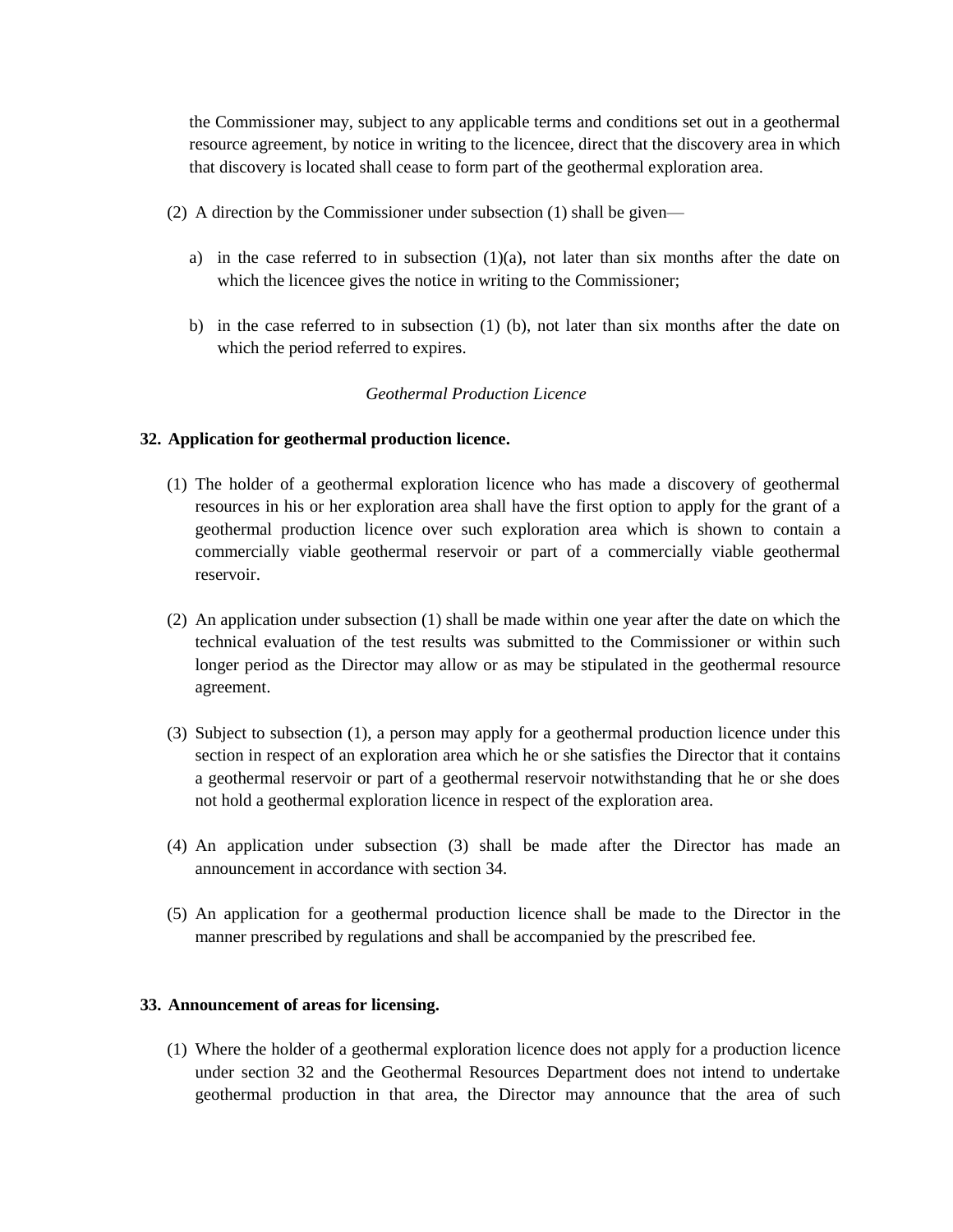the Commissioner may, subject to any applicable terms and conditions set out in a geothermal resource agreement, by notice in writing to the licencee, direct that the discovery area in which that discovery is located shall cease to form part of the geothermal exploration area.

(2) A direction by the Commissioner under subsection (1) shall be given—

a) in the case referred to in subsection (1)(a), not later than six months after the date on which the licencee gives the notice in writing to the Commissioner;

b) in the case referred to in subsection (1) (b), not later than six months after the date on which the period referred to expires.

*Geothermal Production Licence*

**32. Application for geothermal production licence.**

(1) The holder of a geothermal exploration licence who has made a discovery of geothermal resources in his or her exploration area shall have the first option to apply for the grant of a geothermal production licence over such exploration area which is shown to contain a commercially viable geothermal reservoir or part of a commercially viable geothermal reservoir.

(2) An application under subsection (1) shall be made within one year after the date on which the technical evaluation of the test results was submitted to the Commissioner or within such longer period as the Director may allow or as may be stipulated in the geothermal resource agreement.

(3) Subject to subsection (1), a person may apply for a geothermal production licence under this section in respect of an exploration area which he or she satisfies the Director that it contains a geothermal reservoir or part of a geothermal reservoir notwithstanding that he or she does not hold a geothermal exploration licence in respect of the exploration area.

(4) An application under subsection (3) shall be made after the Director has made an announcement in accordance with section 34.

(5) An application for a geothermal production licence shall be made to the Director in the manner prescribed by regulations and shall be accompanied by the prescribed fee.

**33. Announcement of areas for licensing.**

(1) Where the holder of a geothermal exploration licence does not apply for a production licence under section 32 and the Geothermal Resources Department does not intend to undertake geothermal production in that area, the Director may announce that the area of such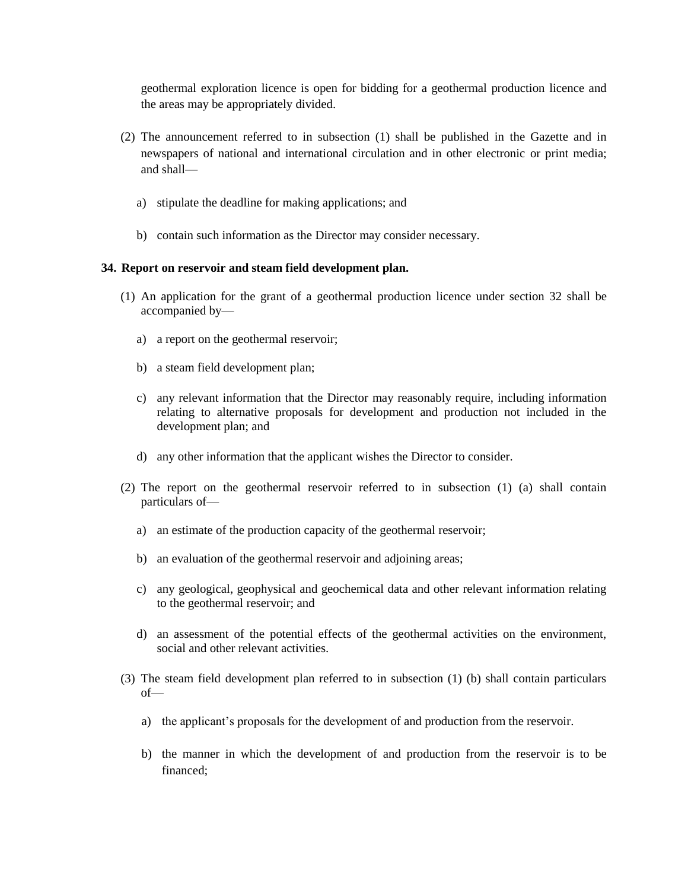geothermal exploration licence is open for bidding for a geothermal production licence and the areas may be appropriately divided.

(2) The announcement referred to in subsection (1) shall be published in the Gazette and in newspapers of national and international circulation and in other electronic or print media; and shall—

a) stipulate the deadline for making applications; and

b) contain such information as the Director may consider necessary.

**34. Report on reservoir and steam field development plan.**

(1) An application for the grant of a geothermal production licence under section 32 shall be accompanied by—

a) a report on the geothermal reservoir;

b) a steam field development plan;

c) any relevant information that the Director may reasonably require, including information relating to alternative proposals for development and production not included in the development plan; and

d) any other information that the applicant wishes the Director to consider.

(2) The report on the geothermal reservoir referred to in subsection (1) (a) shall contain particulars of—

a) an estimate of the production capacity of the geothermal reservoir;

b) an evaluation of the geothermal reservoir and adjoining areas;

c) any geological, geophysical and geochemical data and other relevant information relating to the geothermal reservoir; and

d) an assessment of the potential effects of the geothermal activities on the environment, social and other relevant activities.

(3) The steam field development plan referred to in subsection (1) (b) shall contain particulars of—

a) the applicant's proposals for the development of and production from the reservoir.

b) the manner in which the development of and production from the reservoir is to be financed;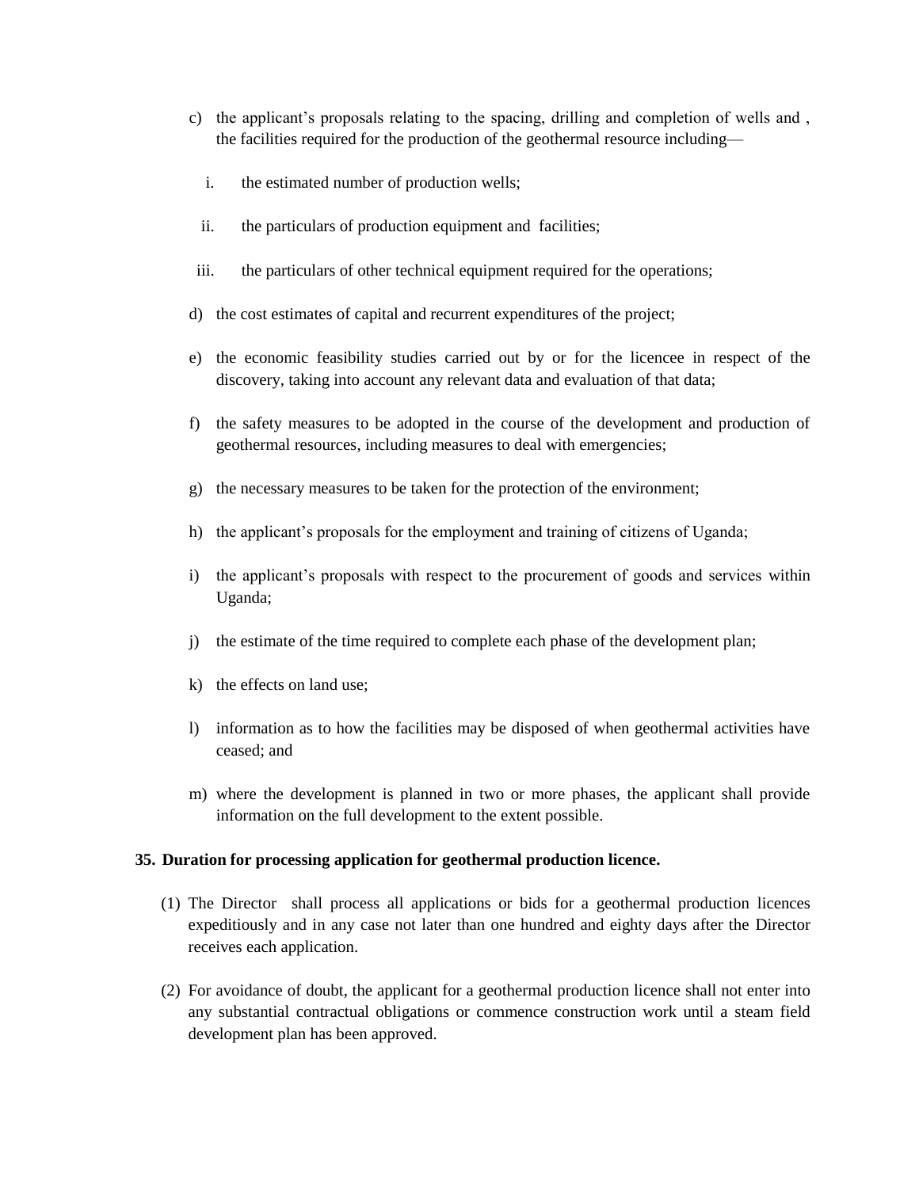c) the applicant's proposals relating to the spacing, drilling and completion of wells and , the facilities required for the production of the geothermal resource including—

   i. the estimated number of production wells;

   ii. the particulars of production equipment and facilities;

   iii. the particulars of other technical equipment required for the operations;

d) the cost estimates of capital and recurrent expenditures of the project;

e) the economic feasibility studies carried out by or for the licencee in respect of the discovery, taking into account any relevant data and evaluation of that data;

f) the safety measures to be adopted in the course of the development and production of geothermal resources, including measures to deal with emergencies;

g) the necessary measures to be taken for the protection of the environment;

h) the applicant's proposals for the employment and training of citizens of Uganda;

i) the applicant's proposals with respect to the procurement of goods and services within Uganda;

j) the estimate of the time required to complete each phase of the development plan;

k) the effects on land use;

l) information as to how the facilities may be disposed of when geothermal activities have ceased; and

m) where the development is planned in two or more phases, the applicant shall provide information on the full development to the extent possible.

**35. Duration for processing application for geothermal production licence.**

(1) The Director shall process all applications or bids for a geothermal production licences expeditiously and in any case not later than one hundred and eighty days after the Director receives each application.

(2) For avoidance of doubt, the applicant for a geothermal production licence shall not enter into any substantial contractual obligations or commence construction work until a steam field development plan has been approved.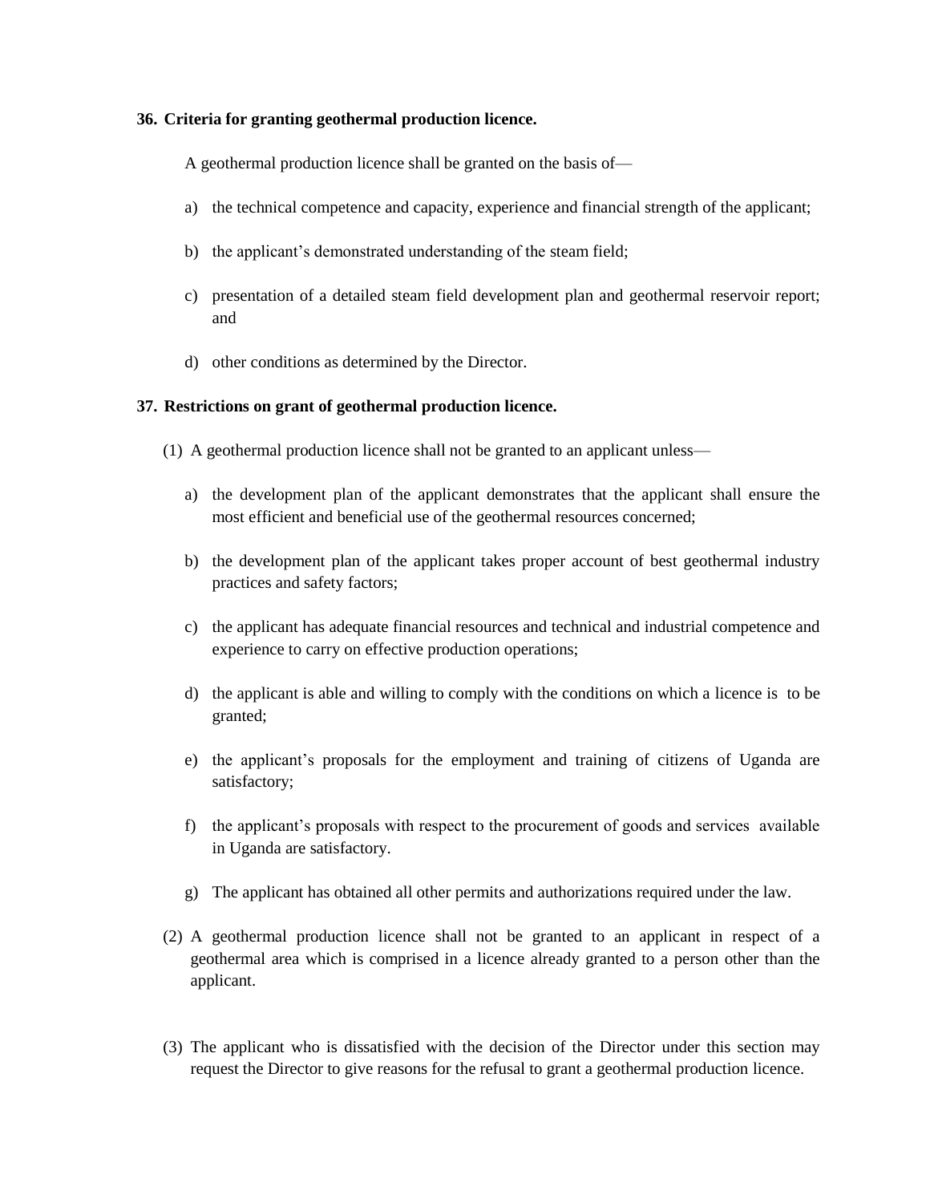### 36. Criteria for granting geothermal production licence.

A geothermal production licence shall be granted on the basis of—

a) the technical competence and capacity, experience and financial strength of the applicant;

b) the applicant's demonstrated understanding of the steam field;

c) presentation of a detailed steam field development plan and geothermal reservoir report; and

d) other conditions as determined by the Director.

### 37. Restrictions on grant of geothermal production licence.

(1) A geothermal production licence shall not be granted to an applicant unless—

a) the development plan of the applicant demonstrates that the applicant shall ensure the most efficient and beneficial use of the geothermal resources concerned;

b) the development plan of the applicant takes proper account of best geothermal industry practices and safety factors;

c) the applicant has adequate financial resources and technical and industrial competence and experience to carry on effective production operations;

d) the applicant is able and willing to comply with the conditions on which a licence is to be granted;

e) the applicant's proposals for the employment and training of citizens of Uganda are satisfactory;

f) the applicant's proposals with respect to the procurement of goods and services available in Uganda are satisfactory.

g) The applicant has obtained all other permits and authorizations required under the law.

(2) A geothermal production licence shall not be granted to an applicant in respect of a geothermal area which is comprised in a licence already granted to a person other than the applicant.

(3) The applicant who is dissatisfied with the decision of the Director under this section may request the Director to give reasons for the refusal to grant a geothermal production licence.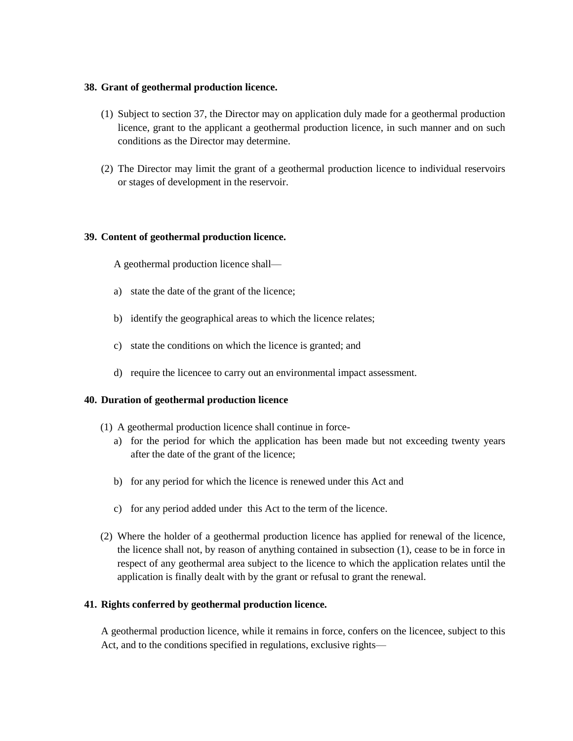**38. Grant of geothermal production licence.**

(1) Subject to section 37, the Director may on application duly made for a geothermal production licence, grant to the applicant a geothermal production licence, in such manner and on such conditions as the Director may determine.

(2) The Director may limit the grant of a geothermal production licence to individual reservoirs or stages of development in the reservoir.

**39. Content of geothermal production licence.**

A geothermal production licence shall—

a) state the date of the grant of the licence;

b) identify the geographical areas to which the licence relates;

c) state the conditions on which the licence is granted; and

d) require the licencee to carry out an environmental impact assessment.

**40. Duration of geothermal production licence**

(1) A geothermal production licence shall continue in force-

a) for the period for which the application has been made but not exceeding twenty years after the date of the grant of the licence;

b) for any period for which the licence is renewed under this Act and

c) for any period added under this Act to the term of the licence.

(2) Where the holder of a geothermal production licence has applied for renewal of the licence, the licence shall not, by reason of anything contained in subsection (1), cease to be in force in respect of any geothermal area subject to the licence to which the application relates until the application is finally dealt with by the grant or refusal to grant the renewal.

**41. Rights conferred by geothermal production licence.**

A geothermal production licence, while it remains in force, confers on the licencee, subject to this Act, and to the conditions specified in regulations, exclusive rights—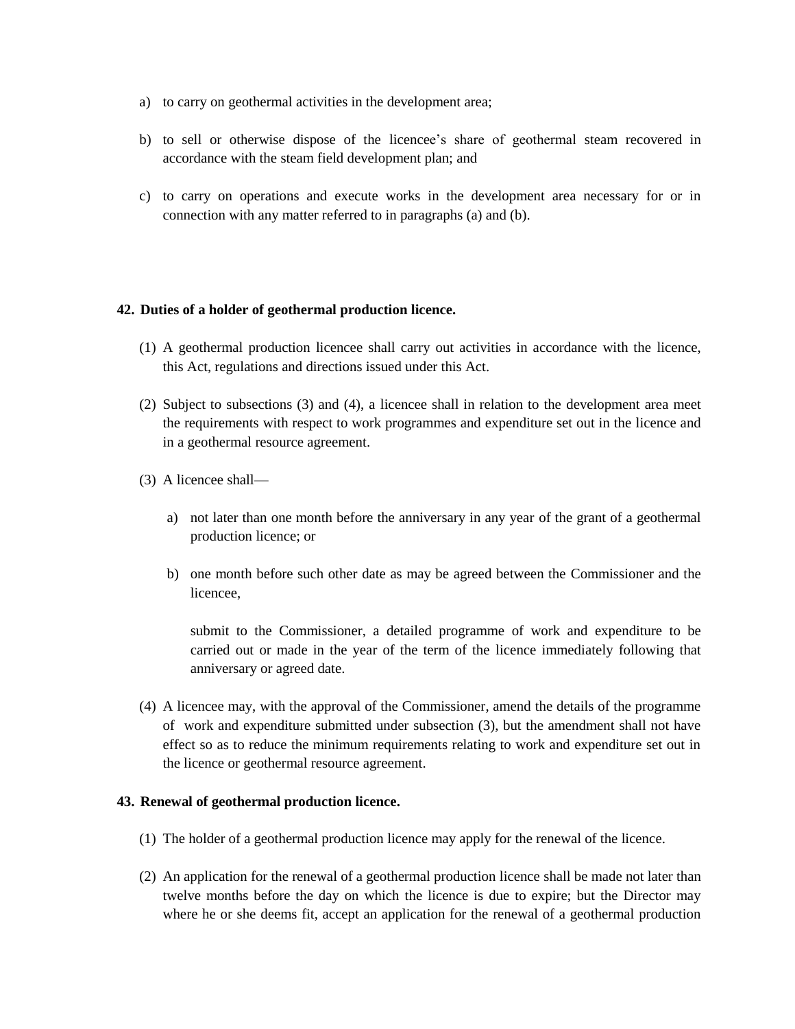a) to carry on geothermal activities in the development area;

b) to sell or otherwise dispose of the licencee's share of geothermal steam recovered in accordance with the steam field development plan; and

c) to carry on operations and execute works in the development area necessary for or in connection with any matter referred to in paragraphs (a) and (b).

**42. Duties of a holder of geothermal production licence.**

(1) A geothermal production licencee shall carry out activities in accordance with the licence, this Act, regulations and directions issued under this Act.

(2) Subject to subsections (3) and (4), a licencee shall in relation to the development area meet the requirements with respect to work programmes and expenditure set out in the licence and in a geothermal resource agreement.

(3) A licencee shall—

a) not later than one month before the anniversary in any year of the grant of a geothermal production licence; or

b) one month before such other date as may be agreed between the Commissioner and the licencee,

submit to the Commissioner, a detailed programme of work and expenditure to be carried out or made in the year of the term of the licence immediately following that anniversary or agreed date.

(4) A licencee may, with the approval of the Commissioner, amend the details of the programme of work and expenditure submitted under subsection (3), but the amendment shall not have effect so as to reduce the minimum requirements relating to work and expenditure set out in the licence or geothermal resource agreement.

**43. Renewal of geothermal production licence.**

(1) The holder of a geothermal production licence may apply for the renewal of the licence.

(2) An application for the renewal of a geothermal production licence shall be made not later than twelve months before the day on which the licence is due to expire; but the Director may where he or she deems fit, accept an application for the renewal of a geothermal production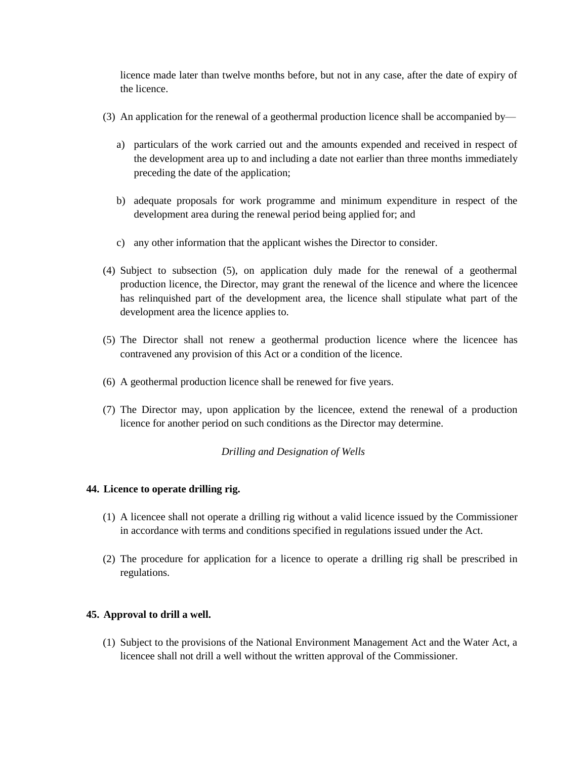licence made later than twelve months before, but not in any case, after the date of expiry of the licence.

(3) An application for the renewal of a geothermal production licence shall be accompanied by—

a) particulars of the work carried out and the amounts expended and received in respect of the development area up to and including a date not earlier than three months immediately preceding the date of the application;

b) adequate proposals for work programme and minimum expenditure in respect of the development area during the renewal period being applied for; and

c) any other information that the applicant wishes the Director to consider.

(4) Subject to subsection (5), on application duly made for the renewal of a geothermal production licence, the Director, may grant the renewal of the licence and where the licencee has relinquished part of the development area, the licence shall stipulate what part of the development area the licence applies to.

(5) The Director shall not renew a geothermal production licence where the licencee has contravened any provision of this Act or a condition of the licence.

(6) A geothermal production licence shall be renewed for five years.

(7) The Director may, upon application by the licencee, extend the renewal of a production licence for another period on such conditions as the Director may determine.

*Drilling and Designation of Wells*

**44. Licence to operate drilling rig.**

(1) A licencee shall not operate a drilling rig without a valid licence issued by the Commissioner in accordance with terms and conditions specified in regulations issued under the Act.

(2) The procedure for application for a licence to operate a drilling rig shall be prescribed in regulations.

**45. Approval to drill a well.**

(1) Subject to the provisions of the National Environment Management Act and the Water Act, a licencee shall not drill a well without the written approval of the Commissioner.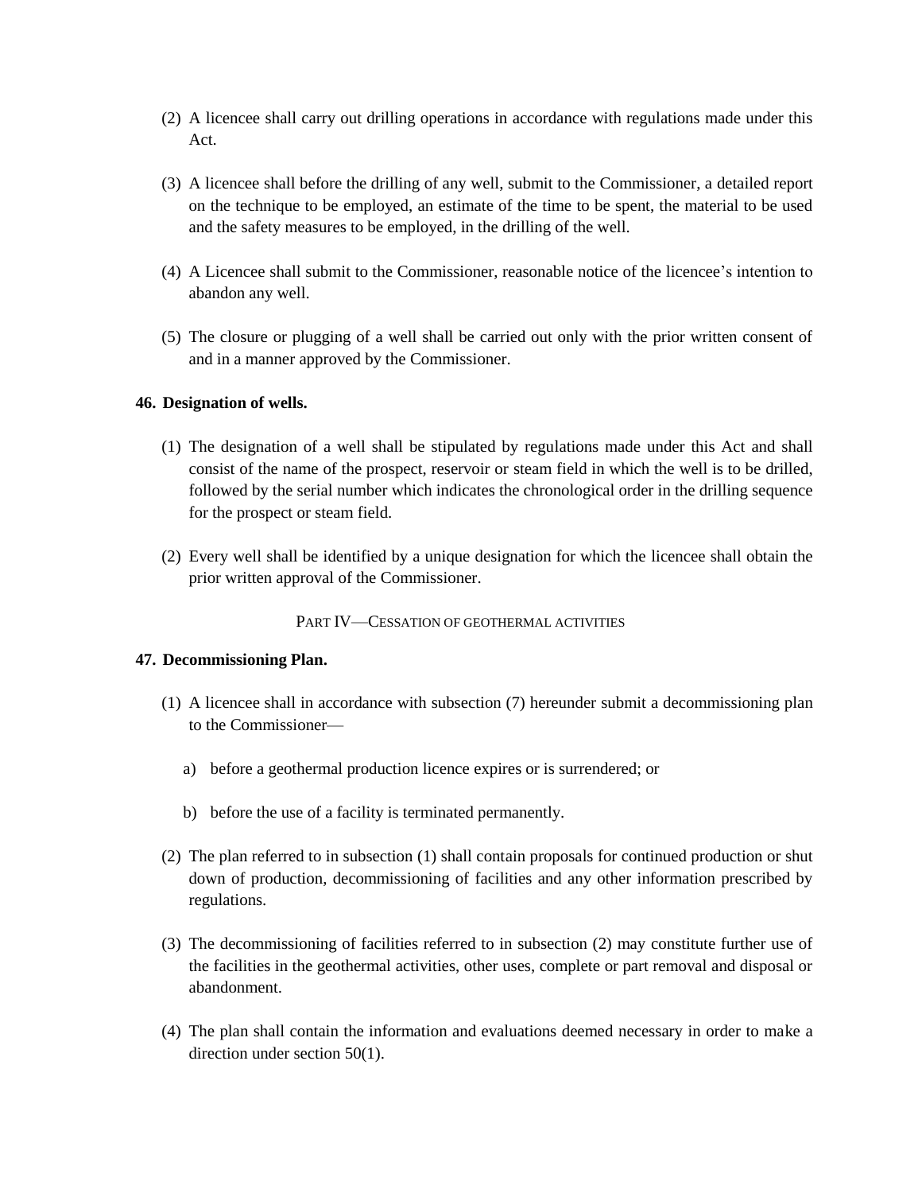(2) A licencee shall carry out drilling operations in accordance with regulations made under this Act.

(3) A licencee shall before the drilling of any well, submit to the Commissioner, a detailed report on the technique to be employed, an estimate of the time to be spent, the material to be used and the safety measures to be employed, in the drilling of the well.

(4) A Licencee shall submit to the Commissioner, reasonable notice of the licencee's intention to abandon any well.

(5) The closure or plugging of a well shall be carried out only with the prior written consent of and in a manner approved by the Commissioner.

**46. Designation of wells.**

(1) The designation of a well shall be stipulated by regulations made under this Act and shall consist of the name of the prospect, reservoir or steam field in which the well is to be drilled, followed by the serial number which indicates the chronological order in the drilling sequence for the prospect or steam field.

(2) Every well shall be identified by a unique designation for which the licencee shall obtain the prior written approval of the Commissioner.

PART IV—CESSATION OF GEOTHERMAL ACTIVITIES

**47. Decommissioning Plan.**

(1) A licencee shall in accordance with subsection (7) hereunder submit a decommissioning plan to the Commissioner—

a) before a geothermal production licence expires or is surrendered; or

b) before the use of a facility is terminated permanently.

(2) The plan referred to in subsection (1) shall contain proposals for continued production or shut down of production, decommissioning of facilities and any other information prescribed by regulations.

(3) The decommissioning of facilities referred to in subsection (2) may constitute further use of the facilities in the geothermal activities, other uses, complete or part removal and disposal or abandonment.

(4) The plan shall contain the information and evaluations deemed necessary in order to make a direction under section 50(1).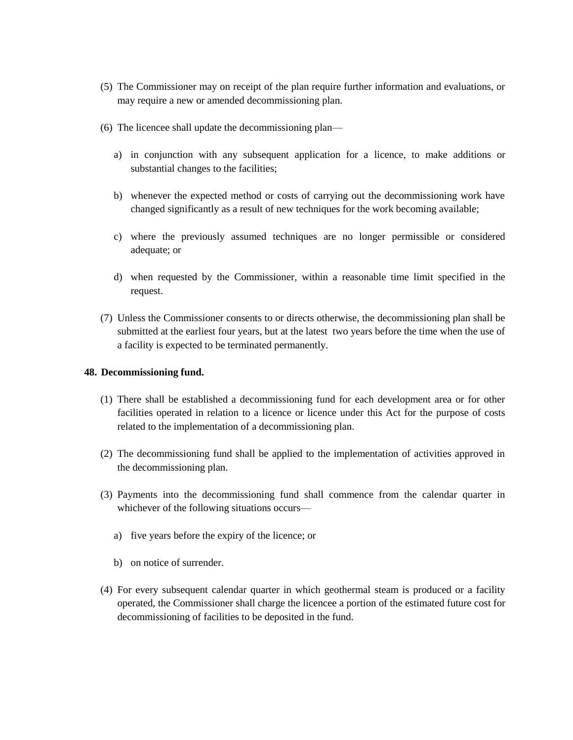(5) The Commissioner may on receipt of the plan require further information and evaluations, or may require a new or amended decommissioning plan.

(6) The licencee shall update the decommissioning plan—

a) in conjunction with any subsequent application for a licence, to make additions or substantial changes to the facilities;

b) whenever the expected method or costs of carrying out the decommissioning work have changed significantly as a result of new techniques for the work becoming available;

c) where the previously assumed techniques are no longer permissible or considered adequate; or

d) when requested by the Commissioner, within a reasonable time limit specified in the request.

(7) Unless the Commissioner consents to or directs otherwise, the decommissioning plan shall be submitted at the earliest four years, but at the latest two years before the time when the use of a facility is expected to be terminated permanently.

**48. Decommissioning fund.**

(1) There shall be established a decommissioning fund for each development area or for other facilities operated in relation to a licence or licence under this Act for the purpose of costs related to the implementation of a decommissioning plan.

(2) The decommissioning fund shall be applied to the implementation of activities approved in the decommissioning plan.

(3) Payments into the decommissioning fund shall commence from the calendar quarter in whichever of the following situations occurs—

a) five years before the expiry of the licence; or

b) on notice of surrender.

(4) For every subsequent calendar quarter in which geothermal steam is produced or a facility operated, the Commissioner shall charge the licencee a portion of the estimated future cost for decommissioning of facilities to be deposited in the fund.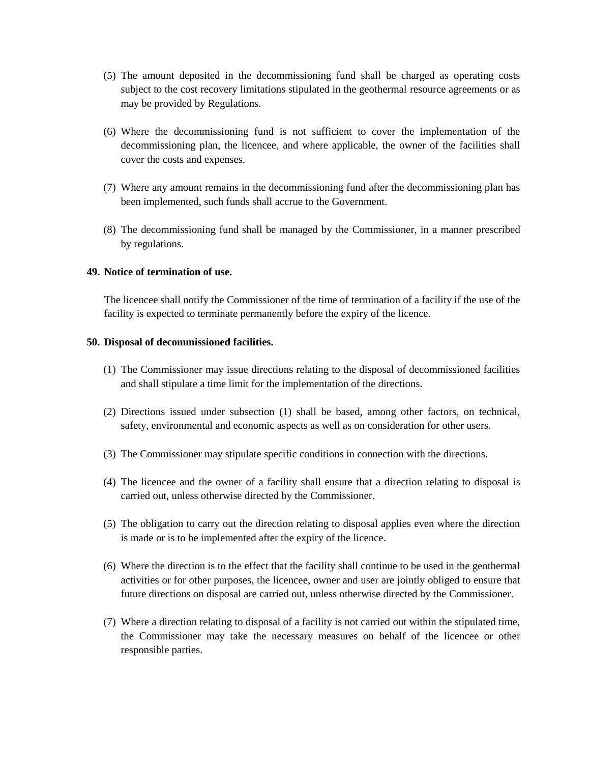(5) The amount deposited in the decommissioning fund shall be charged as operating costs subject to the cost recovery limitations stipulated in the geothermal resource agreements or as may be provided by Regulations.

(6) Where the decommissioning fund is not sufficient to cover the implementation of the decommissioning plan, the licencee, and where applicable, the owner of the facilities shall cover the costs and expenses.

(7) Where any amount remains in the decommissioning fund after the decommissioning plan has been implemented, such funds shall accrue to the Government.

(8) The decommissioning fund shall be managed by the Commissioner, in a manner prescribed by regulations.

**49. Notice of termination of use.**

The licencee shall notify the Commissioner of the time of termination of a facility if the use of the facility is expected to terminate permanently before the expiry of the licence.

**50. Disposal of decommissioned facilities.**

(1) The Commissioner may issue directions relating to the disposal of decommissioned facilities and shall stipulate a time limit for the implementation of the directions.

(2) Directions issued under subsection (1) shall be based, among other factors, on technical, safety, environmental and economic aspects as well as on consideration for other users.

(3) The Commissioner may stipulate specific conditions in connection with the directions.

(4) The licencee and the owner of a facility shall ensure that a direction relating to disposal is carried out, unless otherwise directed by the Commissioner.

(5) The obligation to carry out the direction relating to disposal applies even where the direction is made or is to be implemented after the expiry of the licence.

(6) Where the direction is to the effect that the facility shall continue to be used in the geothermal activities or for other purposes, the licencee, owner and user are jointly obliged to ensure that future directions on disposal are carried out, unless otherwise directed by the Commissioner.

(7) Where a direction relating to disposal of a facility is not carried out within the stipulated time, the Commissioner may take the necessary measures on behalf of the licencee or other responsible parties.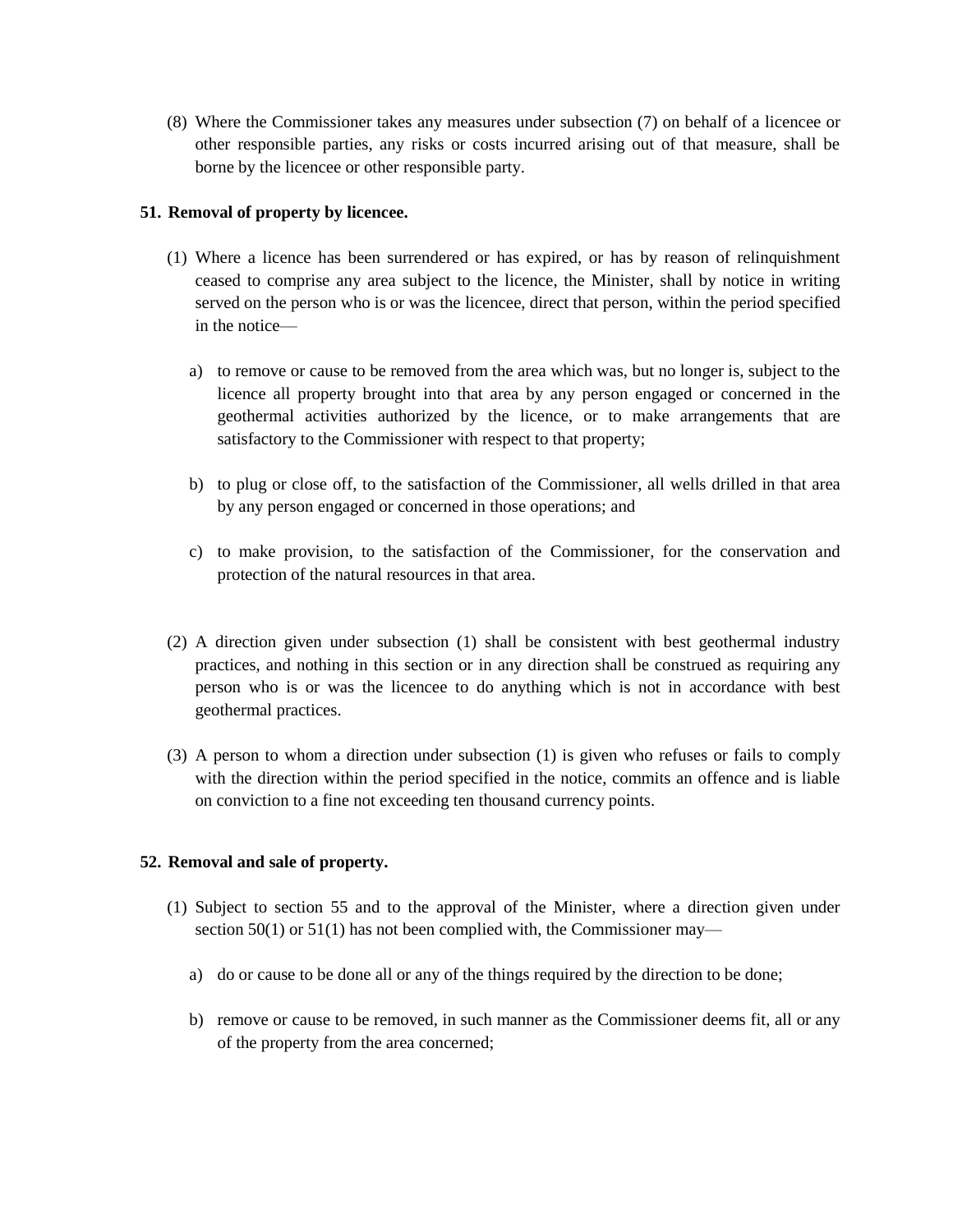(8) Where the Commissioner takes any measures under subsection (7) on behalf of a licencee or other responsible parties, any risks or costs incurred arising out of that measure, shall be borne by the licencee or other responsible party.

**51. Removal of property by licencee.**

(1) Where a licence has been surrendered or has expired, or has by reason of relinquishment ceased to comprise any area subject to the licence, the Minister, shall by notice in writing served on the person who is or was the licencee, direct that person, within the period specified in the notice—

a) to remove or cause to be removed from the area which was, but no longer is, subject to the licence all property brought into that area by any person engaged or concerned in the geothermal activities authorized by the licence, or to make arrangements that are satisfactory to the Commissioner with respect to that property;

b) to plug or close off, to the satisfaction of the Commissioner, all wells drilled in that area by any person engaged or concerned in those operations; and

c) to make provision, to the satisfaction of the Commissioner, for the conservation and protection of the natural resources in that area.

(2) A direction given under subsection (1) shall be consistent with best geothermal industry practices, and nothing in this section or in any direction shall be construed as requiring any person who is or was the licencee to do anything which is not in accordance with best geothermal practices.

(3) A person to whom a direction under subsection (1) is given who refuses or fails to comply with the direction within the period specified in the notice, commits an offence and is liable on conviction to a fine not exceeding ten thousand currency points.

**52. Removal and sale of property.**

(1) Subject to section 55 and to the approval of the Minister, where a direction given under section 50(1) or 51(1) has not been complied with, the Commissioner may—

a) do or cause to be done all or any of the things required by the direction to be done;

b) remove or cause to be removed, in such manner as the Commissioner deems fit, all or any of the property from the area concerned;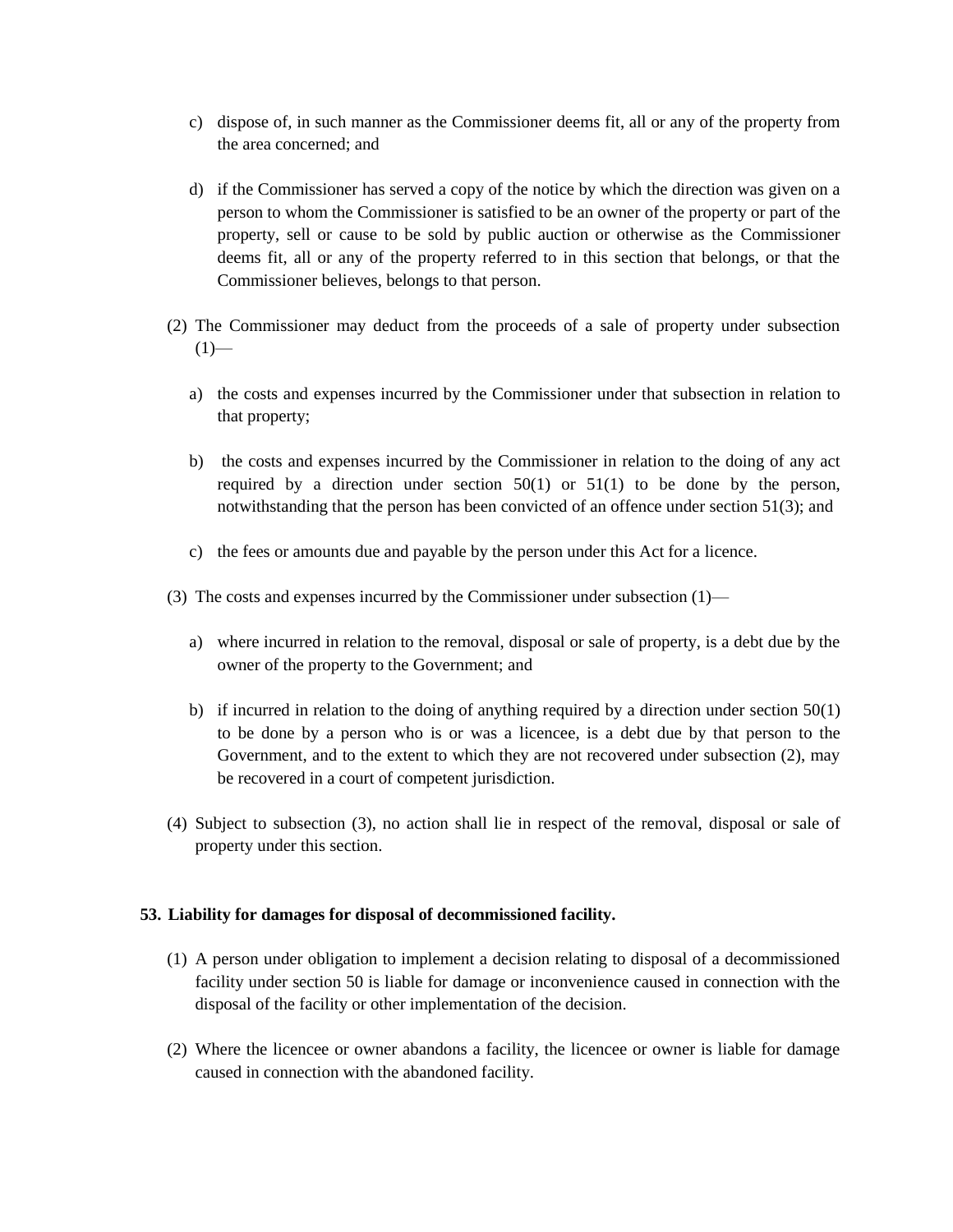c) dispose of, in such manner as the Commissioner deems fit, all or any of the property from the area concerned; and

d) if the Commissioner has served a copy of the notice by which the direction was given on a person to whom the Commissioner is satisfied to be an owner of the property or part of the property, sell or cause to be sold by public auction or otherwise as the Commissioner deems fit, all or any of the property referred to in this section that belongs, or that the Commissioner believes, belongs to that person.

(2) The Commissioner may deduct from the proceeds of a sale of property under subsection (1)—

a) the costs and expenses incurred by the Commissioner under that subsection in relation to that property;

b) the costs and expenses incurred by the Commissioner in relation to the doing of any act required by a direction under section 50(1) or 51(1) to be done by the person, notwithstanding that the person has been convicted of an offence under section 51(3); and

c) the fees or amounts due and payable by the person under this Act for a licence.

(3) The costs and expenses incurred by the Commissioner under subsection (1)—

a) where incurred in relation to the removal, disposal or sale of property, is a debt due by the owner of the property to the Government; and

b) if incurred in relation to the doing of anything required by a direction under section 50(1) to be done by a person who is or was a licencee, is a debt due by that person to the Government, and to the extent to which they are not recovered under subsection (2), may be recovered in a court of competent jurisdiction.

(4) Subject to subsection (3), no action shall lie in respect of the removal, disposal or sale of property under this section.

**53. Liability for damages for disposal of decommissioned facility.**

(1) A person under obligation to implement a decision relating to disposal of a decommissioned facility under section 50 is liable for damage or inconvenience caused in connection with the disposal of the facility or other implementation of the decision.

(2) Where the licencee or owner abandons a facility, the licencee or owner is liable for damage caused in connection with the abandoned facility.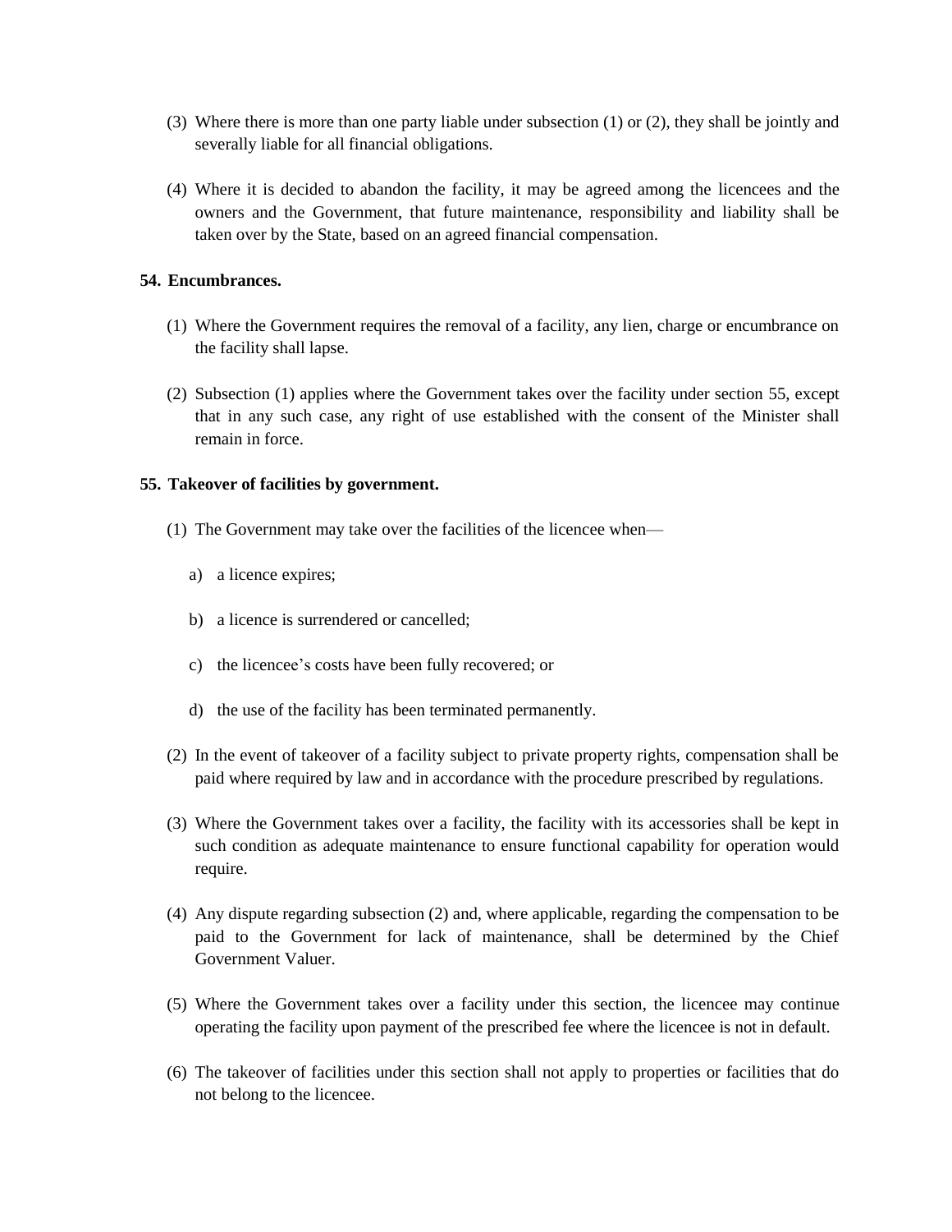(3) Where there is more than one party liable under subsection (1) or (2), they shall be jointly and severally liable for all financial obligations.

(4) Where it is decided to abandon the facility, it may be agreed among the licencees and the owners and the Government, that future maintenance, responsibility and liability shall be taken over by the State, based on an agreed financial compensation.

**54. Encumbrances.**

(1) Where the Government requires the removal of a facility, any lien, charge or encumbrance on the facility shall lapse.

(2) Subsection (1) applies where the Government takes over the facility under section 55, except that in any such case, any right of use established with the consent of the Minister shall remain in force.

**55. Takeover of facilities by government.**

(1) The Government may take over the facilities of the licencee when—

a) a licence expires;

b) a licence is surrendered or cancelled;

c) the licencee's costs have been fully recovered; or

d) the use of the facility has been terminated permanently.

(2) In the event of takeover of a facility subject to private property rights, compensation shall be paid where required by law and in accordance with the procedure prescribed by regulations.

(3) Where the Government takes over a facility, the facility with its accessories shall be kept in such condition as adequate maintenance to ensure functional capability for operation would require.

(4) Any dispute regarding subsection (2) and, where applicable, regarding the compensation to be paid to the Government for lack of maintenance, shall be determined by the Chief Government Valuer.

(5) Where the Government takes over a facility under this section, the licencee may continue operating the facility upon payment of the prescribed fee where the licencee is not in default.

(6) The takeover of facilities under this section shall not apply to properties or facilities that do not belong to the licencee.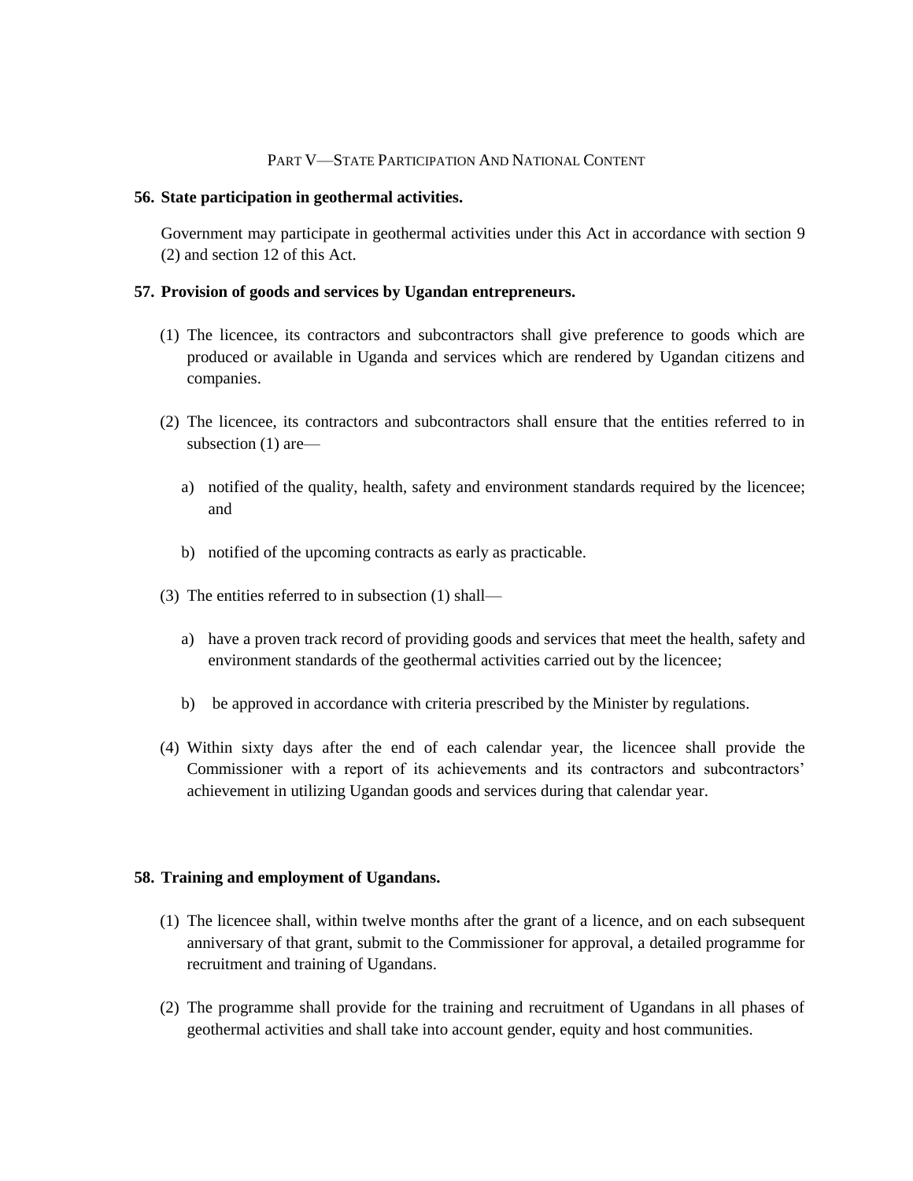## PART V—STATE PARTICIPATION AND NATIONAL CONTENT

### 56. State participation in geothermal activities.

Government may participate in geothermal activities under this Act in accordance with section 9 (2) and section 12 of this Act.

### 57. Provision of goods and services by Ugandan entrepreneurs.

(1) The licencee, its contractors and subcontractors shall give preference to goods which are produced or available in Uganda and services which are rendered by Ugandan citizens and companies.

(2) The licencee, its contractors and subcontractors shall ensure that the entities referred to in subsection (1) are—

a) notified of the quality, health, safety and environment standards required by the licencee; and

b) notified of the upcoming contracts as early as practicable.

(3) The entities referred to in subsection (1) shall—

a) have a proven track record of providing goods and services that meet the health, safety and environment standards of the geothermal activities carried out by the licencee;

b) be approved in accordance with criteria prescribed by the Minister by regulations.

(4) Within sixty days after the end of each calendar year, the licencee shall provide the Commissioner with a report of its achievements and its contractors and subcontractors' achievement in utilizing Ugandan goods and services during that calendar year.

### 58. Training and employment of Ugandans.

(1) The licencee shall, within twelve months after the grant of a licence, and on each subsequent anniversary of that grant, submit to the Commissioner for approval, a detailed programme for recruitment and training of Ugandans.

(2) The programme shall provide for the training and recruitment of Ugandans in all phases of geothermal activities and shall take into account gender, equity and host communities.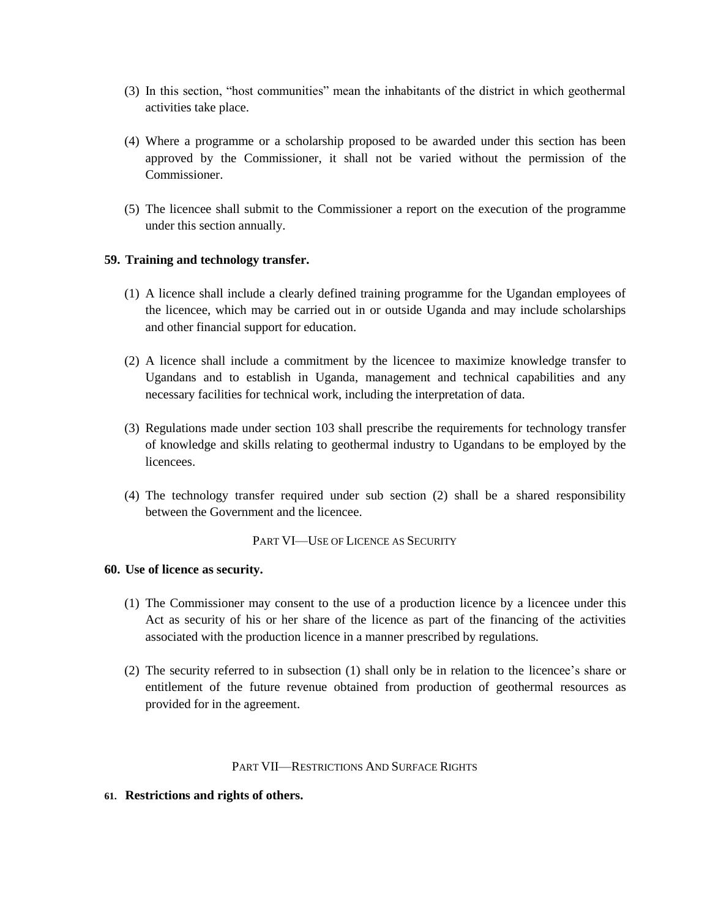(3) In this section, "host communities" mean the inhabitants of the district in which geothermal activities take place.

(4) Where a programme or a scholarship proposed to be awarded under this section has been approved by the Commissioner, it shall not be varied without the permission of the Commissioner.

(5) The licencee shall submit to the Commissioner a report on the execution of the programme under this section annually.

**59. Training and technology transfer.**

(1) A licence shall include a clearly defined training programme for the Ugandan employees of the licencee, which may be carried out in or outside Uganda and may include scholarships and other financial support for education.

(2) A licence shall include a commitment by the licencee to maximize knowledge transfer to Ugandans and to establish in Uganda, management and technical capabilities and any necessary facilities for technical work, including the interpretation of data.

(3) Regulations made under section 103 shall prescribe the requirements for technology transfer of knowledge and skills relating to geothermal industry to Ugandans to be employed by the licencees.

(4) The technology transfer required under sub section (2) shall be a shared responsibility between the Government and the licencee.

## PART VI—USE OF LICENCE AS SECURITY

**60. Use of licence as security.**

(1) The Commissioner may consent to the use of a production licence by a licencee under this Act as security of his or her share of the licence as part of the financing of the activities associated with the production licence in a manner prescribed by regulations.

(2) The security referred to in subsection (1) shall only be in relation to the licencee's share or entitlement of the future revenue obtained from production of geothermal resources as provided for in the agreement.

## PART VII—RESTRICTIONS AND SURFACE RIGHTS

**61. Restrictions and rights of others.**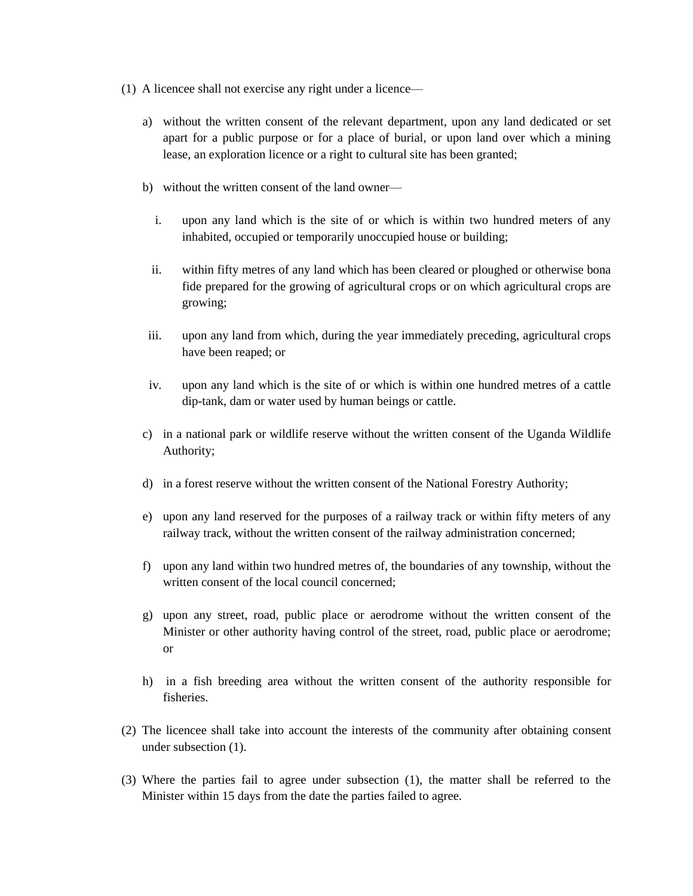(1) A licencee shall not exercise any right under a licence—

a) without the written consent of the relevant department, upon any land dedicated or set apart for a public purpose or for a place of burial, or upon land over which a mining lease, an exploration licence or a right to cultural site has been granted;

b) without the written consent of the land owner—

i. upon any land which is the site of or which is within two hundred meters of any inhabited, occupied or temporarily unoccupied house or building;

ii. within fifty metres of any land which has been cleared or ploughed or otherwise bona fide prepared for the growing of agricultural crops or on which agricultural crops are growing;

iii. upon any land from which, during the year immediately preceding, agricultural crops have been reaped; or

iv. upon any land which is the site of or which is within one hundred metres of a cattle dip-tank, dam or water used by human beings or cattle.

c) in a national park or wildlife reserve without the written consent of the Uganda Wildlife Authority;

d) in a forest reserve without the written consent of the National Forestry Authority;

e) upon any land reserved for the purposes of a railway track or within fifty meters of any railway track, without the written consent of the railway administration concerned;

f) upon any land within two hundred metres of, the boundaries of any township, without the written consent of the local council concerned;

g) upon any street, road, public place or aerodrome without the written consent of the Minister or other authority having control of the street, road, public place or aerodrome; or

h) in a fish breeding area without the written consent of the authority responsible for fisheries.

(2) The licencee shall take into account the interests of the community after obtaining consent under subsection (1).

(3) Where the parties fail to agree under subsection (1), the matter shall be referred to the Minister within 15 days from the date the parties failed to agree.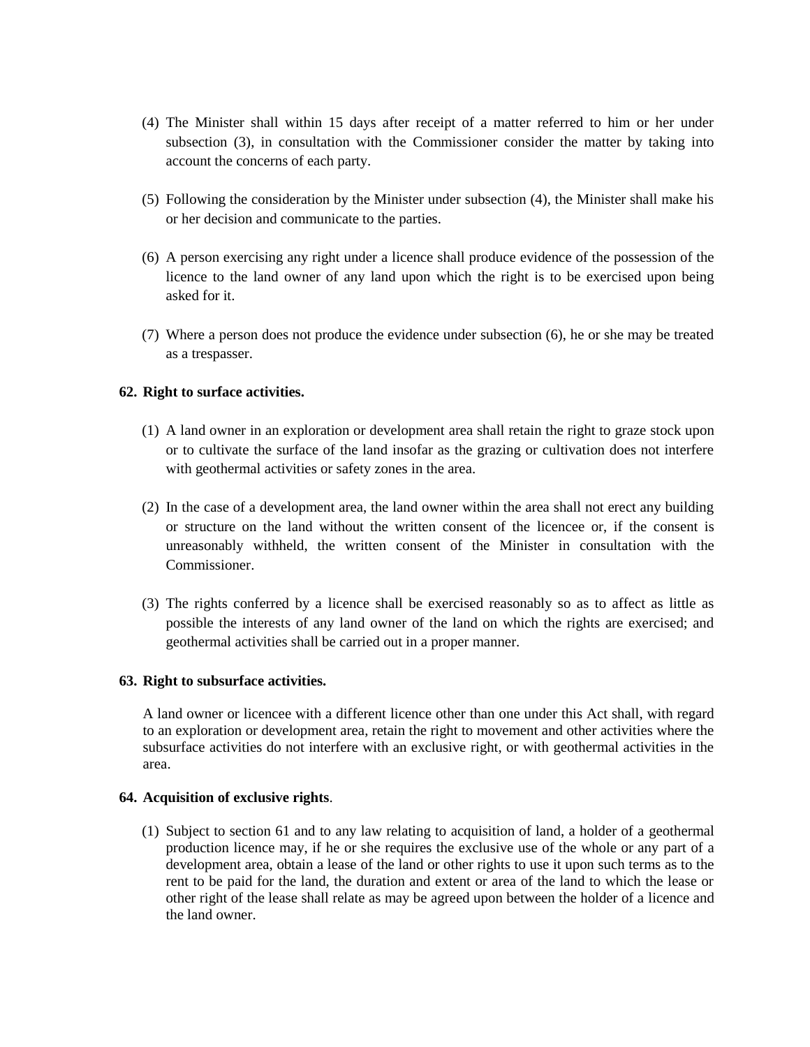(4) The Minister shall within 15 days after receipt of a matter referred to him or her under subsection (3), in consultation with the Commissioner consider the matter by taking into account the concerns of each party.

(5) Following the consideration by the Minister under subsection (4), the Minister shall make his or her decision and communicate to the parties.

(6) A person exercising any right under a licence shall produce evidence of the possession of the licence to the land owner of any land upon which the right is to be exercised upon being asked for it.

(7) Where a person does not produce the evidence under subsection (6), he or she may be treated as a trespasser.

**62. Right to surface activities.**

(1) A land owner in an exploration or development area shall retain the right to graze stock upon or to cultivate the surface of the land insofar as the grazing or cultivation does not interfere with geothermal activities or safety zones in the area.

(2) In the case of a development area, the land owner within the area shall not erect any building or structure on the land without the written consent of the licencee or, if the consent is unreasonably withheld, the written consent of the Minister in consultation with the Commissioner.

(3) The rights conferred by a licence shall be exercised reasonably so as to affect as little as possible the interests of any land owner of the land on which the rights are exercised; and geothermal activities shall be carried out in a proper manner.

**63. Right to subsurface activities.**

A land owner or licencee with a different licence other than one under this Act shall, with regard to an exploration or development area, retain the right to movement and other activities where the subsurface activities do not interfere with an exclusive right, or with geothermal activities in the area.

**64. Acquisition of exclusive rights**.

(1) Subject to section 61 and to any law relating to acquisition of land, a holder of a geothermal production licence may, if he or she requires the exclusive use of the whole or any part of a development area, obtain a lease of the land or other rights to use it upon such terms as to the rent to be paid for the land, the duration and extent or area of the land to which the lease or other right of the lease shall relate as may be agreed upon between the holder of a licence and the land owner.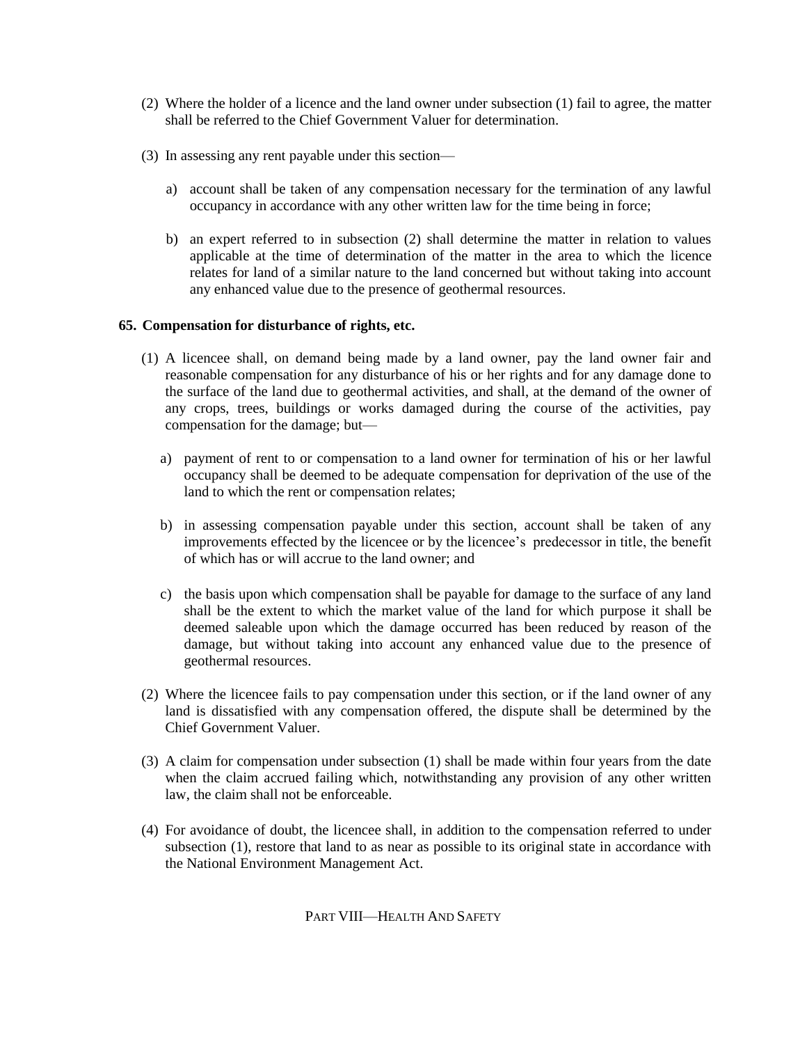(2) Where the holder of a licence and the land owner under subsection (1) fail to agree, the matter shall be referred to the Chief Government Valuer for determination.

(3) In assessing any rent payable under this section—

a) account shall be taken of any compensation necessary for the termination of any lawful occupancy in accordance with any other written law for the time being in force;

b) an expert referred to in subsection (2) shall determine the matter in relation to values applicable at the time of determination of the matter in the area to which the licence relates for land of a similar nature to the land concerned but without taking into account any enhanced value due to the presence of geothermal resources.

**65. Compensation for disturbance of rights, etc.**

(1) A licencee shall, on demand being made by a land owner, pay the land owner fair and reasonable compensation for any disturbance of his or her rights and for any damage done to the surface of the land due to geothermal activities, and shall, at the demand of the owner of any crops, trees, buildings or works damaged during the course of the activities, pay compensation for the damage; but—

a) payment of rent to or compensation to a land owner for termination of his or her lawful occupancy shall be deemed to be adequate compensation for deprivation of the use of the land to which the rent or compensation relates;

b) in assessing compensation payable under this section, account shall be taken of any improvements effected by the licencee or by the licencee's predecessor in title, the benefit of which has or will accrue to the land owner; and

c) the basis upon which compensation shall be payable for damage to the surface of any land shall be the extent to which the market value of the land for which purpose it shall be deemed saleable upon which the damage occurred has been reduced by reason of the damage, but without taking into account any enhanced value due to the presence of geothermal resources.

(2) Where the licencee fails to pay compensation under this section, or if the land owner of any land is dissatisfied with any compensation offered, the dispute shall be determined by the Chief Government Valuer.

(3) A claim for compensation under subsection (1) shall be made within four years from the date when the claim accrued failing which, notwithstanding any provision of any other written law, the claim shall not be enforceable.

(4) For avoidance of doubt, the licencee shall, in addition to the compensation referred to under subsection (1), restore that land to as near as possible to its original state in accordance with the National Environment Management Act.

## PART VIII—HEALTH AND SAFETY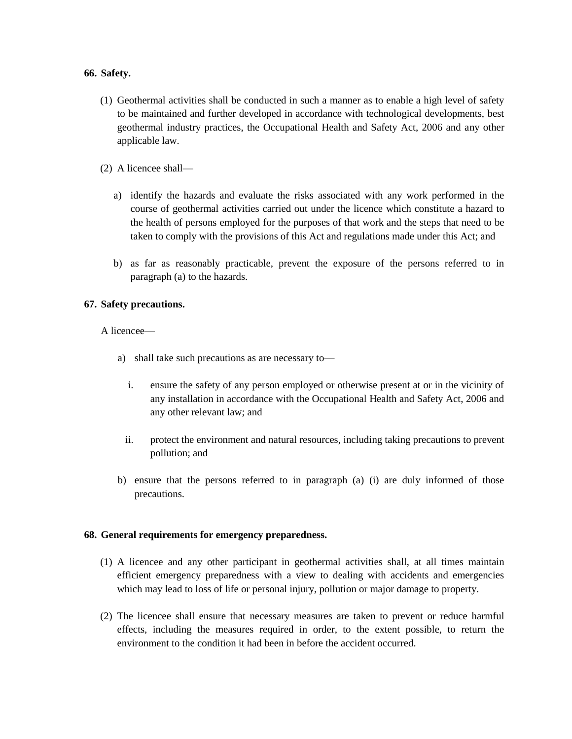**66. Safety.**

(1) Geothermal activities shall be conducted in such a manner as to enable a high level of safety to be maintained and further developed in accordance with technological developments, best geothermal industry practices, the Occupational Health and Safety Act, 2006 and any other applicable law.

(2) A licencee shall—

a) identify the hazards and evaluate the risks associated with any work performed in the course of geothermal activities carried out under the licence which constitute a hazard to the health of persons employed for the purposes of that work and the steps that need to be taken to comply with the provisions of this Act and regulations made under this Act; and

b) as far as reasonably practicable, prevent the exposure of the persons referred to in paragraph (a) to the hazards.

**67. Safety precautions.**

A licencee—

a) shall take such precautions as are necessary to—

i. ensure the safety of any person employed or otherwise present at or in the vicinity of any installation in accordance with the Occupational Health and Safety Act, 2006 and any other relevant law; and

ii. protect the environment and natural resources, including taking precautions to prevent pollution; and

b) ensure that the persons referred to in paragraph (a) (i) are duly informed of those precautions.

**68. General requirements for emergency preparedness.**

(1) A licencee and any other participant in geothermal activities shall, at all times maintain efficient emergency preparedness with a view to dealing with accidents and emergencies which may lead to loss of life or personal injury, pollution or major damage to property.

(2) The licencee shall ensure that necessary measures are taken to prevent or reduce harmful effects, including the measures required in order, to the extent possible, to return the environment to the condition it had been in before the accident occurred.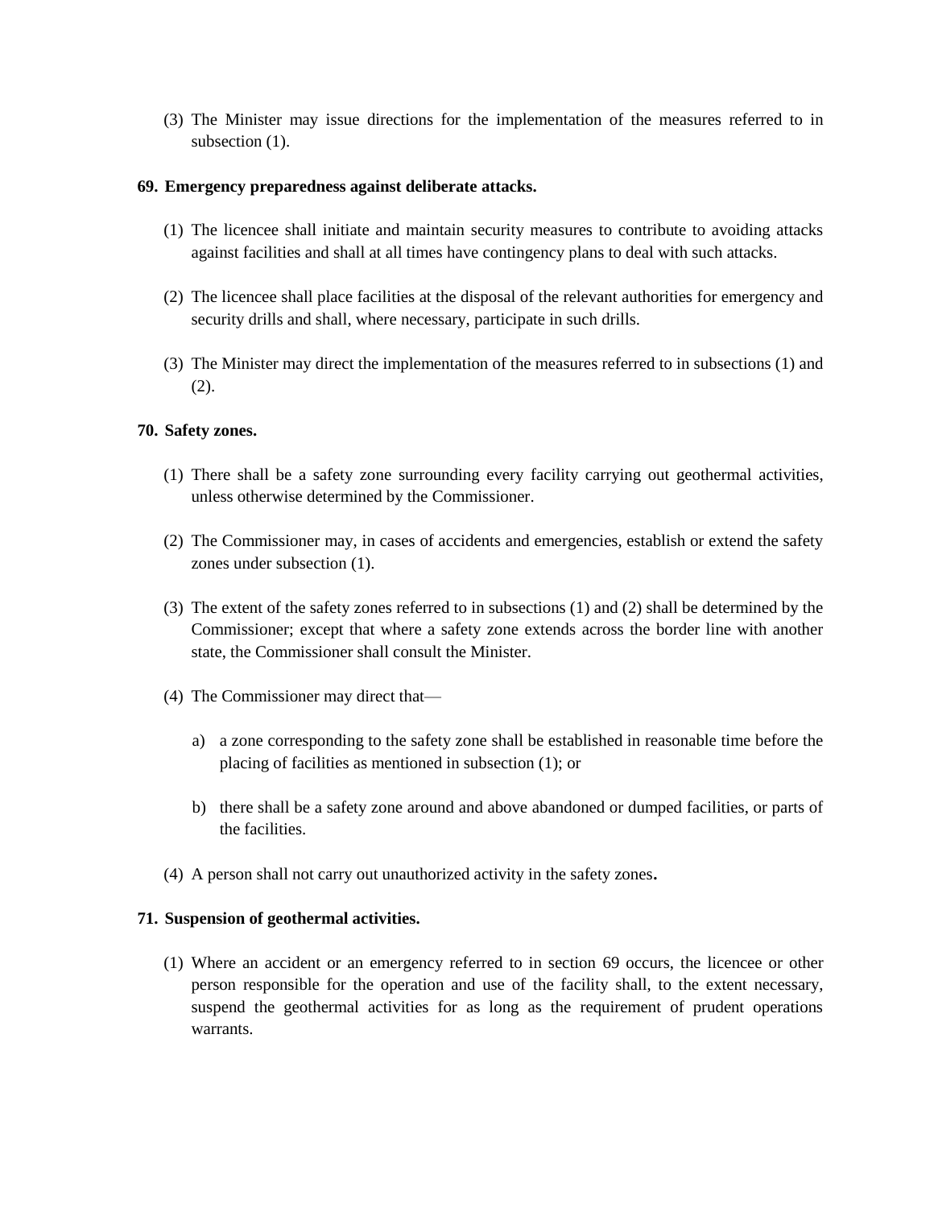(3) The Minister may issue directions for the implementation of the measures referred to in subsection (1).

**69. Emergency preparedness against deliberate attacks.**

(1) The licencee shall initiate and maintain security measures to contribute to avoiding attacks against facilities and shall at all times have contingency plans to deal with such attacks.

(2) The licencee shall place facilities at the disposal of the relevant authorities for emergency and security drills and shall, where necessary, participate in such drills.

(3) The Minister may direct the implementation of the measures referred to in subsections (1) and (2).

**70. Safety zones.**

(1) There shall be a safety zone surrounding every facility carrying out geothermal activities, unless otherwise determined by the Commissioner.

(2) The Commissioner may, in cases of accidents and emergencies, establish or extend the safety zones under subsection (1).

(3) The extent of the safety zones referred to in subsections (1) and (2) shall be determined by the Commissioner; except that where a safety zone extends across the border line with another state, the Commissioner shall consult the Minister.

(4) The Commissioner may direct that—

a) a zone corresponding to the safety zone shall be established in reasonable time before the placing of facilities as mentioned in subsection (1); or

b) there shall be a safety zone around and above abandoned or dumped facilities, or parts of the facilities.

(4) A person shall not carry out unauthorized activity in the safety zones**.**

**71. Suspension of geothermal activities.**

(1) Where an accident or an emergency referred to in section 69 occurs, the licencee or other person responsible for the operation and use of the facility shall, to the extent necessary, suspend the geothermal activities for as long as the requirement of prudent operations warrants.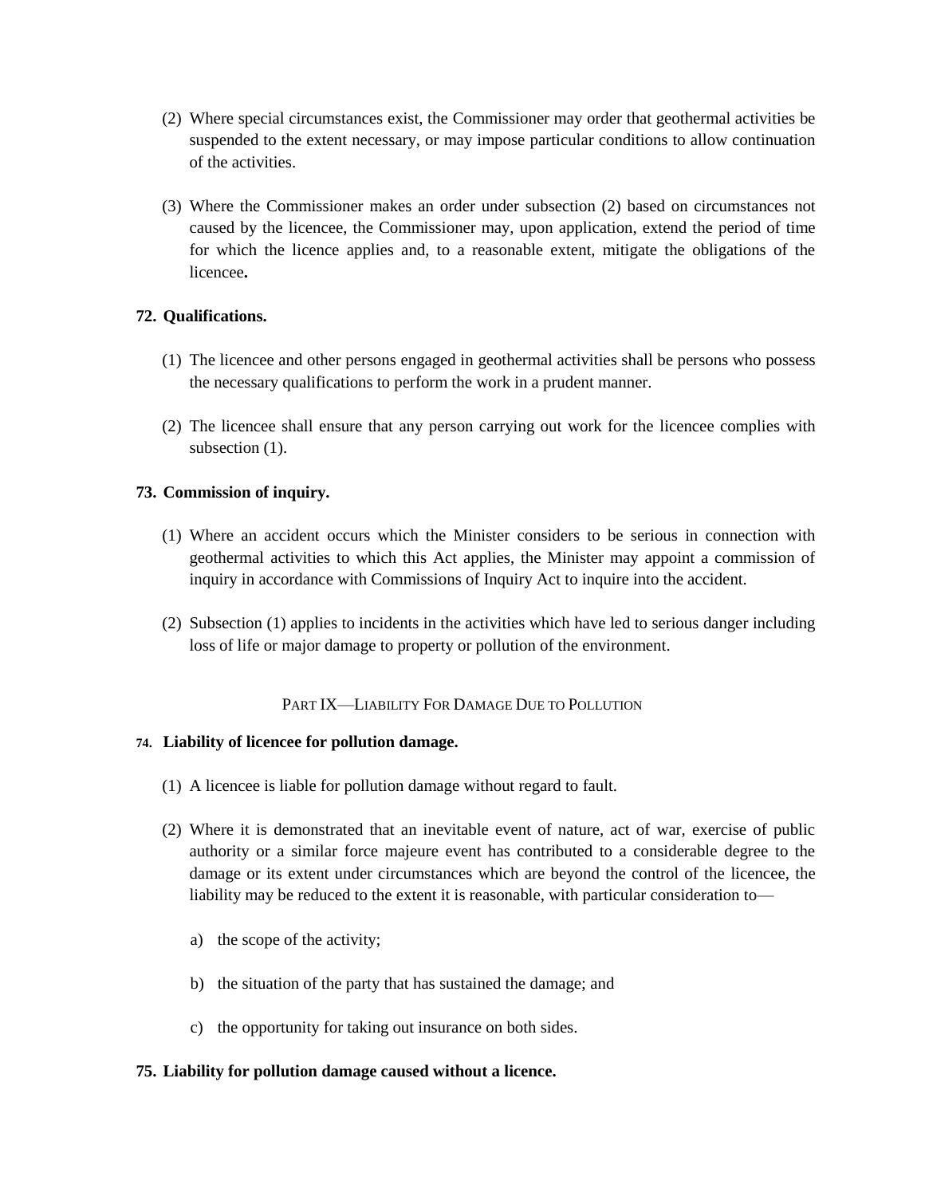(2) Where special circumstances exist, the Commissioner may order that geothermal activities be suspended to the extent necessary, or may impose particular conditions to allow continuation of the activities.

(3) Where the Commissioner makes an order under subsection (2) based on circumstances not caused by the licencee, the Commissioner may, upon application, extend the period of time for which the licence applies and, to a reasonable extent, mitigate the obligations of the licencee**.**

**72. Qualifications.**

(1) The licencee and other persons engaged in geothermal activities shall be persons who possess the necessary qualifications to perform the work in a prudent manner.

(2) The licencee shall ensure that any person carrying out work for the licencee complies with subsection (1).

**73. Commission of inquiry.**

(1) Where an accident occurs which the Minister considers to be serious in connection with geothermal activities to which this Act applies, the Minister may appoint a commission of inquiry in accordance with Commissions of Inquiry Act to inquire into the accident.

(2) Subsection (1) applies to incidents in the activities which have led to serious danger including loss of life or major damage to property or pollution of the environment.

PART IX—LIABILITY FOR DAMAGE DUE TO POLLUTION

**74. Liability of licencee for pollution damage.**

(1) A licencee is liable for pollution damage without regard to fault.

(2) Where it is demonstrated that an inevitable event of nature, act of war, exercise of public authority or a similar force majeure event has contributed to a considerable degree to the damage or its extent under circumstances which are beyond the control of the licencee, the liability may be reduced to the extent it is reasonable, with particular consideration to—

a) the scope of the activity;

b) the situation of the party that has sustained the damage; and

c) the opportunity for taking out insurance on both sides.

**75. Liability for pollution damage caused without a licence.**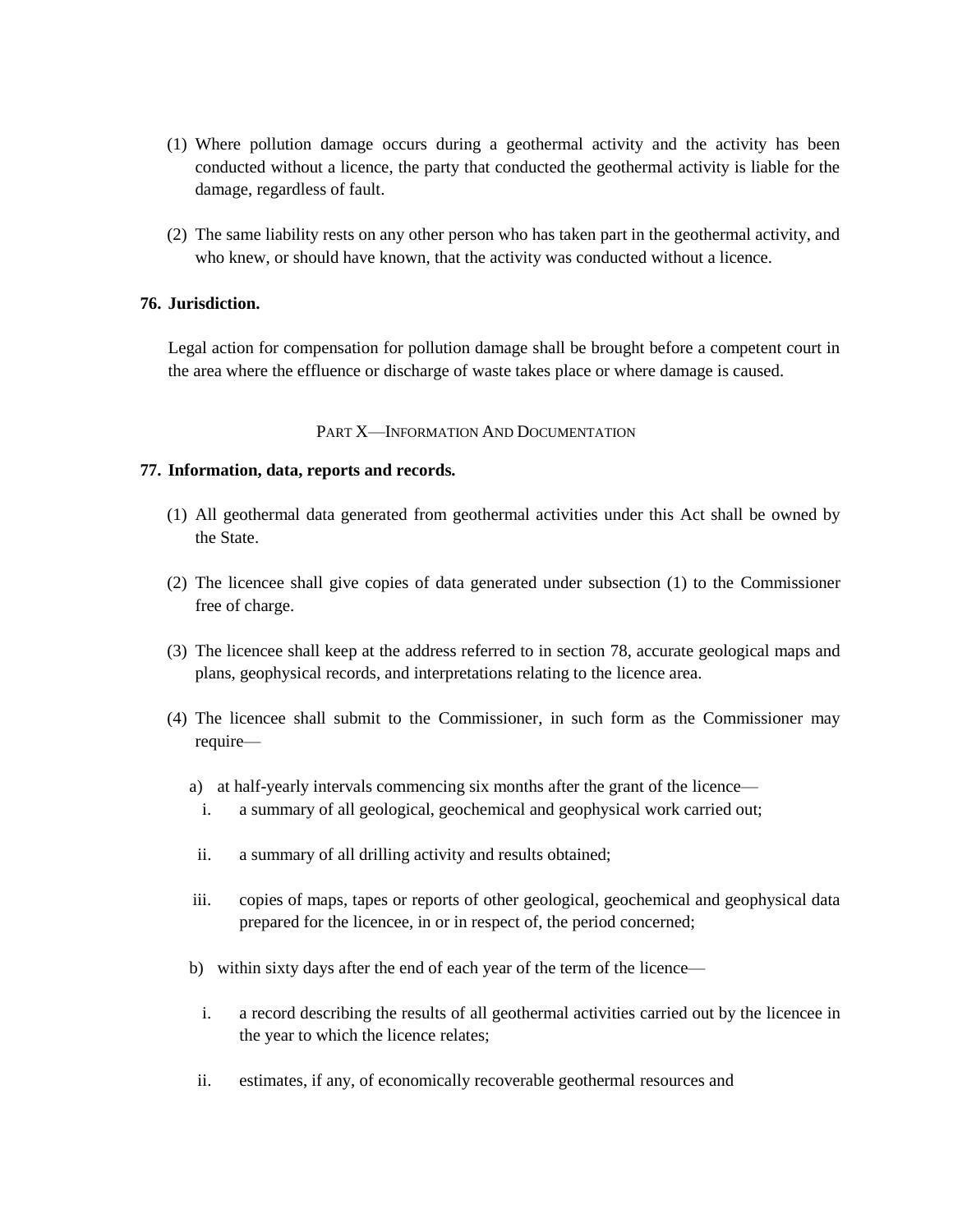(1) Where pollution damage occurs during a geothermal activity and the activity has been conducted without a licence, the party that conducted the geothermal activity is liable for the damage, regardless of fault.

(2) The same liability rests on any other person who has taken part in the geothermal activity, and who knew, or should have known, that the activity was conducted without a licence.

**76. Jurisdiction.**

Legal action for compensation for pollution damage shall be brought before a competent court in the area where the effluence or discharge of waste takes place or where damage is caused.

## PART X—INFORMATION AND DOCUMENTATION

**77. Information, data, reports and records.**

(1) All geothermal data generated from geothermal activities under this Act shall be owned by the State.

(2) The licencee shall give copies of data generated under subsection (1) to the Commissioner free of charge.

(3) The licencee shall keep at the address referred to in section 78, accurate geological maps and plans, geophysical records, and interpretations relating to the licence area.

(4) The licencee shall submit to the Commissioner, in such form as the Commissioner may require—

a) at half-yearly intervals commencing six months after the grant of the licence—

i. a summary of all geological, geochemical and geophysical work carried out;

ii. a summary of all drilling activity and results obtained;

iii. copies of maps, tapes or reports of other geological, geochemical and geophysical data prepared for the licencee, in or in respect of, the period concerned;

b) within sixty days after the end of each year of the term of the licence—

i. a record describing the results of all geothermal activities carried out by the licencee in the year to which the licence relates;

ii. estimates, if any, of economically recoverable geothermal resources and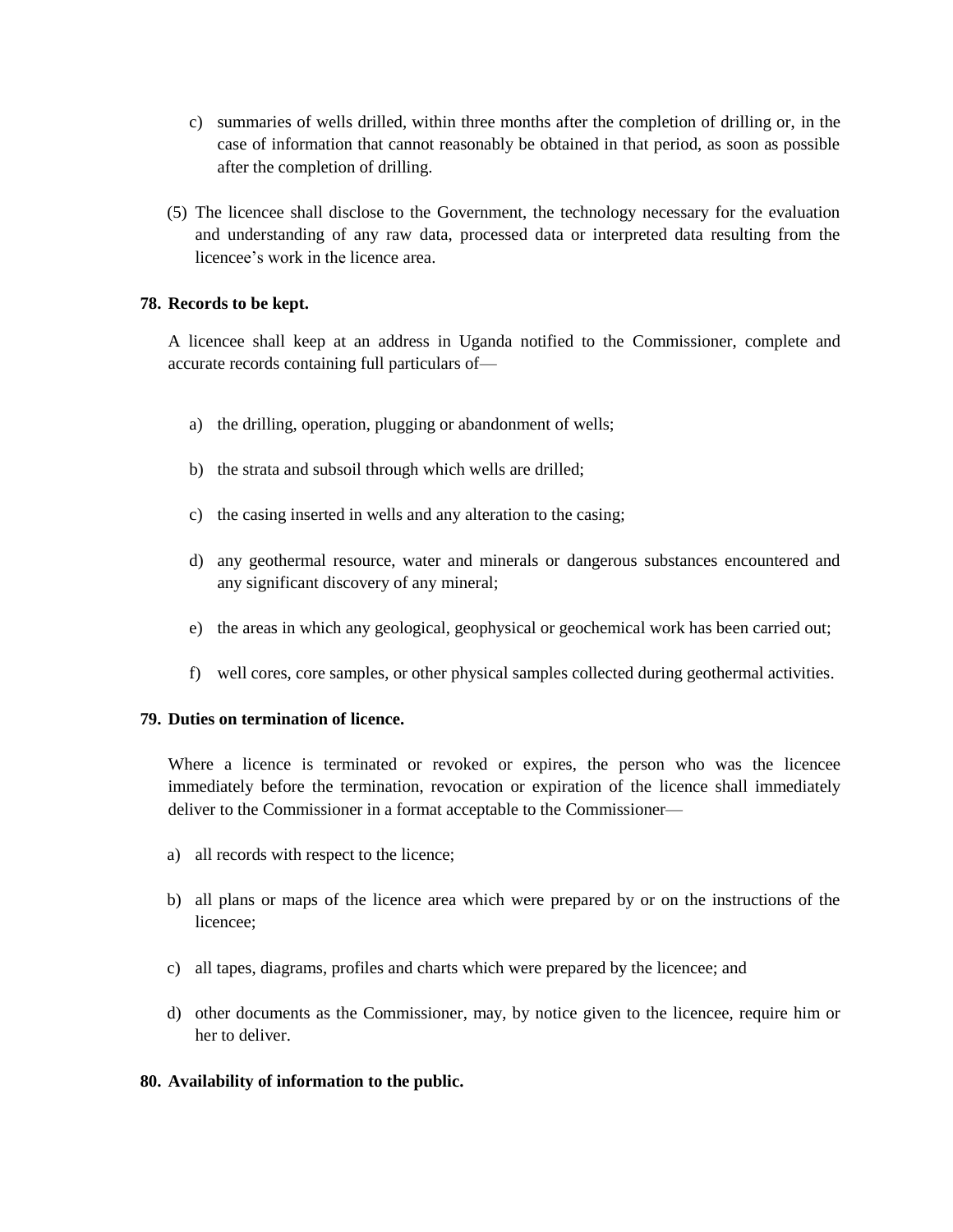c) summaries of wells drilled, within three months after the completion of drilling or, in the case of information that cannot reasonably be obtained in that period, as soon as possible after the completion of drilling.

(5) The licencee shall disclose to the Government, the technology necessary for the evaluation and understanding of any raw data, processed data or interpreted data resulting from the licencee's work in the licence area.

**78. Records to be kept.**

A licencee shall keep at an address in Uganda notified to the Commissioner, complete and accurate records containing full particulars of—

a) the drilling, operation, plugging or abandonment of wells;

b) the strata and subsoil through which wells are drilled;

c) the casing inserted in wells and any alteration to the casing;

d) any geothermal resource, water and minerals or dangerous substances encountered and any significant discovery of any mineral;

e) the areas in which any geological, geophysical or geochemical work has been carried out;

f) well cores, core samples, or other physical samples collected during geothermal activities.

**79. Duties on termination of licence.**

Where a licence is terminated or revoked or expires, the person who was the licencee immediately before the termination, revocation or expiration of the licence shall immediately deliver to the Commissioner in a format acceptable to the Commissioner—

a) all records with respect to the licence;

b) all plans or maps of the licence area which were prepared by or on the instructions of the licencee;

c) all tapes, diagrams, profiles and charts which were prepared by the licencee; and

d) other documents as the Commissioner, may, by notice given to the licencee, require him or her to deliver.

**80. Availability of information to the public.**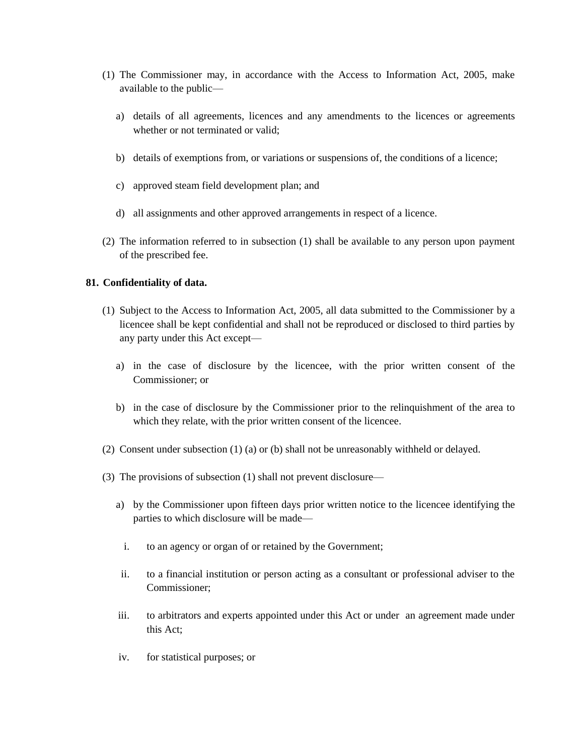(1) The Commissioner may, in accordance with the Access to Information Act, 2005, make available to the public—

  a) details of all agreements, licences and any amendments to the licences or agreements whether or not terminated or valid;

  b) details of exemptions from, or variations or suspensions of, the conditions of a licence;

  c) approved steam field development plan; and

  d) all assignments and other approved arrangements in respect of a licence.

(2) The information referred to in subsection (1) shall be available to any person upon payment of the prescribed fee.

**81. Confidentiality of data.**

(1) Subject to the Access to Information Act, 2005, all data submitted to the Commissioner by a licencee shall be kept confidential and shall not be reproduced or disclosed to third parties by any party under this Act except—

  a) in the case of disclosure by the licencee, with the prior written consent of the Commissioner; or

  b) in the case of disclosure by the Commissioner prior to the relinquishment of the area to which they relate, with the prior written consent of the licencee.

(2) Consent under subsection (1) (a) or (b) shall not be unreasonably withheld or delayed.

(3) The provisions of subsection (1) shall not prevent disclosure—

  a) by the Commissioner upon fifteen days prior written notice to the licencee identifying the parties to which disclosure will be made—

    i. to an agency or organ of or retained by the Government;

    ii. to a financial institution or person acting as a consultant or professional adviser to the Commissioner;

    iii. to arbitrators and experts appointed under this Act or under an agreement made under this Act;

    iv. for statistical purposes; or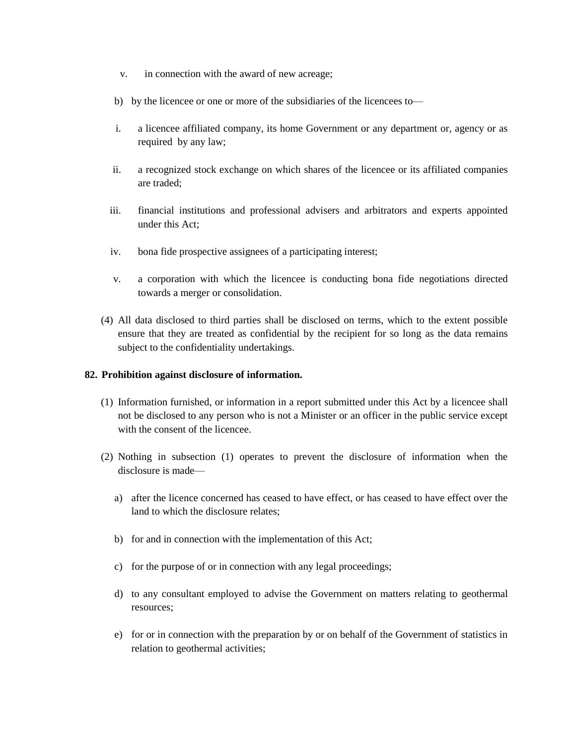v. in connection with the award of new acreage;

b) by the licencee or one or more of the subsidiaries of the licencees to—

i. a licencee affiliated company, its home Government or any department or, agency or as required by any law;

ii. a recognized stock exchange on which shares of the licencee or its affiliated companies are traded;

iii. financial institutions and professional advisers and arbitrators and experts appointed under this Act;

iv. bona fide prospective assignees of a participating interest;

v. a corporation with which the licencee is conducting bona fide negotiations directed towards a merger or consolidation.

(4) All data disclosed to third parties shall be disclosed on terms, which to the extent possible ensure that they are treated as confidential by the recipient for so long as the data remains subject to the confidentiality undertakings.

**82. Prohibition against disclosure of information.**

(1) Information furnished, or information in a report submitted under this Act by a licencee shall not be disclosed to any person who is not a Minister or an officer in the public service except with the consent of the licencee.

(2) Nothing in subsection (1) operates to prevent the disclosure of information when the disclosure is made—

a) after the licence concerned has ceased to have effect, or has ceased to have effect over the land to which the disclosure relates;

b) for and in connection with the implementation of this Act;

c) for the purpose of or in connection with any legal proceedings;

d) to any consultant employed to advise the Government on matters relating to geothermal resources;

e) for or in connection with the preparation by or on behalf of the Government of statistics in relation to geothermal activities;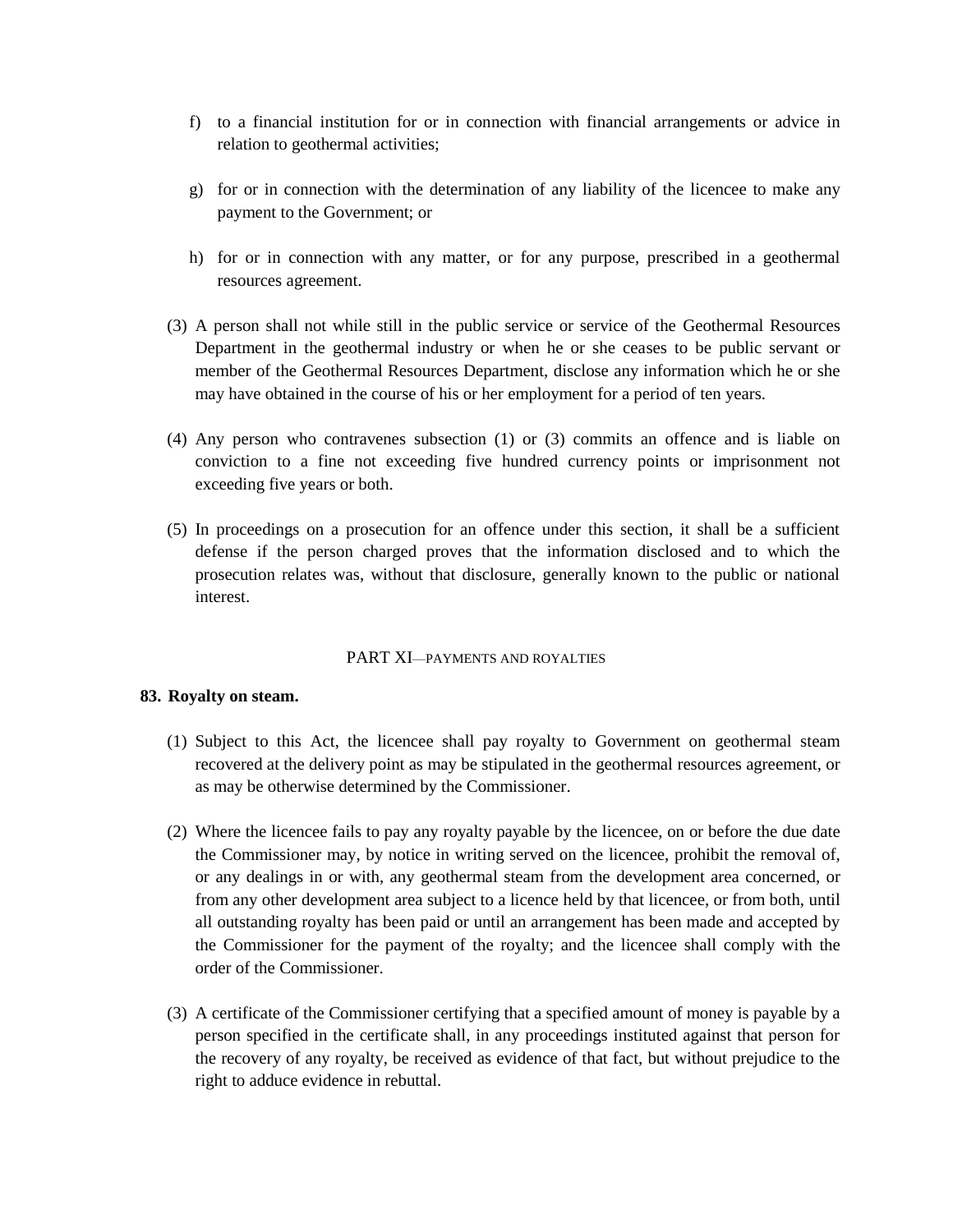f) to a financial institution for or in connection with financial arrangements or advice in relation to geothermal activities;

g) for or in connection with the determination of any liability of the licencee to make any payment to the Government; or

h) for or in connection with any matter, or for any purpose, prescribed in a geothermal resources agreement.

(3) A person shall not while still in the public service or service of the Geothermal Resources Department in the geothermal industry or when he or she ceases to be public servant or member of the Geothermal Resources Department, disclose any information which he or she may have obtained in the course of his or her employment for a period of ten years.

(4) Any person who contravenes subsection (1) or (3) commits an offence and is liable on conviction to a fine not exceeding five hundred currency points or imprisonment not exceeding five years or both.

(5) In proceedings on a prosecution for an offence under this section, it shall be a sufficient defense if the person charged proves that the information disclosed and to which the prosecution relates was, without that disclosure, generally known to the public or national interest.

## PART XI—PAYMENTS AND ROYALTIES

### 83. Royalty on steam.

(1) Subject to this Act, the licencee shall pay royalty to Government on geothermal steam recovered at the delivery point as may be stipulated in the geothermal resources agreement, or as may be otherwise determined by the Commissioner.

(2) Where the licencee fails to pay any royalty payable by the licencee, on or before the due date the Commissioner may, by notice in writing served on the licencee, prohibit the removal of, or any dealings in or with, any geothermal steam from the development area concerned, or from any other development area subject to a licence held by that licencee, or from both, until all outstanding royalty has been paid or until an arrangement has been made and accepted by the Commissioner for the payment of the royalty; and the licencee shall comply with the order of the Commissioner.

(3) A certificate of the Commissioner certifying that a specified amount of money is payable by a person specified in the certificate shall, in any proceedings instituted against that person for the recovery of any royalty, be received as evidence of that fact, but without prejudice to the right to adduce evidence in rebuttal.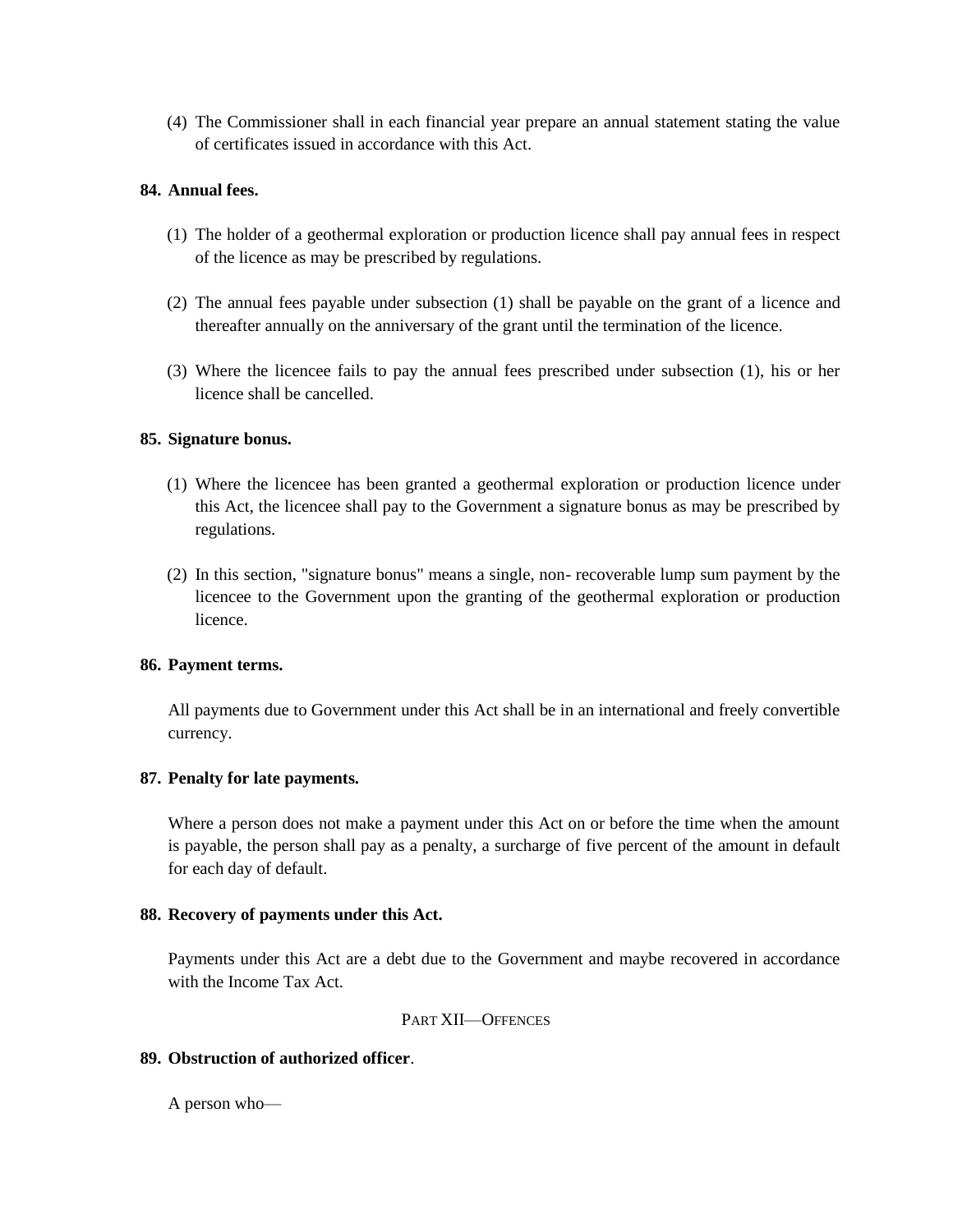(4) The Commissioner shall in each financial year prepare an annual statement stating the value of certificates issued in accordance with this Act.

**84. Annual fees.**

(1) The holder of a geothermal exploration or production licence shall pay annual fees in respect of the licence as may be prescribed by regulations.

(2) The annual fees payable under subsection (1) shall be payable on the grant of a licence and thereafter annually on the anniversary of the grant until the termination of the licence.

(3) Where the licencee fails to pay the annual fees prescribed under subsection (1), his or her licence shall be cancelled.

**85. Signature bonus.**

(1) Where the licencee has been granted a geothermal exploration or production licence under this Act, the licencee shall pay to the Government a signature bonus as may be prescribed by regulations.

(2) In this section, "signature bonus" means a single, non- recoverable lump sum payment by the licencee to the Government upon the granting of the geothermal exploration or production licence.

**86. Payment terms.**

All payments due to Government under this Act shall be in an international and freely convertible currency.

**87. Penalty for late payments.**

Where a person does not make a payment under this Act on or before the time when the amount is payable, the person shall pay as a penalty, a surcharge of five percent of the amount in default for each day of default.

**88. Recovery of payments under this Act.**

Payments under this Act are a debt due to the Government and maybe recovered in accordance with the Income Tax Act.

## PART XII—OFFENCES

**89. Obstruction of authorized officer**.

A person who—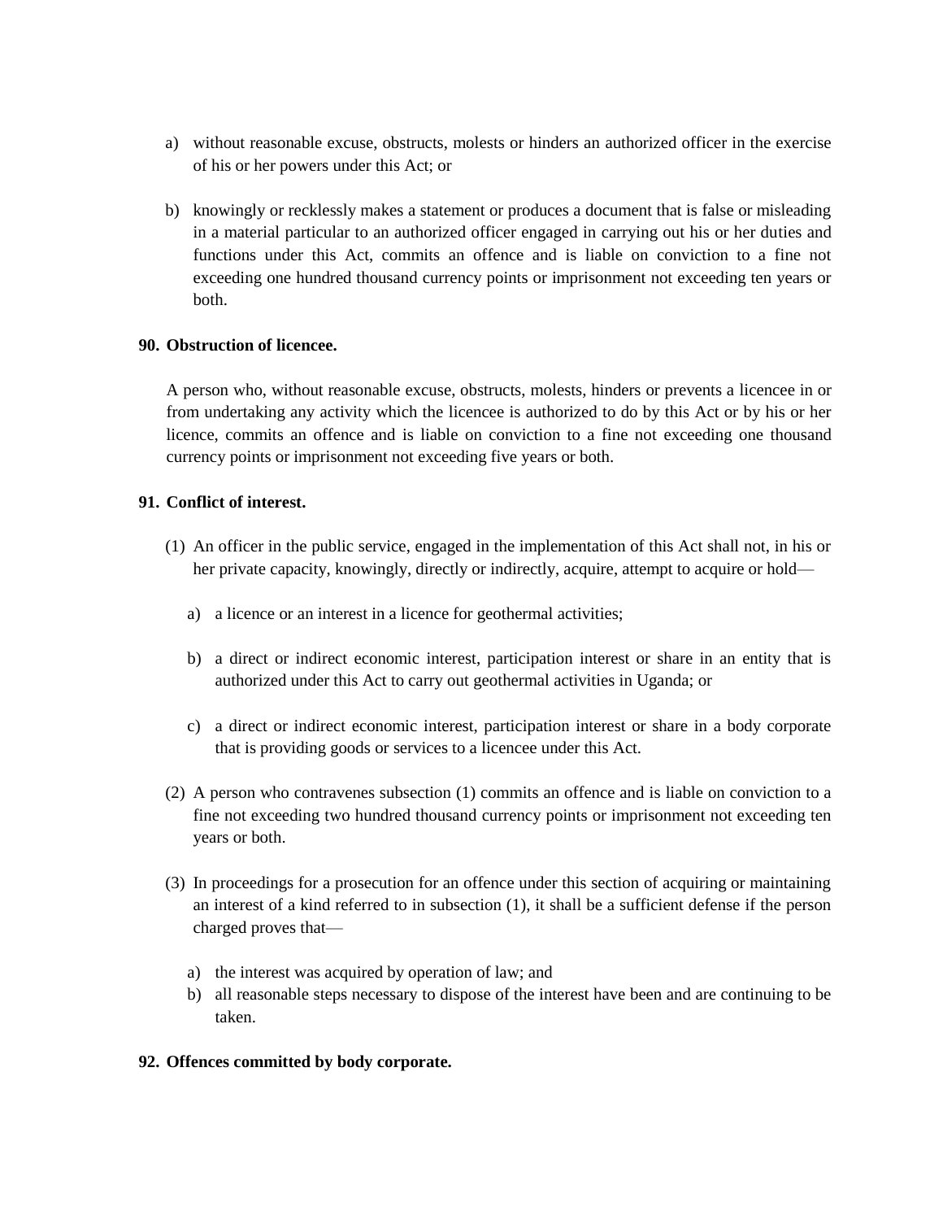a) without reasonable excuse, obstructs, molests or hinders an authorized officer in the exercise of his or her powers under this Act; or

b) knowingly or recklessly makes a statement or produces a document that is false or misleading in a material particular to an authorized officer engaged in carrying out his or her duties and functions under this Act, commits an offence and is liable on conviction to a fine not exceeding one hundred thousand currency points or imprisonment not exceeding ten years or both.

**90. Obstruction of licencee.**

A person who, without reasonable excuse, obstructs, molests, hinders or prevents a licencee in or from undertaking any activity which the licencee is authorized to do by this Act or by his or her licence, commits an offence and is liable on conviction to a fine not exceeding one thousand currency points or imprisonment not exceeding five years or both.

**91. Conflict of interest.**

(1) An officer in the public service, engaged in the implementation of this Act shall not, in his or her private capacity, knowingly, directly or indirectly, acquire, attempt to acquire or hold—

a) a licence or an interest in a licence for geothermal activities;

b) a direct or indirect economic interest, participation interest or share in an entity that is authorized under this Act to carry out geothermal activities in Uganda; or

c) a direct or indirect economic interest, participation interest or share in a body corporate that is providing goods or services to a licencee under this Act.

(2) A person who contravenes subsection (1) commits an offence and is liable on conviction to a fine not exceeding two hundred thousand currency points or imprisonment not exceeding ten years or both.

(3) In proceedings for a prosecution for an offence under this section of acquiring or maintaining an interest of a kind referred to in subsection (1), it shall be a sufficient defense if the person charged proves that—

a) the interest was acquired by operation of law; and
b) all reasonable steps necessary to dispose of the interest have been and are continuing to be taken.

**92. Offences committed by body corporate.**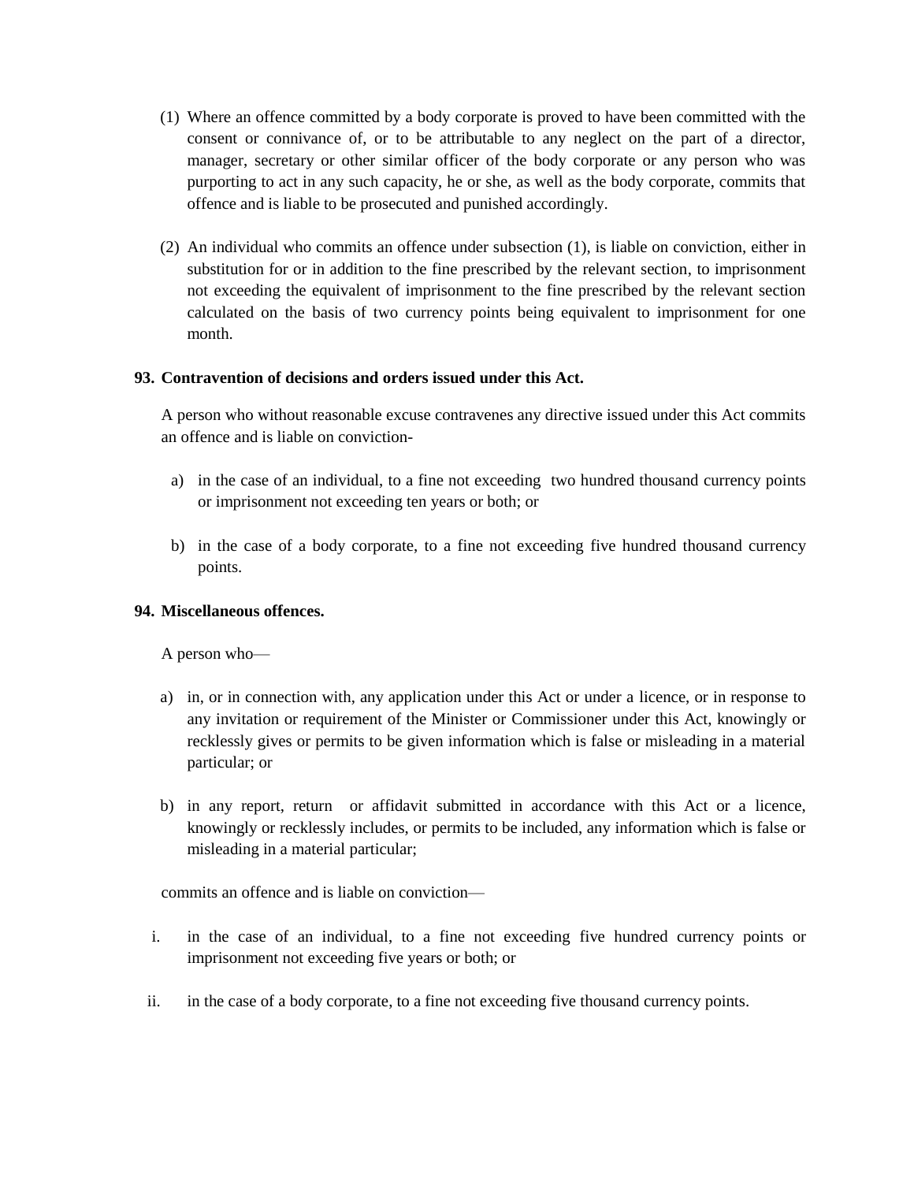(1) Where an offence committed by a body corporate is proved to have been committed with the consent or connivance of, or to be attributable to any neglect on the part of a director, manager, secretary or other similar officer of the body corporate or any person who was purporting to act in any such capacity, he or she, as well as the body corporate, commits that offence and is liable to be prosecuted and punished accordingly.

(2) An individual who commits an offence under subsection (1), is liable on conviction, either in substitution for or in addition to the fine prescribed by the relevant section, to imprisonment not exceeding the equivalent of imprisonment to the fine prescribed by the relevant section calculated on the basis of two currency points being equivalent to imprisonment for one month.

**93. Contravention of decisions and orders issued under this Act.**

A person who without reasonable excuse contravenes any directive issued under this Act commits an offence and is liable on conviction-

a) in the case of an individual, to a fine not exceeding two hundred thousand currency points or imprisonment not exceeding ten years or both; or

b) in the case of a body corporate, to a fine not exceeding five hundred thousand currency points.

**94. Miscellaneous offences.**

A person who—

a) in, or in connection with, any application under this Act or under a licence, or in response to any invitation or requirement of the Minister or Commissioner under this Act, knowingly or recklessly gives or permits to be given information which is false or misleading in a material particular; or

b) in any report, return or affidavit submitted in accordance with this Act or a licence, knowingly or recklessly includes, or permits to be included, any information which is false or misleading in a material particular;

commits an offence and is liable on conviction—

i. in the case of an individual, to a fine not exceeding five hundred currency points or imprisonment not exceeding five years or both; or

ii. in the case of a body corporate, to a fine not exceeding five thousand currency points.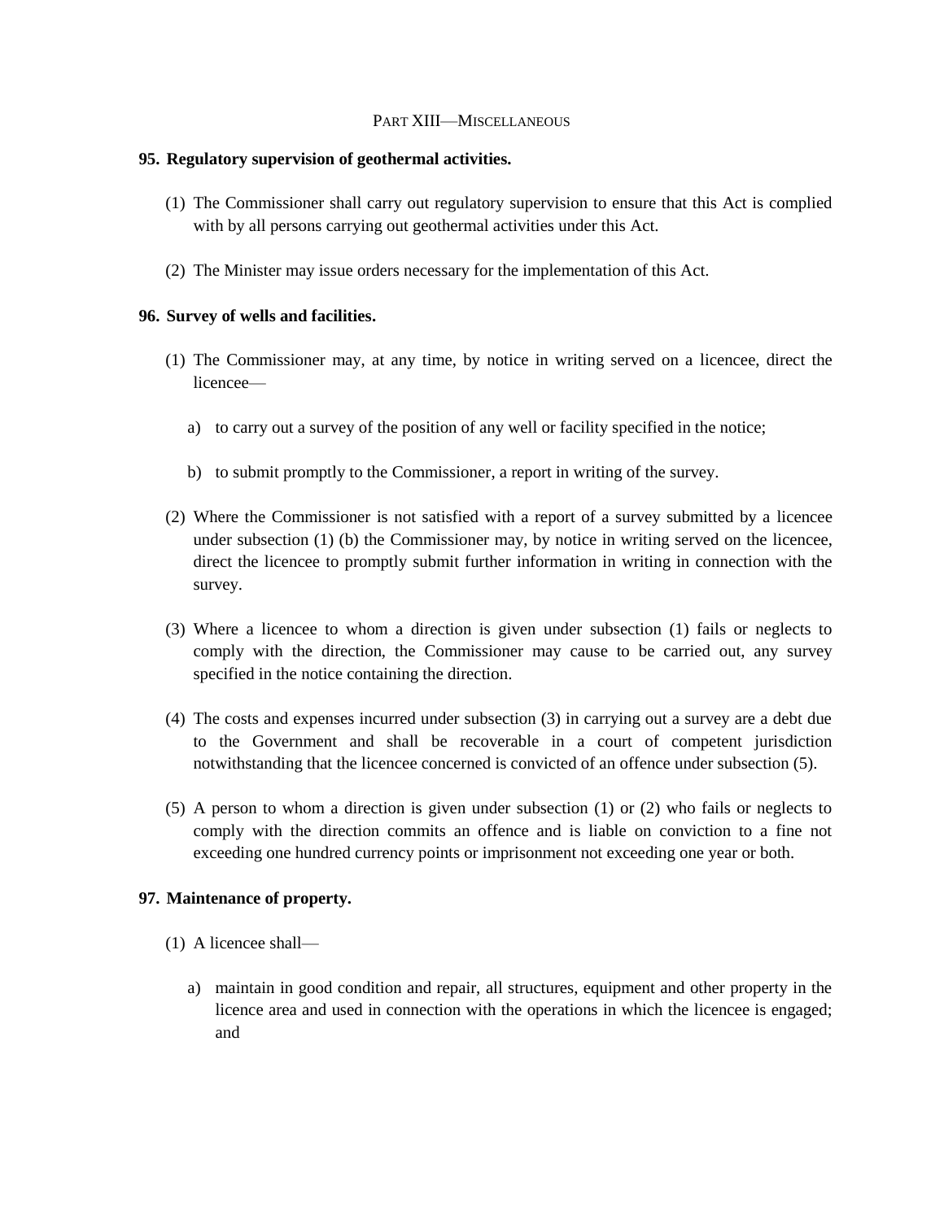## PART XIII—MISCELLANEOUS

### 95. Regulatory supervision of geothermal activities.

(1) The Commissioner shall carry out regulatory supervision to ensure that this Act is complied with by all persons carrying out geothermal activities under this Act.

(2) The Minister may issue orders necessary for the implementation of this Act.

### 96. Survey of wells and facilities.

(1) The Commissioner may, at any time, by notice in writing served on a licencee, direct the licencee—

a) to carry out a survey of the position of any well or facility specified in the notice;

b) to submit promptly to the Commissioner, a report in writing of the survey.

(2) Where the Commissioner is not satisfied with a report of a survey submitted by a licencee under subsection (1) (b) the Commissioner may, by notice in writing served on the licencee, direct the licencee to promptly submit further information in writing in connection with the survey.

(3) Where a licencee to whom a direction is given under subsection (1) fails or neglects to comply with the direction, the Commissioner may cause to be carried out, any survey specified in the notice containing the direction.

(4) The costs and expenses incurred under subsection (3) in carrying out a survey are a debt due to the Government and shall be recoverable in a court of competent jurisdiction notwithstanding that the licencee concerned is convicted of an offence under subsection (5).

(5) A person to whom a direction is given under subsection (1) or (2) who fails or neglects to comply with the direction commits an offence and is liable on conviction to a fine not exceeding one hundred currency points or imprisonment not exceeding one year or both.

### 97. Maintenance of property.

(1) A licencee shall—

a) maintain in good condition and repair, all structures, equipment and other property in the licence area and used in connection with the operations in which the licencee is engaged; and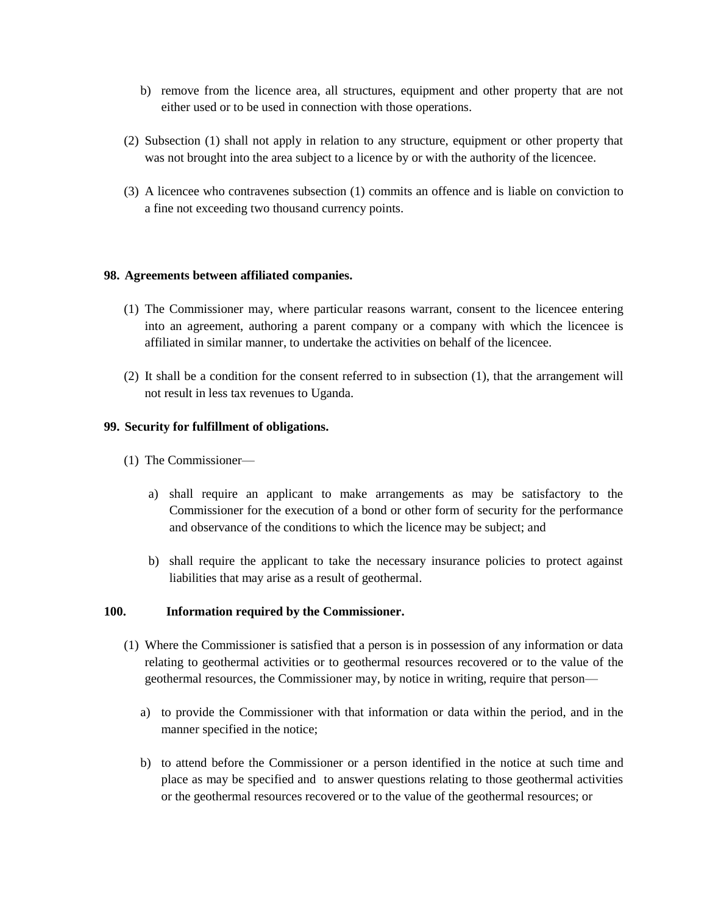b) remove from the licence area, all structures, equipment and other property that are not either used or to be used in connection with those operations.

(2) Subsection (1) shall not apply in relation to any structure, equipment or other property that was not brought into the area subject to a licence by or with the authority of the licencee.

(3) A licencee who contravenes subsection (1) commits an offence and is liable on conviction to a fine not exceeding two thousand currency points.

**98. Agreements between affiliated companies.**

(1) The Commissioner may, where particular reasons warrant, consent to the licencee entering into an agreement, authoring a parent company or a company with which the licencee is affiliated in similar manner, to undertake the activities on behalf of the licencee.

(2) It shall be a condition for the consent referred to in subsection (1), that the arrangement will not result in less tax revenues to Uganda.

**99. Security for fulfillment of obligations.**

(1) The Commissioner—

a) shall require an applicant to make arrangements as may be satisfactory to the Commissioner for the execution of a bond or other form of security for the performance and observance of the conditions to which the licence may be subject; and

b) shall require the applicant to take the necessary insurance policies to protect against liabilities that may arise as a result of geothermal.

**100. Information required by the Commissioner.**

(1) Where the Commissioner is satisfied that a person is in possession of any information or data relating to geothermal activities or to geothermal resources recovered or to the value of the geothermal resources, the Commissioner may, by notice in writing, require that person—

a) to provide the Commissioner with that information or data within the period, and in the manner specified in the notice;

b) to attend before the Commissioner or a person identified in the notice at such time and place as may be specified and to answer questions relating to those geothermal activities or the geothermal resources recovered or to the value of the geothermal resources; or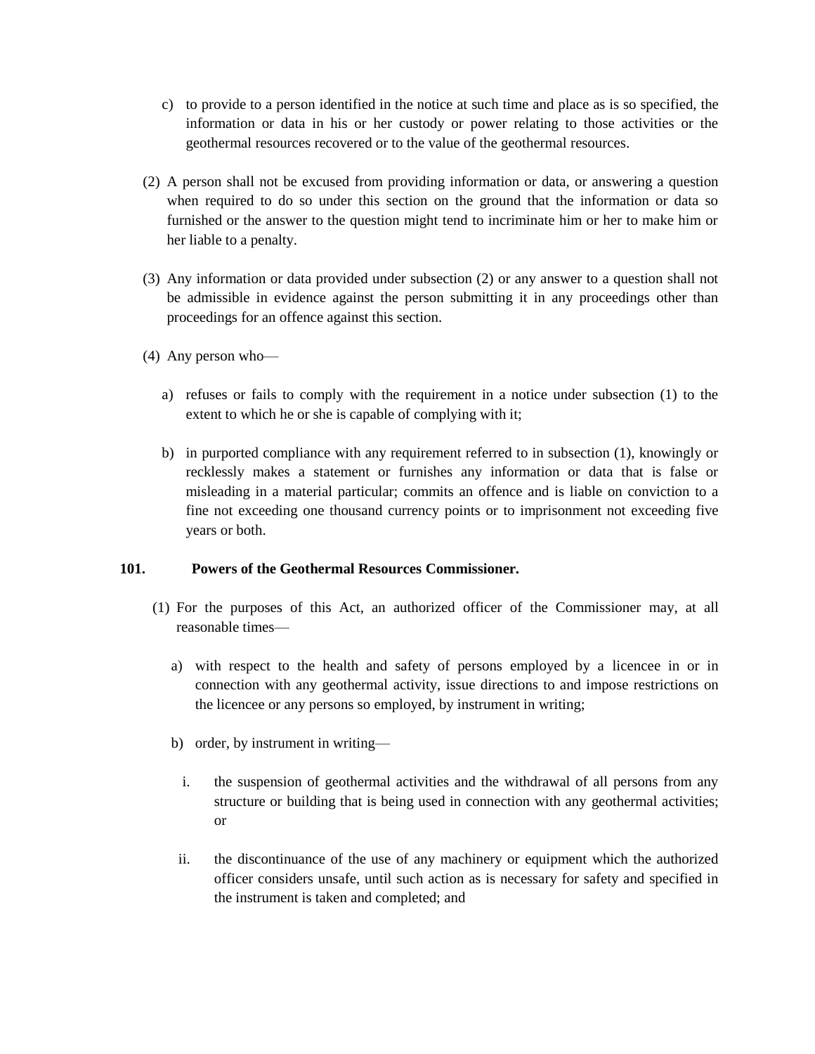c) to provide to a person identified in the notice at such time and place as is so specified, the information or data in his or her custody or power relating to those activities or the geothermal resources recovered or to the value of the geothermal resources.

(2) A person shall not be excused from providing information or data, or answering a question when required to do so under this section on the ground that the information or data so furnished or the answer to the question might tend to incriminate him or her to make him or her liable to a penalty.

(3) Any information or data provided under subsection (2) or any answer to a question shall not be admissible in evidence against the person submitting it in any proceedings other than proceedings for an offence against this section.

(4) Any person who—

a) refuses or fails to comply with the requirement in a notice under subsection (1) to the extent to which he or she is capable of complying with it;

b) in purported compliance with any requirement referred to in subsection (1), knowingly or recklessly makes a statement or furnishes any information or data that is false or misleading in a material particular; commits an offence and is liable on conviction to a fine not exceeding one thousand currency points or to imprisonment not exceeding five years or both.

**101. Powers of the Geothermal Resources Commissioner.**

(1) For the purposes of this Act, an authorized officer of the Commissioner may, at all reasonable times—

a) with respect to the health and safety of persons employed by a licencee in or in connection with any geothermal activity, issue directions to and impose restrictions on the licencee or any persons so employed, by instrument in writing;

b) order, by instrument in writing—

i. the suspension of geothermal activities and the withdrawal of all persons from any structure or building that is being used in connection with any geothermal activities; or

ii. the discontinuance of the use of any machinery or equipment which the authorized officer considers unsafe, until such action as is necessary for safety and specified in the instrument is taken and completed; and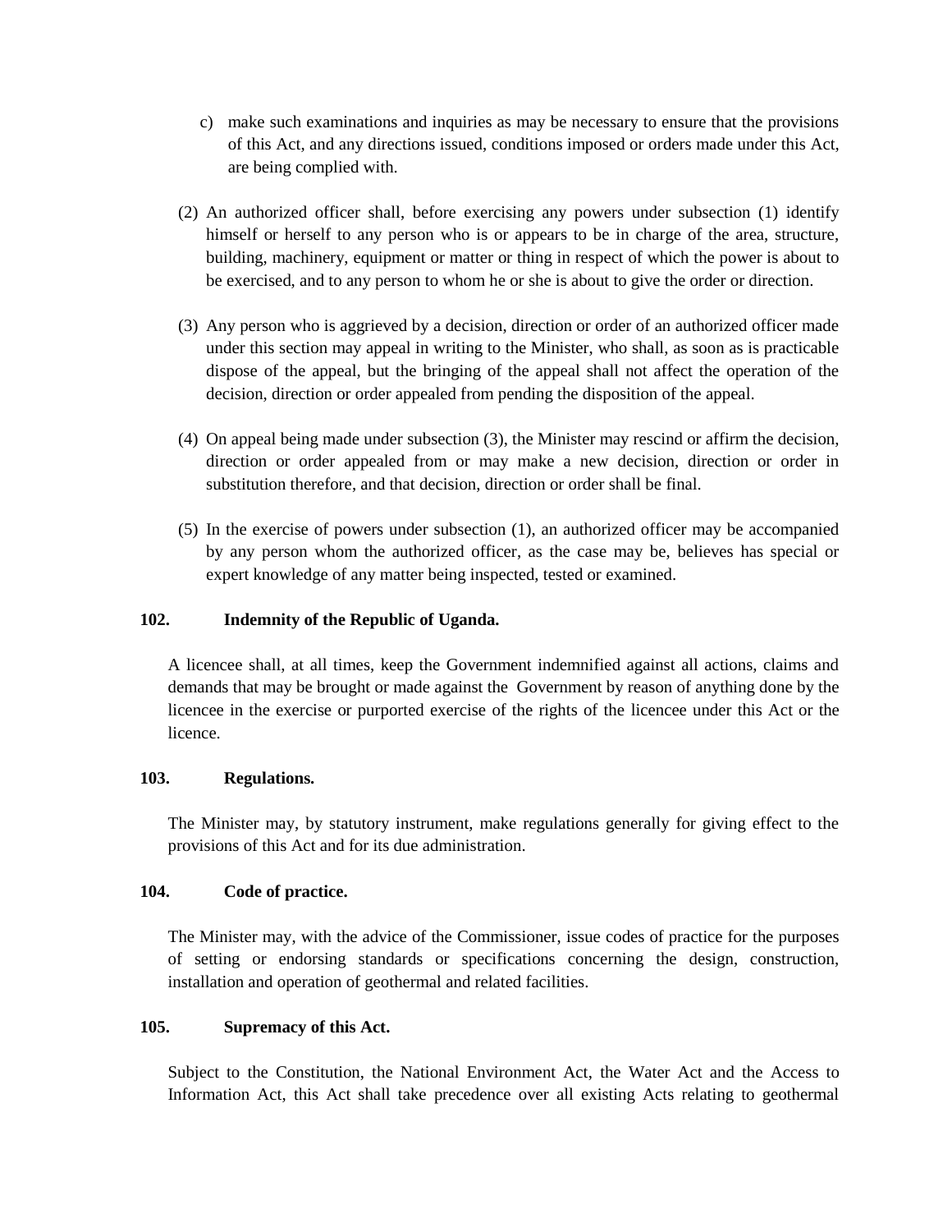c) make such examinations and inquiries as may be necessary to ensure that the provisions of this Act, and any directions issued, conditions imposed or orders made under this Act, are being complied with.

(2) An authorized officer shall, before exercising any powers under subsection (1) identify himself or herself to any person who is or appears to be in charge of the area, structure, building, machinery, equipment or matter or thing in respect of which the power is about to be exercised, and to any person to whom he or she is about to give the order or direction.

(3) Any person who is aggrieved by a decision, direction or order of an authorized officer made under this section may appeal in writing to the Minister, who shall, as soon as is practicable dispose of the appeal, but the bringing of the appeal shall not affect the operation of the decision, direction or order appealed from pending the disposition of the appeal.

(4) On appeal being made under subsection (3), the Minister may rescind or affirm the decision, direction or order appealed from or may make a new decision, direction or order in substitution therefore, and that decision, direction or order shall be final.

(5) In the exercise of powers under subsection (1), an authorized officer may be accompanied by any person whom the authorized officer, as the case may be, believes has special or expert knowledge of any matter being inspected, tested or examined.

**102. Indemnity of the Republic of Uganda.**

A licencee shall, at all times, keep the Government indemnified against all actions, claims and demands that may be brought or made against the Government by reason of anything done by the licencee in the exercise or purported exercise of the rights of the licencee under this Act or the licence.

**103. Regulations.**

The Minister may, by statutory instrument, make regulations generally for giving effect to the provisions of this Act and for its due administration.

**104. Code of practice.**

The Minister may, with the advice of the Commissioner, issue codes of practice for the purposes of setting or endorsing standards or specifications concerning the design, construction, installation and operation of geothermal and related facilities.

**105. Supremacy of this Act.**

Subject to the Constitution, the National Environment Act, the Water Act and the Access to Information Act, this Act shall take precedence over all existing Acts relating to geothermal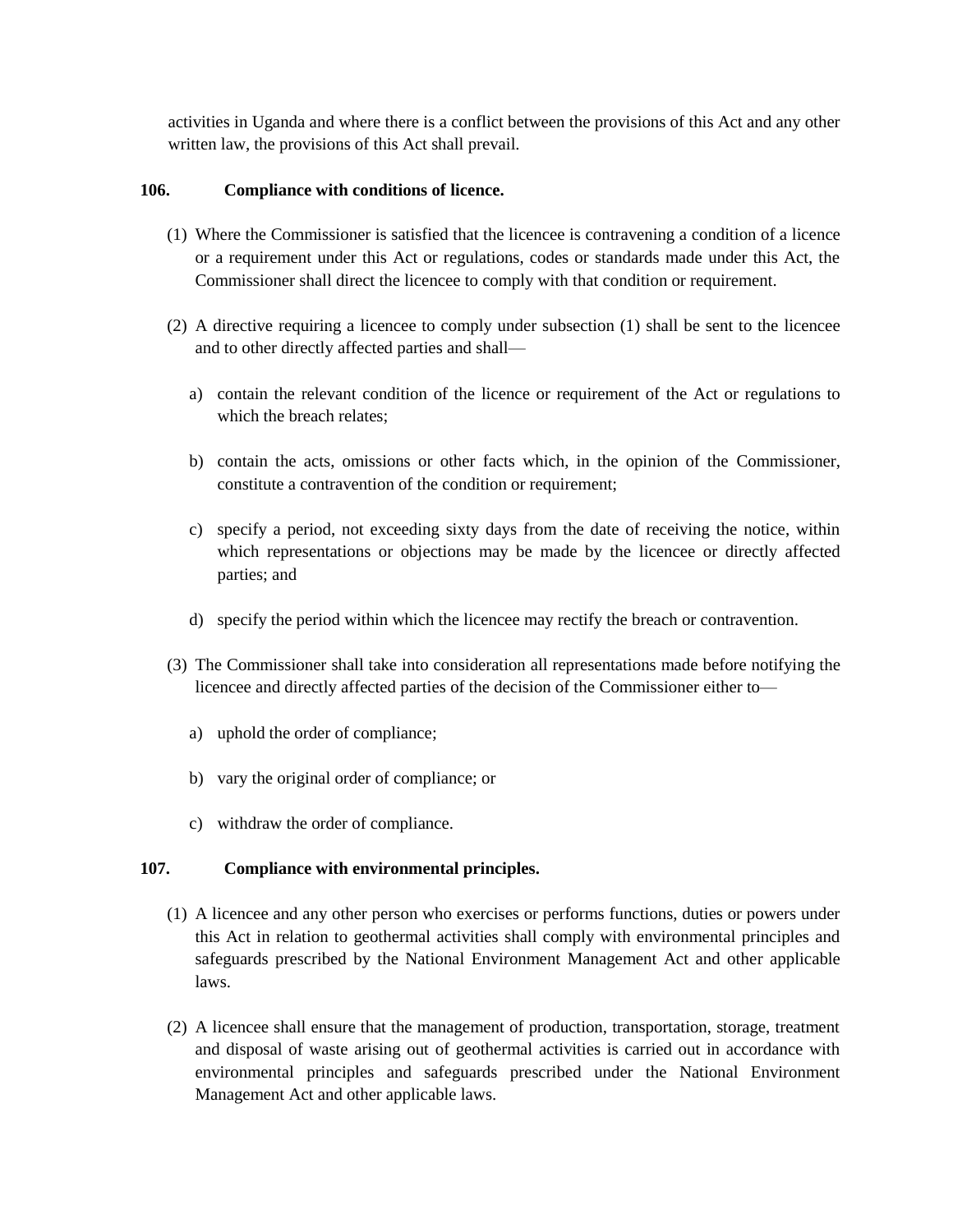activities in Uganda and where there is a conflict between the provisions of this Act and any other written law, the provisions of this Act shall prevail.

**106. Compliance with conditions of licence.**

(1) Where the Commissioner is satisfied that the licencee is contravening a condition of a licence or a requirement under this Act or regulations, codes or standards made under this Act, the Commissioner shall direct the licencee to comply with that condition or requirement.

(2) A directive requiring a licencee to comply under subsection (1) shall be sent to the licencee and to other directly affected parties and shall—

a) contain the relevant condition of the licence or requirement of the Act or regulations to which the breach relates;

b) contain the acts, omissions or other facts which, in the opinion of the Commissioner, constitute a contravention of the condition or requirement;

c) specify a period, not exceeding sixty days from the date of receiving the notice, within which representations or objections may be made by the licencee or directly affected parties; and

d) specify the period within which the licencee may rectify the breach or contravention.

(3) The Commissioner shall take into consideration all representations made before notifying the licencee and directly affected parties of the decision of the Commissioner either to—

a) uphold the order of compliance;

b) vary the original order of compliance; or

c) withdraw the order of compliance.

**107. Compliance with environmental principles.**

(1) A licencee and any other person who exercises or performs functions, duties or powers under this Act in relation to geothermal activities shall comply with environmental principles and safeguards prescribed by the National Environment Management Act and other applicable laws.

(2) A licencee shall ensure that the management of production, transportation, storage, treatment and disposal of waste arising out of geothermal activities is carried out in accordance with environmental principles and safeguards prescribed under the National Environment Management Act and other applicable laws.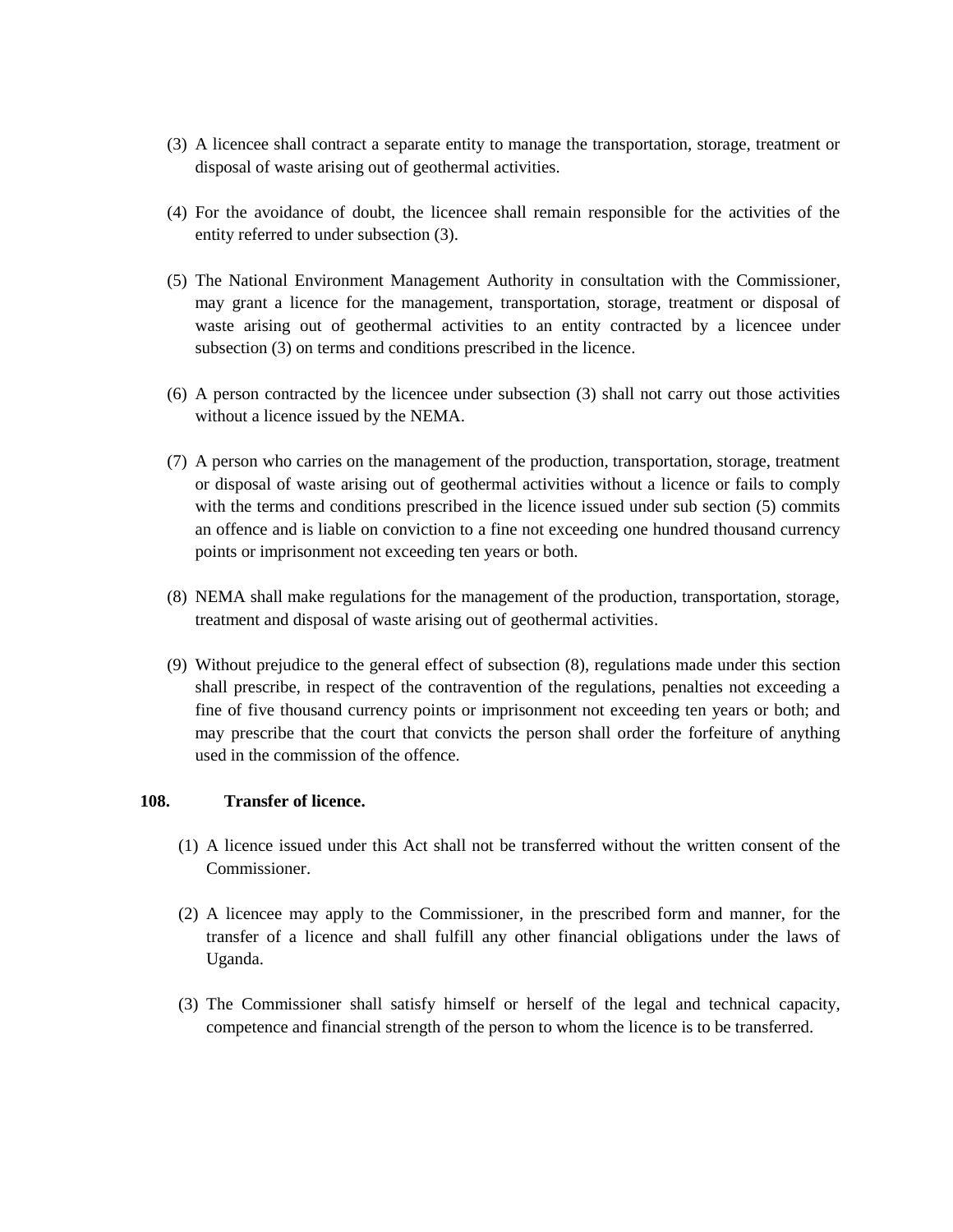(3) A licencee shall contract a separate entity to manage the transportation, storage, treatment or disposal of waste arising out of geothermal activities.

(4) For the avoidance of doubt, the licencee shall remain responsible for the activities of the entity referred to under subsection (3).

(5) The National Environment Management Authority in consultation with the Commissioner, may grant a licence for the management, transportation, storage, treatment or disposal of waste arising out of geothermal activities to an entity contracted by a licencee under subsection (3) on terms and conditions prescribed in the licence.

(6) A person contracted by the licencee under subsection (3) shall not carry out those activities without a licence issued by the NEMA.

(7) A person who carries on the management of the production, transportation, storage, treatment or disposal of waste arising out of geothermal activities without a licence or fails to comply with the terms and conditions prescribed in the licence issued under sub section (5) commits an offence and is liable on conviction to a fine not exceeding one hundred thousand currency points or imprisonment not exceeding ten years or both.

(8) NEMA shall make regulations for the management of the production, transportation, storage, treatment and disposal of waste arising out of geothermal activities.

(9) Without prejudice to the general effect of subsection (8), regulations made under this section shall prescribe, in respect of the contravention of the regulations, penalties not exceeding a fine of five thousand currency points or imprisonment not exceeding ten years or both; and may prescribe that the court that convicts the person shall order the forfeiture of anything used in the commission of the offence.

**108. Transfer of licence.**

(1) A licence issued under this Act shall not be transferred without the written consent of the Commissioner.

(2) A licencee may apply to the Commissioner, in the prescribed form and manner, for the transfer of a licence and shall fulfill any other financial obligations under the laws of Uganda.

(3) The Commissioner shall satisfy himself or herself of the legal and technical capacity, competence and financial strength of the person to whom the licence is to be transferred.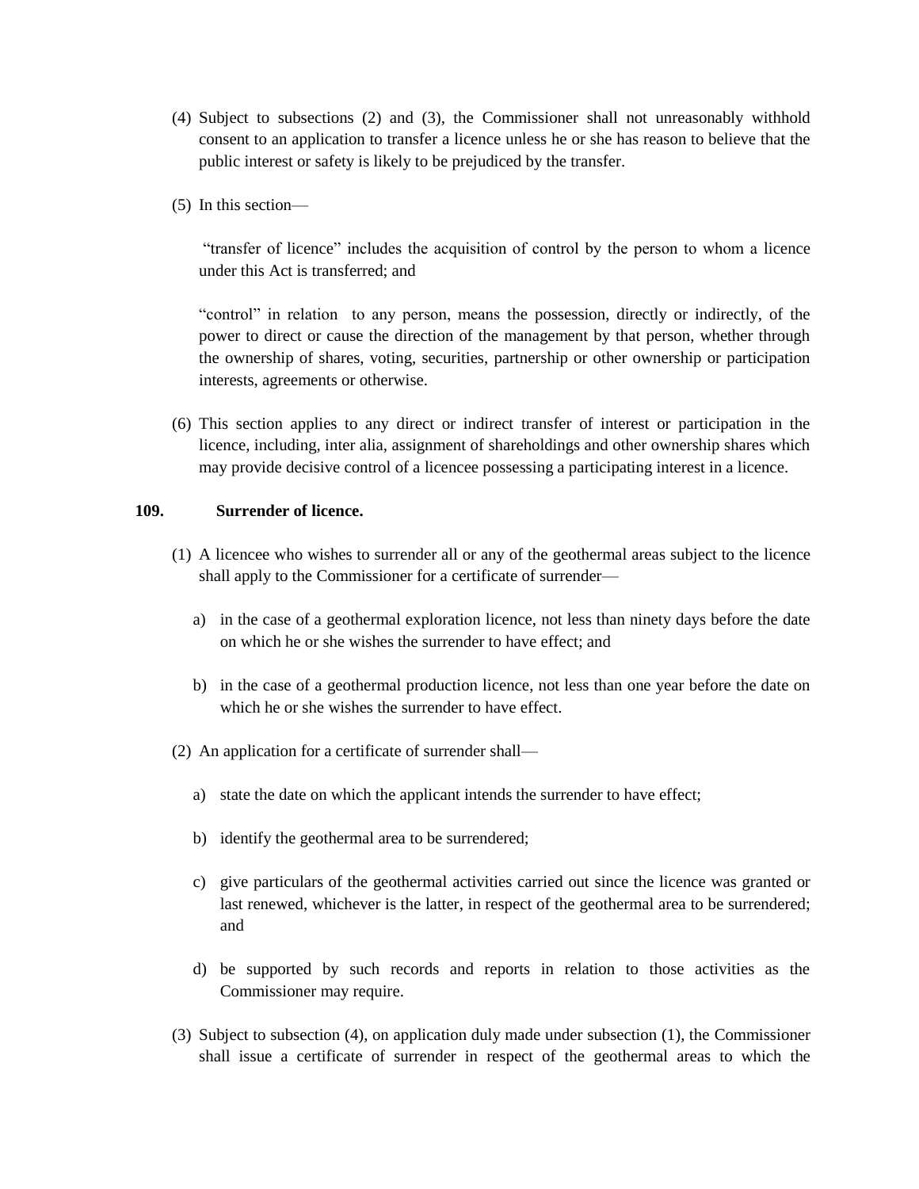(4) Subject to subsections (2) and (3), the Commissioner shall not unreasonably withhold consent to an application to transfer a licence unless he or she has reason to believe that the public interest or safety is likely to be prejudiced by the transfer.

(5) In this section—

"transfer of licence" includes the acquisition of control by the person to whom a licence under this Act is transferred; and

"control" in relation to any person, means the possession, directly or indirectly, of the power to direct or cause the direction of the management by that person, whether through the ownership of shares, voting, securities, partnership or other ownership or participation interests, agreements or otherwise.

(6) This section applies to any direct or indirect transfer of interest or participation in the licence, including, inter alia, assignment of shareholdings and other ownership shares which may provide decisive control of a licencee possessing a participating interest in a licence.

**109. Surrender of licence.**

(1) A licencee who wishes to surrender all or any of the geothermal areas subject to the licence shall apply to the Commissioner for a certificate of surrender—

a) in the case of a geothermal exploration licence, not less than ninety days before the date on which he or she wishes the surrender to have effect; and

b) in the case of a geothermal production licence, not less than one year before the date on which he or she wishes the surrender to have effect.

(2) An application for a certificate of surrender shall—

a) state the date on which the applicant intends the surrender to have effect;

b) identify the geothermal area to be surrendered;

c) give particulars of the geothermal activities carried out since the licence was granted or last renewed, whichever is the latter, in respect of the geothermal area to be surrendered; and

d) be supported by such records and reports in relation to those activities as the Commissioner may require.

(3) Subject to subsection (4), on application duly made under subsection (1), the Commissioner shall issue a certificate of surrender in respect of the geothermal areas to which the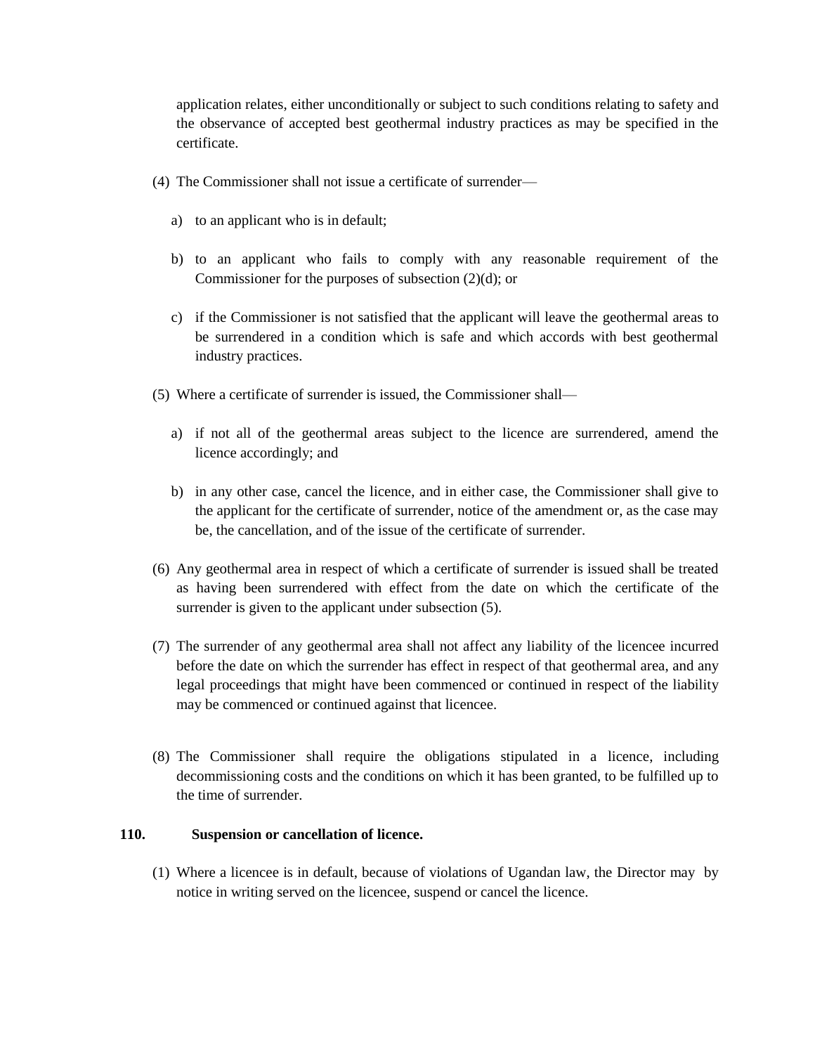application relates, either unconditionally or subject to such conditions relating to safety and the observance of accepted best geothermal industry practices as may be specified in the certificate.

(4) The Commissioner shall not issue a certificate of surrender—

a) to an applicant who is in default;

b) to an applicant who fails to comply with any reasonable requirement of the Commissioner for the purposes of subsection (2)(d); or

c) if the Commissioner is not satisfied that the applicant will leave the geothermal areas to be surrendered in a condition which is safe and which accords with best geothermal industry practices.

(5) Where a certificate of surrender is issued, the Commissioner shall—

a) if not all of the geothermal areas subject to the licence are surrendered, amend the licence accordingly; and

b) in any other case, cancel the licence, and in either case, the Commissioner shall give to the applicant for the certificate of surrender, notice of the amendment or, as the case may be, the cancellation, and of the issue of the certificate of surrender.

(6) Any geothermal area in respect of which a certificate of surrender is issued shall be treated as having been surrendered with effect from the date on which the certificate of the surrender is given to the applicant under subsection (5).

(7) The surrender of any geothermal area shall not affect any liability of the licencee incurred before the date on which the surrender has effect in respect of that geothermal area, and any legal proceedings that might have been commenced or continued in respect of the liability may be commenced or continued against that licencee.

(8) The Commissioner shall require the obligations stipulated in a licence, including decommissioning costs and the conditions on which it has been granted, to be fulfilled up to the time of surrender.

**110. Suspension or cancellation of licence.**

(1) Where a licencee is in default, because of violations of Ugandan law, the Director may by notice in writing served on the licencee, suspend or cancel the licence.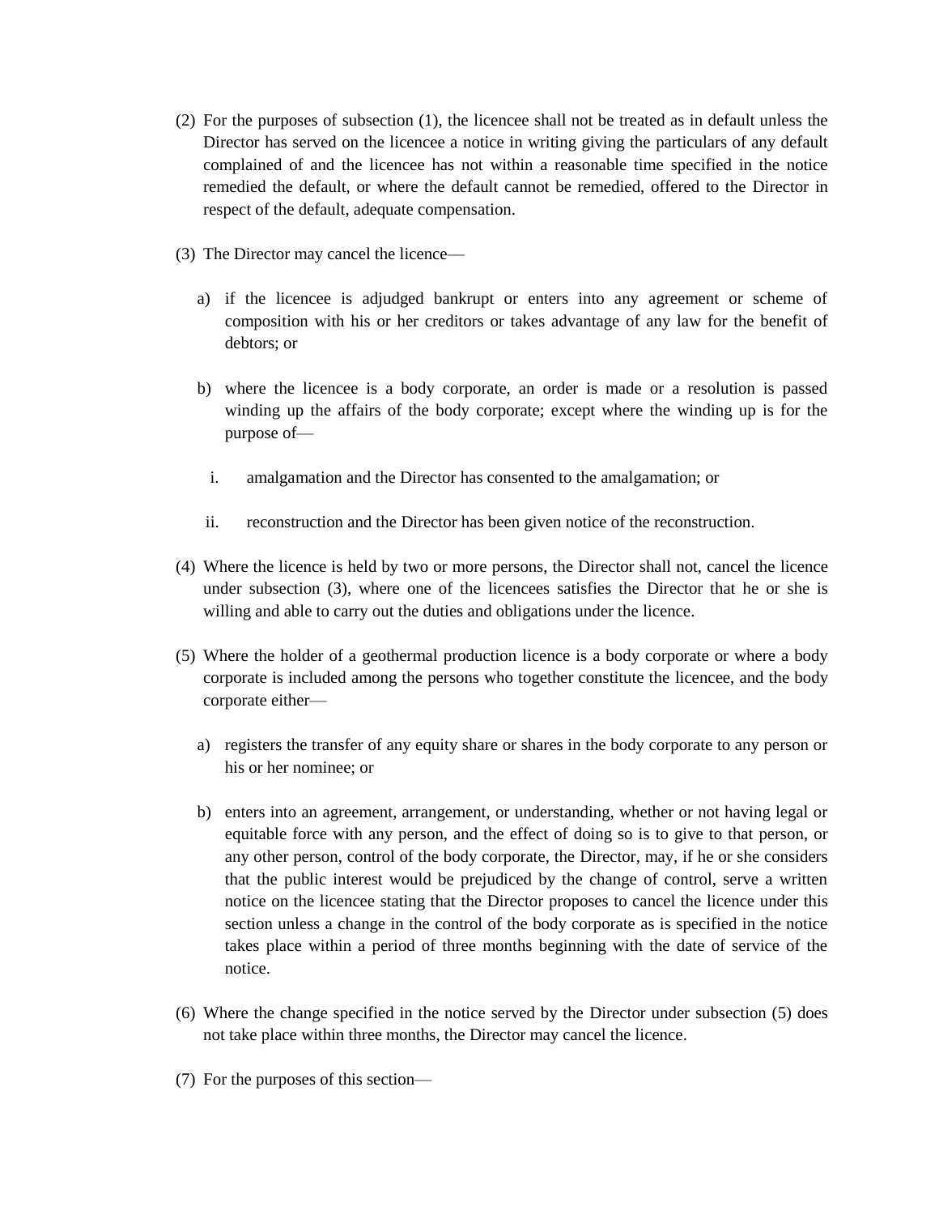(2) For the purposes of subsection (1), the licencee shall not be treated as in default unless the Director has served on the licencee a notice in writing giving the particulars of any default complained of and the licencee has not within a reasonable time specified in the notice remedied the default, or where the default cannot be remedied, offered to the Director in respect of the default, adequate compensation.

(3) The Director may cancel the licence—

a) if the licencee is adjudged bankrupt or enters into any agreement or scheme of composition with his or her creditors or takes advantage of any law for the benefit of debtors; or

b) where the licencee is a body corporate, an order is made or a resolution is passed winding up the affairs of the body corporate; except where the winding up is for the purpose of—

i. amalgamation and the Director has consented to the amalgamation; or

ii. reconstruction and the Director has been given notice of the reconstruction.

(4) Where the licence is held by two or more persons, the Director shall not, cancel the licence under subsection (3), where one of the licencees satisfies the Director that he or she is willing and able to carry out the duties and obligations under the licence.

(5) Where the holder of a geothermal production licence is a body corporate or where a body corporate is included among the persons who together constitute the licencee, and the body corporate either—

a) registers the transfer of any equity share or shares in the body corporate to any person or his or her nominee; or

b) enters into an agreement, arrangement, or understanding, whether or not having legal or equitable force with any person, and the effect of doing so is to give to that person, or any other person, control of the body corporate, the Director, may, if he or she considers that the public interest would be prejudiced by the change of control, serve a written notice on the licencee stating that the Director proposes to cancel the licence under this section unless a change in the control of the body corporate as is specified in the notice takes place within a period of three months beginning with the date of service of the notice.

(6) Where the change specified in the notice served by the Director under subsection (5) does not take place within three months, the Director may cancel the licence.

(7) For the purposes of this section—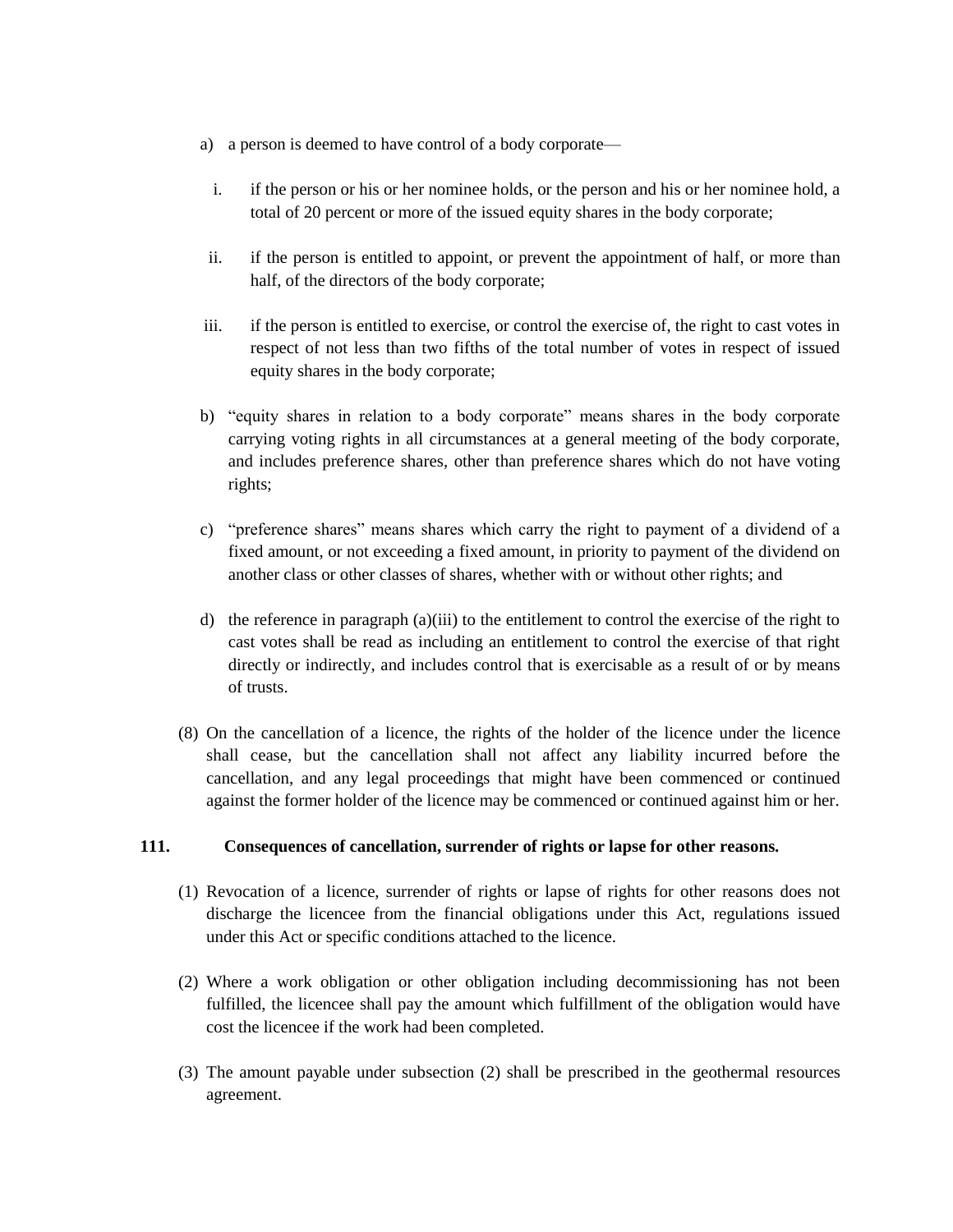a) a person is deemed to have control of a body corporate—

   i. if the person or his or her nominee holds, or the person and his or her nominee hold, a total of 20 percent or more of the issued equity shares in the body corporate;

   ii. if the person is entitled to appoint, or prevent the appointment of half, or more than half, of the directors of the body corporate;

   iii. if the person is entitled to exercise, or control the exercise of, the right to cast votes in respect of not less than two fifths of the total number of votes in respect of issued equity shares in the body corporate;

b) "equity shares in relation to a body corporate" means shares in the body corporate carrying voting rights in all circumstances at a general meeting of the body corporate, and includes preference shares, other than preference shares which do not have voting rights;

c) "preference shares" means shares which carry the right to payment of a dividend of a fixed amount, or not exceeding a fixed amount, in priority to payment of the dividend on another class or other classes of shares, whether with or without other rights; and

d) the reference in paragraph (a)(iii) to the entitlement to control the exercise of the right to cast votes shall be read as including an entitlement to control the exercise of that right directly or indirectly, and includes control that is exercisable as a result of or by means of trusts.

(8) On the cancellation of a licence, the rights of the holder of the licence under the licence shall cease, but the cancellation shall not affect any liability incurred before the cancellation, and any legal proceedings that might have been commenced or continued against the former holder of the licence may be commenced or continued against him or her.

**111. Consequences of cancellation, surrender of rights or lapse for other reasons.**

(1) Revocation of a licence, surrender of rights or lapse of rights for other reasons does not discharge the licencee from the financial obligations under this Act, regulations issued under this Act or specific conditions attached to the licence.

(2) Where a work obligation or other obligation including decommissioning has not been fulfilled, the licencee shall pay the amount which fulfillment of the obligation would have cost the licencee if the work had been completed.

(3) The amount payable under subsection (2) shall be prescribed in the geothermal resources agreement.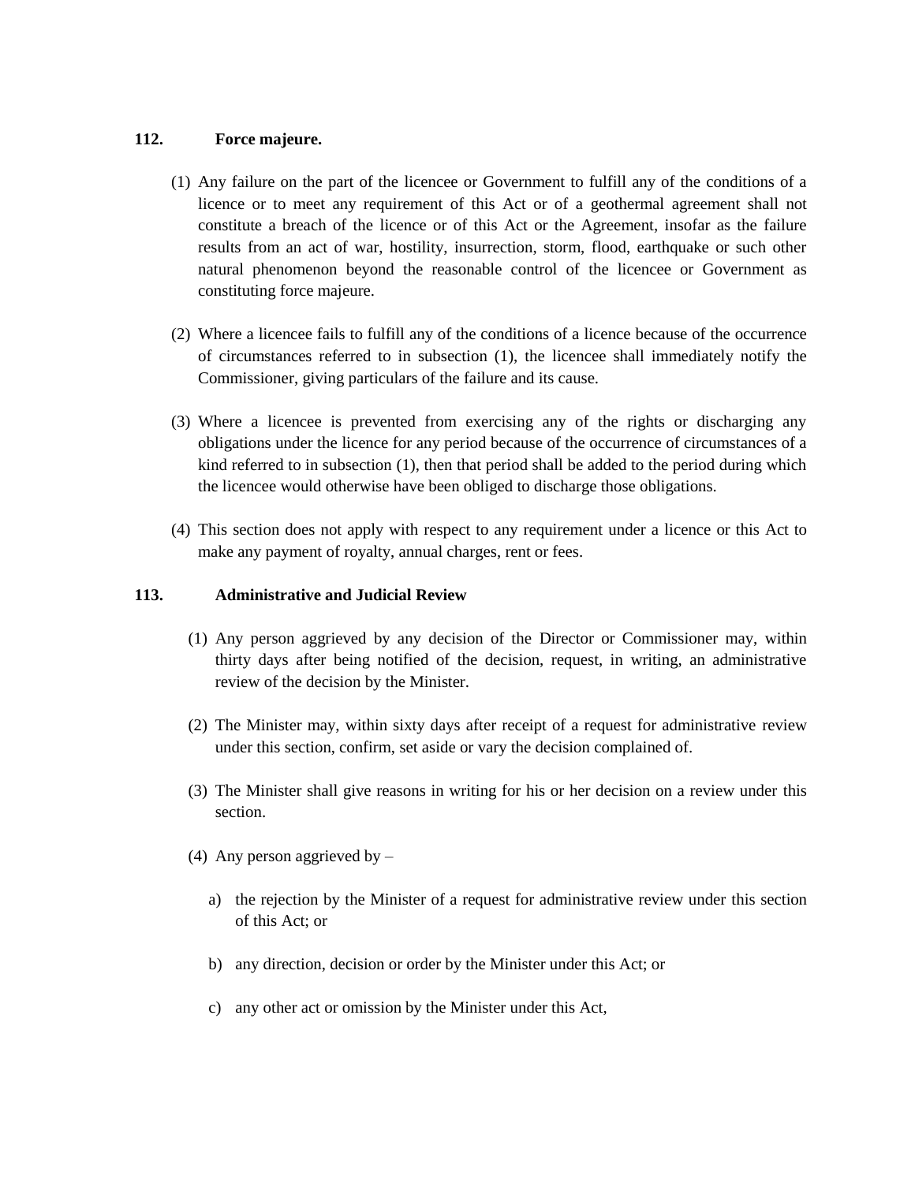**112. Force majeure.**

(1) Any failure on the part of the licencee or Government to fulfill any of the conditions of a licence or to meet any requirement of this Act or of a geothermal agreement shall not constitute a breach of the licence or of this Act or the Agreement, insofar as the failure results from an act of war, hostility, insurrection, storm, flood, earthquake or such other natural phenomenon beyond the reasonable control of the licencee or Government as constituting force majeure.

(2) Where a licencee fails to fulfill any of the conditions of a licence because of the occurrence of circumstances referred to in subsection (1), the licencee shall immediately notify the Commissioner, giving particulars of the failure and its cause.

(3) Where a licencee is prevented from exercising any of the rights or discharging any obligations under the licence for any period because of the occurrence of circumstances of a kind referred to in subsection (1), then that period shall be added to the period during which the licencee would otherwise have been obliged to discharge those obligations.

(4) This section does not apply with respect to any requirement under a licence or this Act to make any payment of royalty, annual charges, rent or fees.

**113. Administrative and Judicial Review**

(1) Any person aggrieved by any decision of the Director or Commissioner may, within thirty days after being notified of the decision, request, in writing, an administrative review of the decision by the Minister.

(2) The Minister may, within sixty days after receipt of a request for administrative review under this section, confirm, set aside or vary the decision complained of.

(3) The Minister shall give reasons in writing for his or her decision on a review under this section.

(4) Any person aggrieved by –

a) the rejection by the Minister of a request for administrative review under this section of this Act; or

b) any direction, decision or order by the Minister under this Act; or

c) any other act or omission by the Minister under this Act,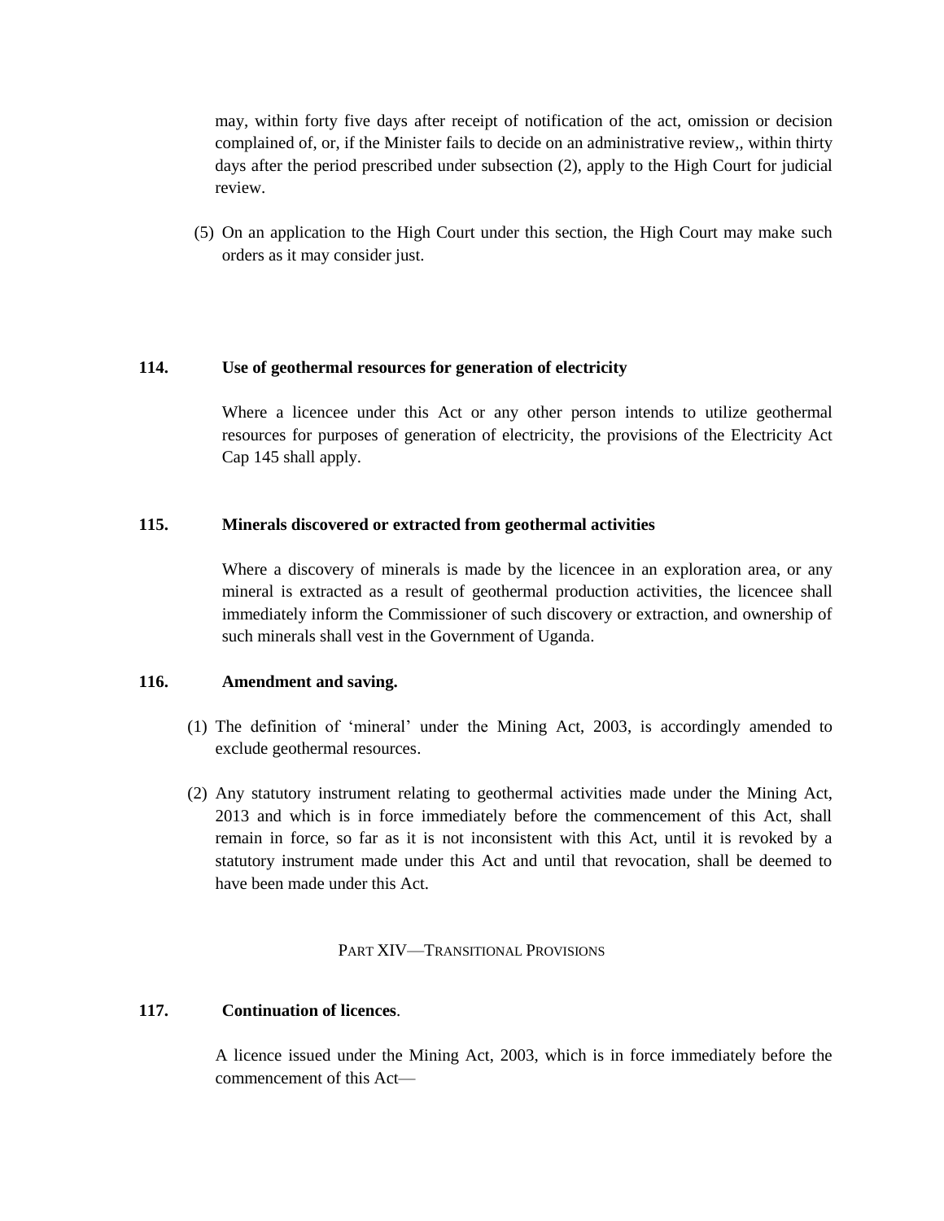may, within forty five days after receipt of notification of the act, omission or decision complained of, or, if the Minister fails to decide on an administrative review,, within thirty days after the period prescribed under subsection (2), apply to the High Court for judicial review.

(5) On an application to the High Court under this section, the High Court may make such orders as it may consider just.

**114. Use of geothermal resources for generation of electricity**

Where a licencee under this Act or any other person intends to utilize geothermal resources for purposes of generation of electricity, the provisions of the Electricity Act Cap 145 shall apply.

**115. Minerals discovered or extracted from geothermal activities**

Where a discovery of minerals is made by the licencee in an exploration area, or any mineral is extracted as a result of geothermal production activities, the licencee shall immediately inform the Commissioner of such discovery or extraction, and ownership of such minerals shall vest in the Government of Uganda.

**116. Amendment and saving.**

(1) The definition of 'mineral' under the Mining Act, 2003, is accordingly amended to exclude geothermal resources.

(2) Any statutory instrument relating to geothermal activities made under the Mining Act, 2013 and which is in force immediately before the commencement of this Act, shall remain in force, so far as it is not inconsistent with this Act, until it is revoked by a statutory instrument made under this Act and until that revocation, shall be deemed to have been made under this Act.

PART XIV—TRANSITIONAL PROVISIONS

**117. Continuation of licences**.

A licence issued under the Mining Act, 2003, which is in force immediately before the commencement of this Act—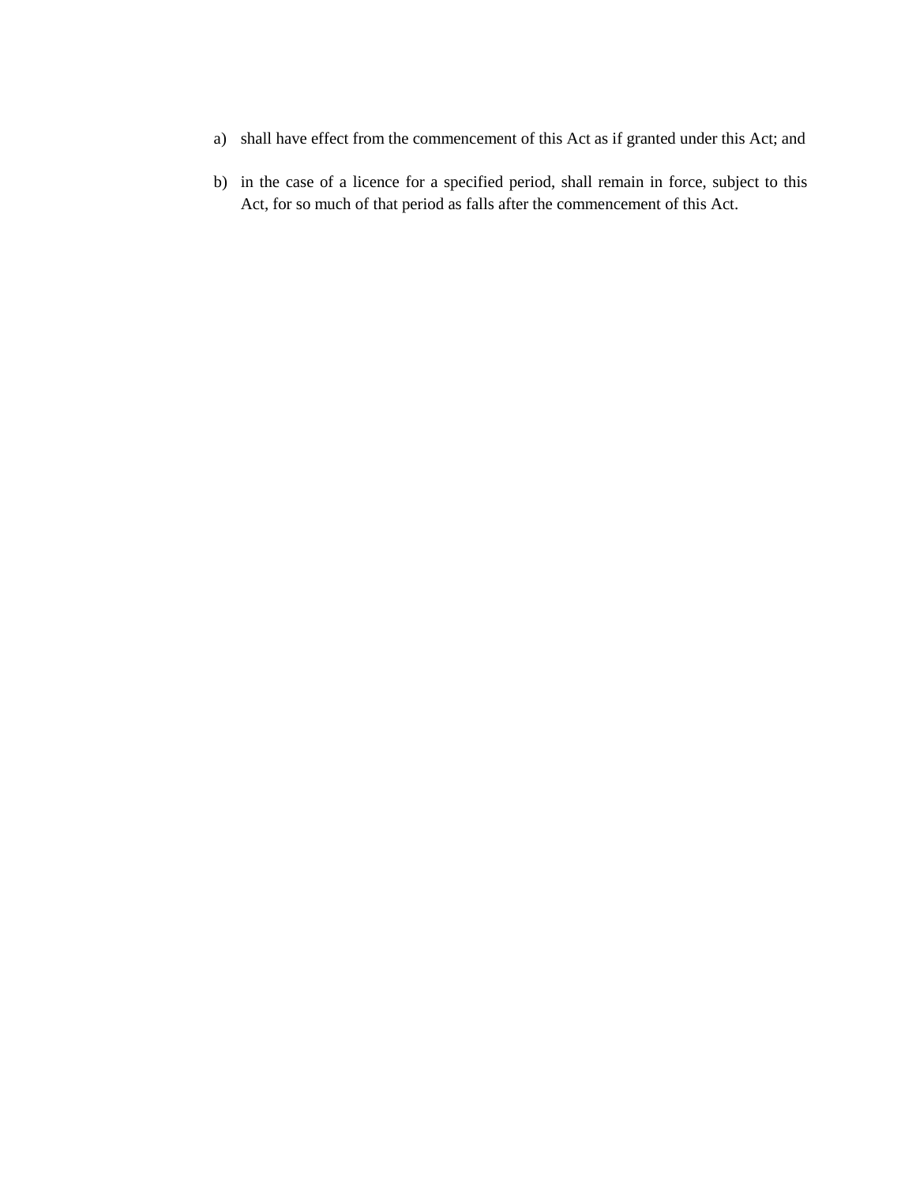a) shall have effect from the commencement of this Act as if granted under this Act; and

b) in the case of a licence for a specified period, shall remain in force, subject to this Act, for so much of that period as falls after the commencement of this Act.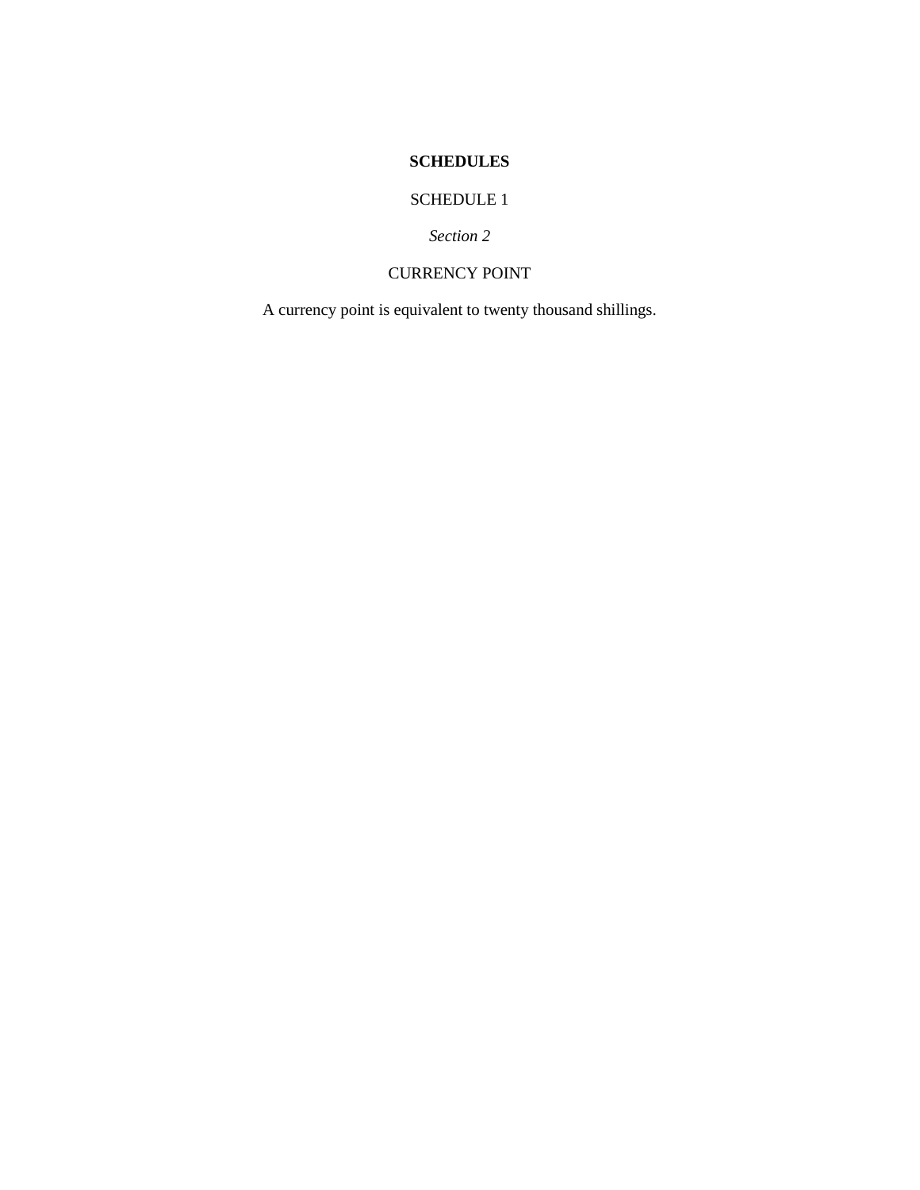# **SCHEDULES**

## SCHEDULE 1

*Section 2*

### CURRENCY POINT

A currency point is equivalent to twenty thousand shillings.